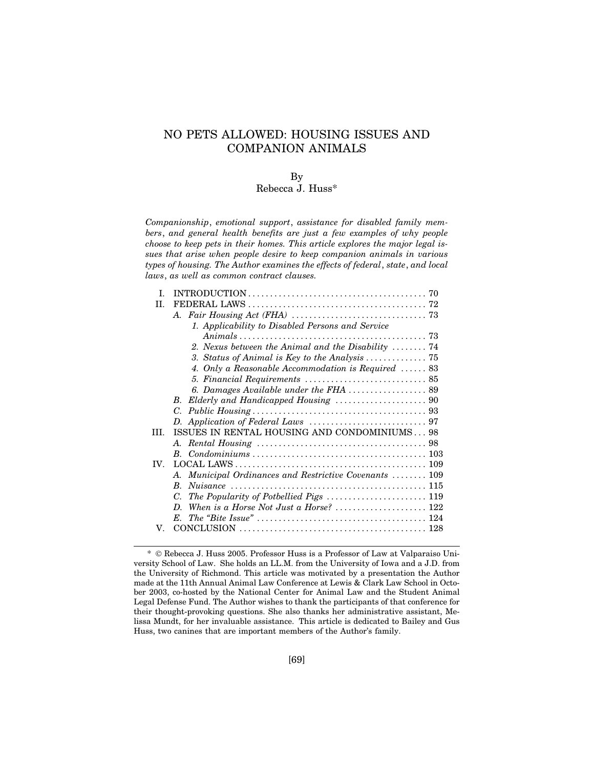# NO PETS ALLOWED: HOUSING ISSUES AND COMPANION ANIMALS

By
Rebecca J. Huss*

*Companionship, emotional support, assistance for disabled family members, and general health benefits are just a few examples of why people choose to keep pets in their homes. This article explores the major legal issues that arise when people desire to keep companion animals in various types of housing. The Author examines the effects of federal, state, and local laws, as well as common contract clauses.*

- I. INTRODUCTION ........................................ 70
- II. FEDERAL LAWS ........................................ 72
  - A. *Fair Housing Act (FHA)* .............................. 73
    - 1. *Applicability to Disabled Persons and Service Animals* ........................................ 73
    - 2. *Nexus between the Animal and the Disability* ........ 74
    - 3. *Status of Animal is Key to the Analysis* ............. 75
    - 4. *Only a Reasonable Accommodation is Required* ...... 83
    - 5. *Financial Requirements* ........................... 85
    - 6. *Damages Available under the FHA* .................. 89
  - B. *Elderly and Handicapped Housing* ..................... 90
  - C. *Public Housing* ...................................... 93
  - D. *Application of Federal Laws* .......................... 97
- III. ISSUES IN RENTAL HOUSING AND CONDOMINIUMS ... 98
  - A. *Rental Housing* ...................................... 98
  - B. *Condominiums* ....................................... 103
- IV. LOCAL LAWS ........................................... 109
  - A. *Municipal Ordinances and Restrictive Covenants* ........ 109
  - B. *Nuisance* ............................................ 115
  - C. *The Popularity of Potbellied Pigs* ..................... 119
  - D. *When is a Horse Not Just a Horse?* ..................... 122
  - E. *The "Bite Issue"* ...................................... 124
- V. CONCLUSION .......................................... 128

---

\* © Rebecca J. Huss 2005. Professor Huss is a Professor of Law at Valparaiso University School of Law. She holds an LL.M. from the University of Iowa and a J.D. from the University of Richmond. This article was motivated by a presentation the Author made at the 11th Annual Animal Law Conference at Lewis & Clark Law School in October 2003, co-hosted by the National Center for Animal Law and the Student Animal Legal Defense Fund. The Author wishes to thank the participants of that conference for their thought-provoking questions. She also thanks her administrative assistant, Melissa Mundt, for her invaluable assistance. This article is dedicated to Bailey and Gus Huss, two canines that are important members of the Author's family.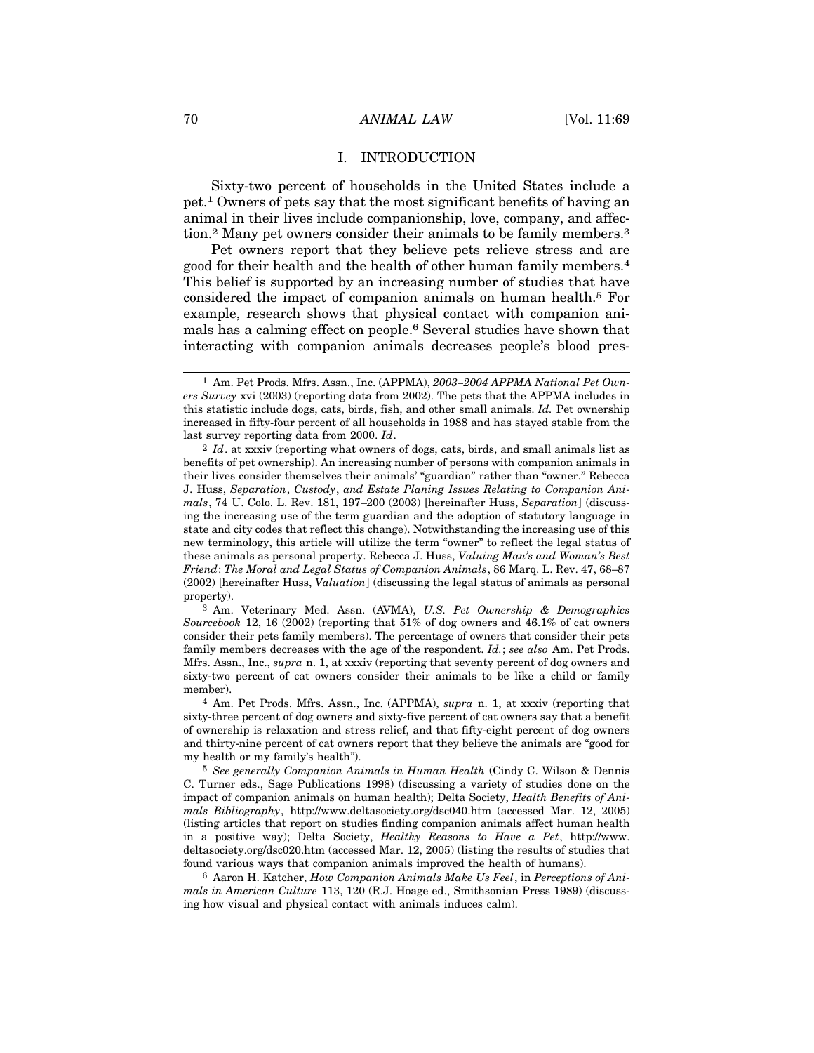## I. INTRODUCTION

Sixty-two percent of households in the United States include a pet.[1] Owners of pets say that the most significant benefits of having an animal in their lives include companionship, love, company, and affection.[2] Many pet owners consider their animals to be family members.[3]

Pet owners report that they believe pets relieve stress and are good for their health and the health of other human family members.[4] This belief is supported by an increasing number of studies that have considered the impact of companion animals on human health.[5] For example, research shows that physical contact with companion animals has a calming effect on people.[6] Several studies have shown that interacting with companion animals decreases people's blood pres-

---

[1] Am. Pet Prods. Mfrs. Assn., Inc. (APPMA), *2003–2004 APPMA National Pet Owners Survey* xvi (2003) (reporting data from 2002). The pets that the APPMA includes in this statistic include dogs, cats, birds, fish, and other small animals. *Id.* Pet ownership increased in fifty-four percent of all households in 1988 and has stayed stable from the last survey reporting data from 2000. *Id*.

[2] *Id*. at xxxiv (reporting what owners of dogs, cats, birds, and small animals list as benefits of pet ownership). An increasing number of persons with companion animals in their lives consider themselves their animals' "guardian" rather than "owner." Rebecca J. Huss, *Separation*, *Custody*, *and Estate Planing Issues Relating to Companion Animals*, 74 U. Colo. L. Rev. 181, 197–200 (2003) [hereinafter Huss, *Separation*] (discussing the increasing use of the term guardian and the adoption of statutory language in state and city codes that reflect this change). Notwithstanding the increasing use of this new terminology, this article will utilize the term "owner" to reflect the legal status of these animals as personal property. Rebecca J. Huss, *Valuing Man's and Woman's Best Friend*: *The Moral and Legal Status of Companion Animals*, 86 Marq. L. Rev. 47, 68–87 (2002) [hereinafter Huss, *Valuation*] (discussing the legal status of animals as personal property).

[3] Am. Veterinary Med. Assn. (AVMA), *U.S. Pet Ownership & Demographics Sourcebook* 12, 16 (2002) (reporting that 51% of dog owners and 46.1% of cat owners consider their pets family members). The percentage of owners that consider their pets family members decreases with the age of the respondent. *Id.*; *see also* Am. Pet Prods. Mfrs. Assn., Inc., *supra* n. 1, at xxxiv (reporting that seventy percent of dog owners and sixty-two percent of cat owners consider their animals to be like a child or family member).

[4] Am. Pet Prods. Mfrs. Assn., Inc. (APPMA), *supra* n. 1, at xxxiv (reporting that sixty-three percent of dog owners and sixty-five percent of cat owners say that a benefit of ownership is relaxation and stress relief, and that fifty-eight percent of dog owners and thirty-nine percent of cat owners report that they believe the animals are "good for my health or my family's health").

[5] *See generally Companion Animals in Human Health* (Cindy C. Wilson & Dennis C. Turner eds., Sage Publications 1998) (discussing a variety of studies done on the impact of companion animals on human health); Delta Society, *Health Benefits of Animals Bibliography*, http://www.deltasociety.org/dsc040.htm (accessed Mar. 12, 2005) (listing articles that report on studies finding companion animals affect human health in a positive way); Delta Society, *Healthy Reasons to Have a Pet*, http://www.deltasociety.org/dsc020.htm (accessed Mar. 12, 2005) (listing the results of studies that found various ways that companion animals improved the health of humans).

[6] Aaron H. Katcher, *How Companion Animals Make Us Feel*, in *Perceptions of Animals in American Culture* 113, 120 (R.J. Hoage ed., Smithsonian Press 1989) (discussing how visual and physical contact with animals induces calm).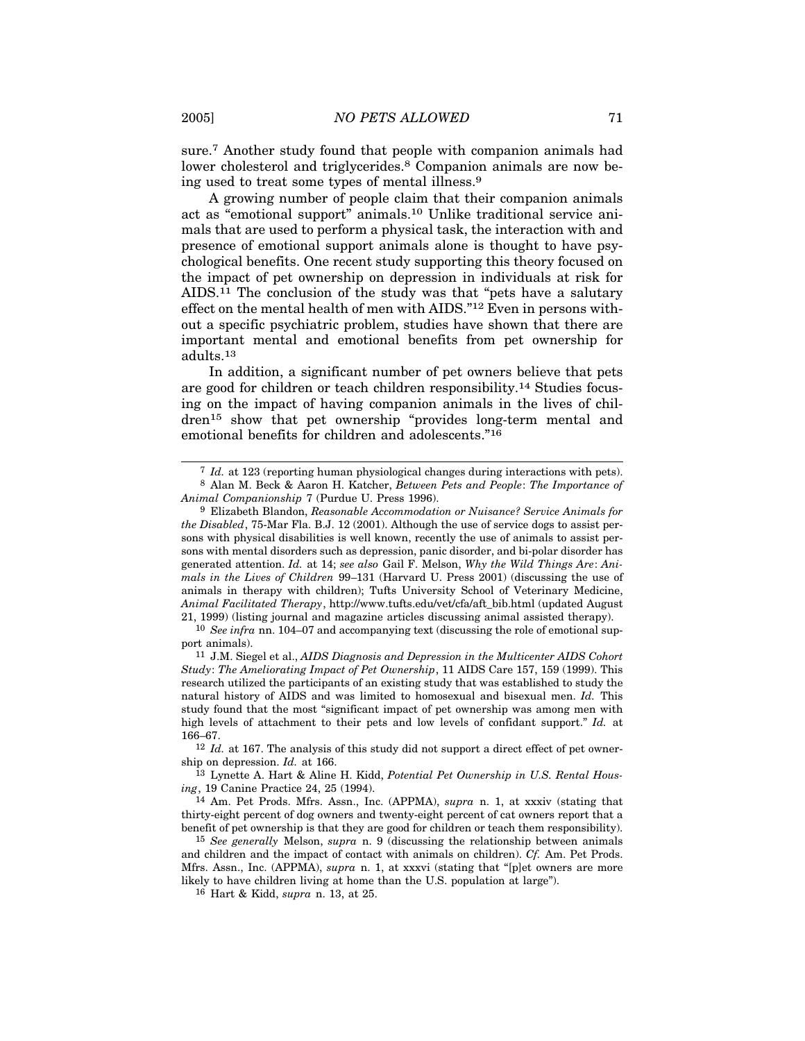sure.[7] Another study found that people with companion animals had lower cholesterol and triglycerides.[8] Companion animals are now being used to treat some types of mental illness.[9]

A growing number of people claim that their companion animals act as "emotional support" animals.[10] Unlike traditional service animals that are used to perform a physical task, the interaction with and presence of emotional support animals alone is thought to have psychological benefits. One recent study supporting this theory focused on the impact of pet ownership on depression in individuals at risk for AIDS.[11] The conclusion of the study was that "pets have a salutary effect on the mental health of men with AIDS."[12] Even in persons without a specific psychiatric problem, studies have shown that there are important mental and emotional benefits from pet ownership for adults.[13]

In addition, a significant number of pet owners believe that pets are good for children or teach children responsibility.[14] Studies focusing on the impact of having companion animals in the lives of children[15] show that pet ownership "provides long-term mental and emotional benefits for children and adolescents."[16]

---

[7] *Id.* at 123 (reporting human physiological changes during interactions with pets).

[8] Alan M. Beck & Aaron H. Katcher, *Between Pets and People*: *The Importance of Animal Companionship* 7 (Purdue U. Press 1996).

[9] Elizabeth Blandon, *Reasonable Accommodation or Nuisance? Service Animals for the Disabled*, 75-Mar Fla. B.J. 12 (2001). Although the use of service dogs to assist persons with physical disabilities is well known, recently the use of animals to assist persons with mental disorders such as depression, panic disorder, and bi-polar disorder has generated attention. *Id.* at 14; *see also* Gail F. Melson, *Why the Wild Things Are*: *Animals in the Lives of Children* 99–131 (Harvard U. Press 2001) (discussing the use of animals in therapy with children); Tufts University School of Veterinary Medicine, *Animal Facilitated Therapy*, http://www.tufts.edu/vet/cfa/aft_bib.html (updated August 21, 1999) (listing journal and magazine articles discussing animal assisted therapy).

[10] *See infra* nn. 104–07 and accompanying text (discussing the role of emotional support animals).

[11] J.M. Siegel et al., *AIDS Diagnosis and Depression in the Multicenter AIDS Cohort Study*: *The Ameliorating Impact of Pet Ownership*, 11 AIDS Care 157, 159 (1999). This research utilized the participants of an existing study that was established to study the natural history of AIDS and was limited to homosexual and bisexual men. *Id.* This study found that the most "significant impact of pet ownership was among men with high levels of attachment to their pets and low levels of confidant support." *Id.* at 166–67.

[12] *Id.* at 167. The analysis of this study did not support a direct effect of pet ownership on depression. *Id.* at 166.

[13] Lynette A. Hart & Aline H. Kidd, *Potential Pet Ownership in U.S. Rental Housing*, 19 Canine Practice 24, 25 (1994).

[14] Am. Pet Prods. Mfrs. Assn., Inc. (APPMA), *supra* n. 1, at xxxiv (stating that thirty-eight percent of dog owners and twenty-eight percent of cat owners report that a benefit of pet ownership is that they are good for children or teach them responsibility).

[15] *See generally* Melson, *supra* n. 9 (discussing the relationship between animals and children and the impact of contact with animals on children). *Cf.* Am. Pet Prods. Mfrs. Assn., Inc. (APPMA), *supra* n. 1, at xxxvi (stating that "[p]et owners are more likely to have children living at home than the U.S. population at large").

[16] Hart & Kidd, *supra* n. 13, at 25.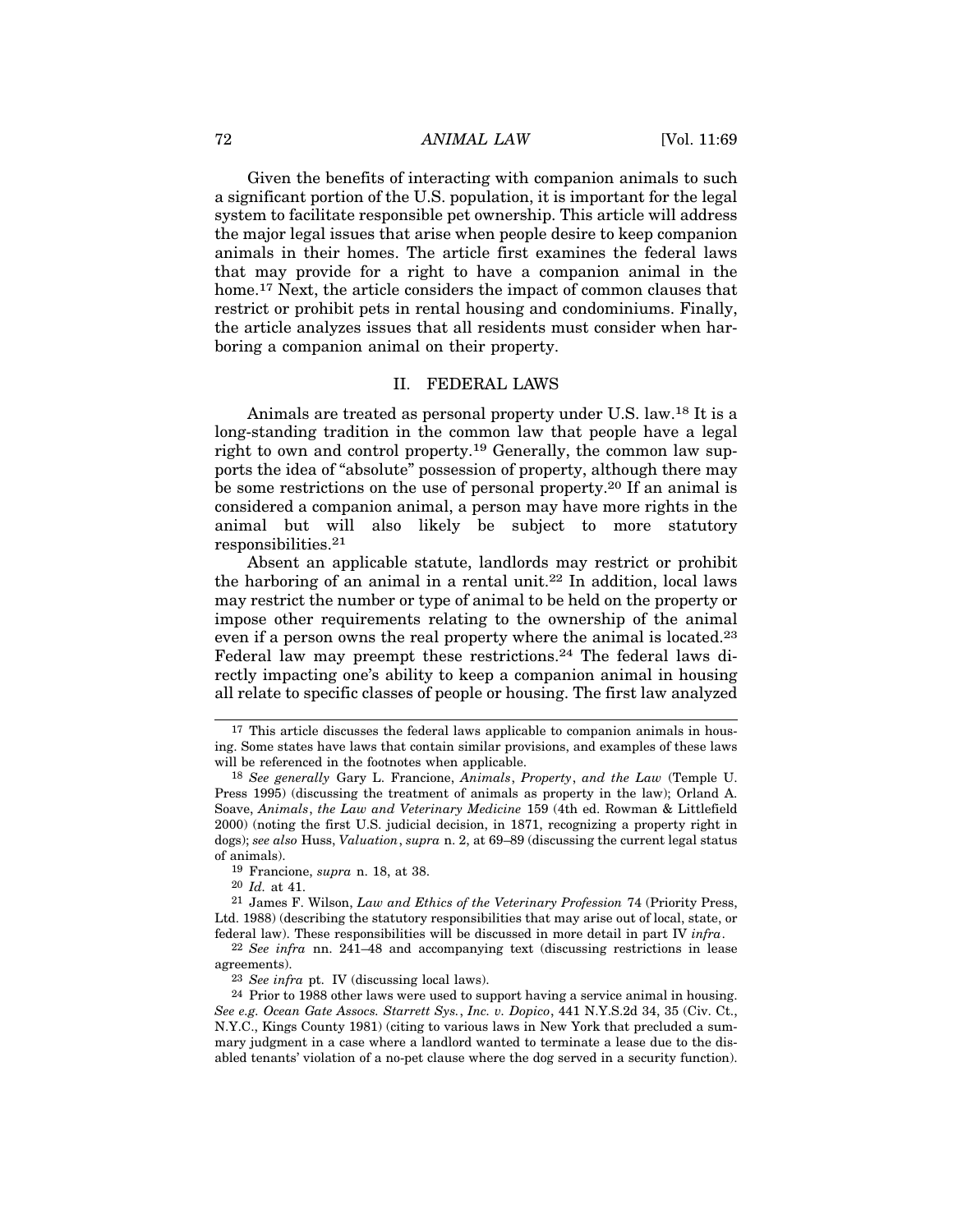Given the benefits of interacting with companion animals to such a significant portion of the U.S. population, it is important for the legal system to facilitate responsible pet ownership. This article will address the major legal issues that arise when people desire to keep companion animals in their homes. The article first examines the federal laws that may provide for a right to have a companion animal in the home.[17] Next, the article considers the impact of common clauses that restrict or prohibit pets in rental housing and condominiums. Finally, the article analyzes issues that all residents must consider when harboring a companion animal on their property.

## II. FEDERAL LAWS

Animals are treated as personal property under U.S. law.[18] It is a long-standing tradition in the common law that people have a legal right to own and control property.[19] Generally, the common law supports the idea of "absolute" possession of property, although there may be some restrictions on the use of personal property.[20] If an animal is considered a companion animal, a person may have more rights in the animal but will also likely be subject to more statutory responsibilities.[21]

Absent an applicable statute, landlords may restrict or prohibit the harboring of an animal in a rental unit.[22] In addition, local laws may restrict the number or type of animal to be held on the property or impose other requirements relating to the ownership of the animal even if a person owns the real property where the animal is located.[23] Federal law may preempt these restrictions.[24] The federal laws directly impacting one's ability to keep a companion animal in housing all relate to specific classes of people or housing. The first law analyzed

---

[17] This article discusses the federal laws applicable to companion animals in housing. Some states have laws that contain similar provisions, and examples of these laws will be referenced in the footnotes when applicable.

[18] *See generally* Gary L. Francione, *Animals, Property, and the Law* (Temple U. Press 1995) (discussing the treatment of animals as property in the law); Orland A. Soave, *Animals, the Law and Veterinary Medicine* 159 (4th ed. Rowman & Littlefield 2000) (noting the first U.S. judicial decision, in 1871, recognizing a property right in dogs); *see also* Huss, *Valuation*, *supra* n. 2, at 69–89 (discussing the current legal status of animals).

[19] Francione, *supra* n. 18, at 38.

[20] *Id.* at 41.

[21] James F. Wilson, *Law and Ethics of the Veterinary Profession* 74 (Priority Press, Ltd. 1988) (describing the statutory responsibilities that may arise out of local, state, or federal law). These responsibilities will be discussed in more detail in part IV *infra*.

[22] *See infra* nn. 241–48 and accompanying text (discussing restrictions in lease agreements).

[23] *See infra* pt. IV (discussing local laws).

[24] Prior to 1988 other laws were used to support having a service animal in housing. *See e.g. Ocean Gate Assocs. Starrett Sys., Inc. v. Dopico*, 441 N.Y.S.2d 34, 35 (Civ. Ct., N.Y.C., Kings County 1981) (citing to various laws in New York that precluded a summary judgment in a case where a landlord wanted to terminate a lease due to the disabled tenants' violation of a no-pet clause where the dog served in a security function).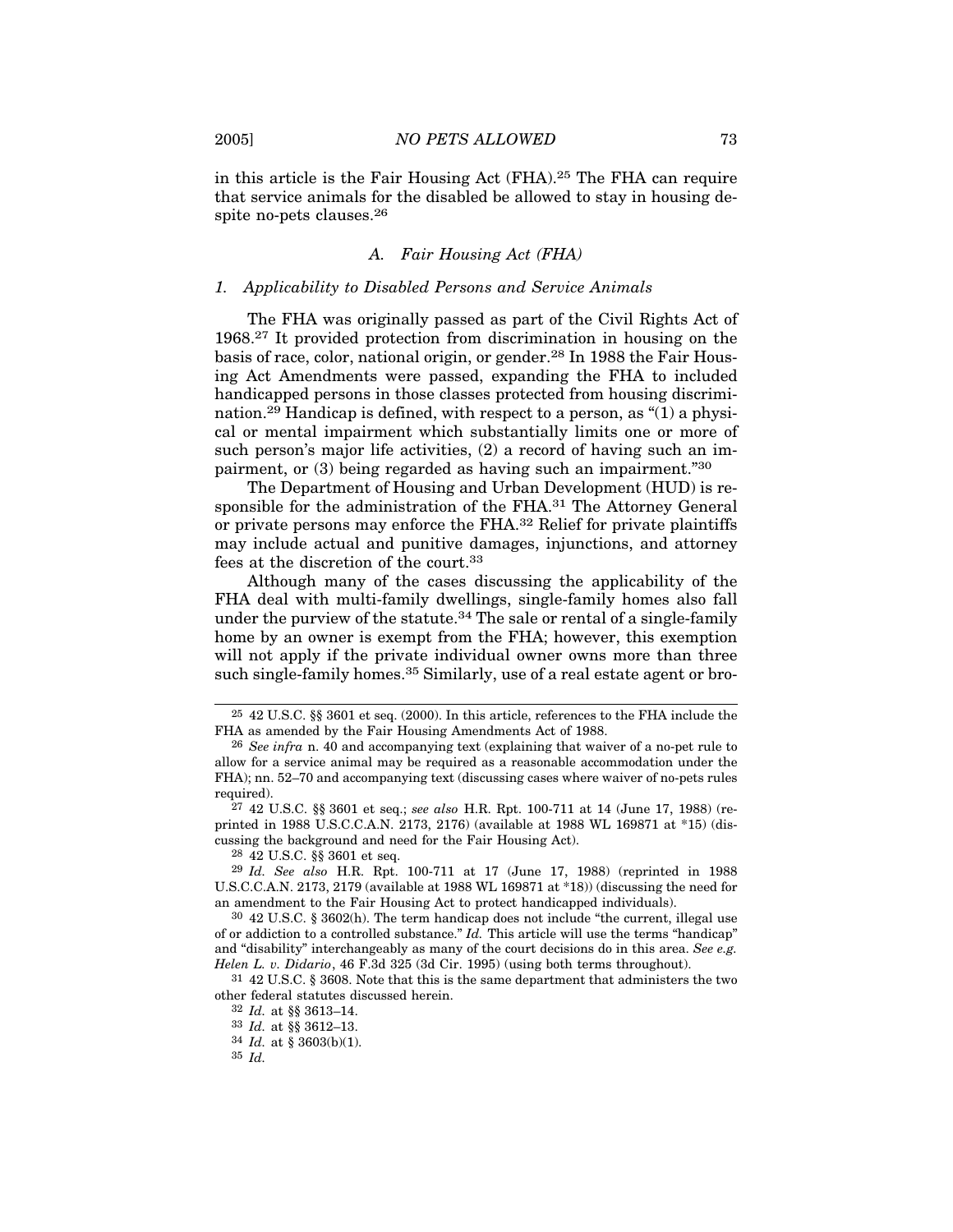in this article is the Fair Housing Act (FHA).[25] The FHA can require that service animals for the disabled be allowed to stay in housing despite no-pets clauses.[26]

### A. Fair Housing Act (FHA)

#### 1. Applicability to Disabled Persons and Service Animals

The FHA was originally passed as part of the Civil Rights Act of 1968.[27] It provided protection from discrimination in housing on the basis of race, color, national origin, or gender.[28] In 1988 the Fair Housing Act Amendments were passed, expanding the FHA to included handicapped persons in those classes protected from housing discrimination.[29] Handicap is defined, with respect to a person, as "(1) a physical or mental impairment which substantially limits one or more of such person's major life activities, (2) a record of having such an impairment, or (3) being regarded as having such an impairment."[30]

The Department of Housing and Urban Development (HUD) is responsible for the administration of the FHA.[31] The Attorney General or private persons may enforce the FHA.[32] Relief for private plaintiffs may include actual and punitive damages, injunctions, and attorney fees at the discretion of the court.[33]

Although many of the cases discussing the applicability of the FHA deal with multi-family dwellings, single-family homes also fall under the purview of the statute.[34] The sale or rental of a single-family home by an owner is exempt from the FHA; however, this exemption will not apply if the private individual owner owns more than three such single-family homes.[35] Similarly, use of a real estate agent or bro-

---

[25] 42 U.S.C. §§ 3601 et seq. (2000). In this article, references to the FHA include the FHA as amended by the Fair Housing Amendments Act of 1988.

[26] *See infra* n. 40 and accompanying text (explaining that waiver of a no-pet rule to allow for a service animal may be required as a reasonable accommodation under the FHA); nn. 52–70 and accompanying text (discussing cases where waiver of no-pets rules required).

[27] 42 U.S.C. §§ 3601 et seq.; *see also* H.R. Rpt. 100-711 at 14 (June 17, 1988) (reprinted in 1988 U.S.C.C.A.N. 2173, 2176) (available at 1988 WL 169871 at *15) (discussing the background and need for the Fair Housing Act).

[28] 42 U.S.C. §§ 3601 et seq.

[29] *Id. See also* H.R. Rpt. 100-711 at 17 (June 17, 1988) (reprinted in 1988 U.S.C.C.A.N. 2173, 2179 (available at 1988 WL 169871 at *18)) (discussing the need for an amendment to the Fair Housing Act to protect handicapped individuals).

[30] 42 U.S.C. § 3602(h). The term handicap does not include "the current, illegal use of or addiction to a controlled substance." *Id.* This article will use the terms "handicap" and "disability" interchangeably as many of the court decisions do in this area. *See e.g. Helen L. v. Didario*, 46 F.3d 325 (3d Cir. 1995) (using both terms throughout).

[31] 42 U.S.C. § 3608. Note that this is the same department that administers the two other federal statutes discussed herein.

[32] *Id.* at §§ 3613–14.

[33] *Id.* at §§ 3612–13.

[34] *Id.* at § 3603(b)(1).

[35] *Id.*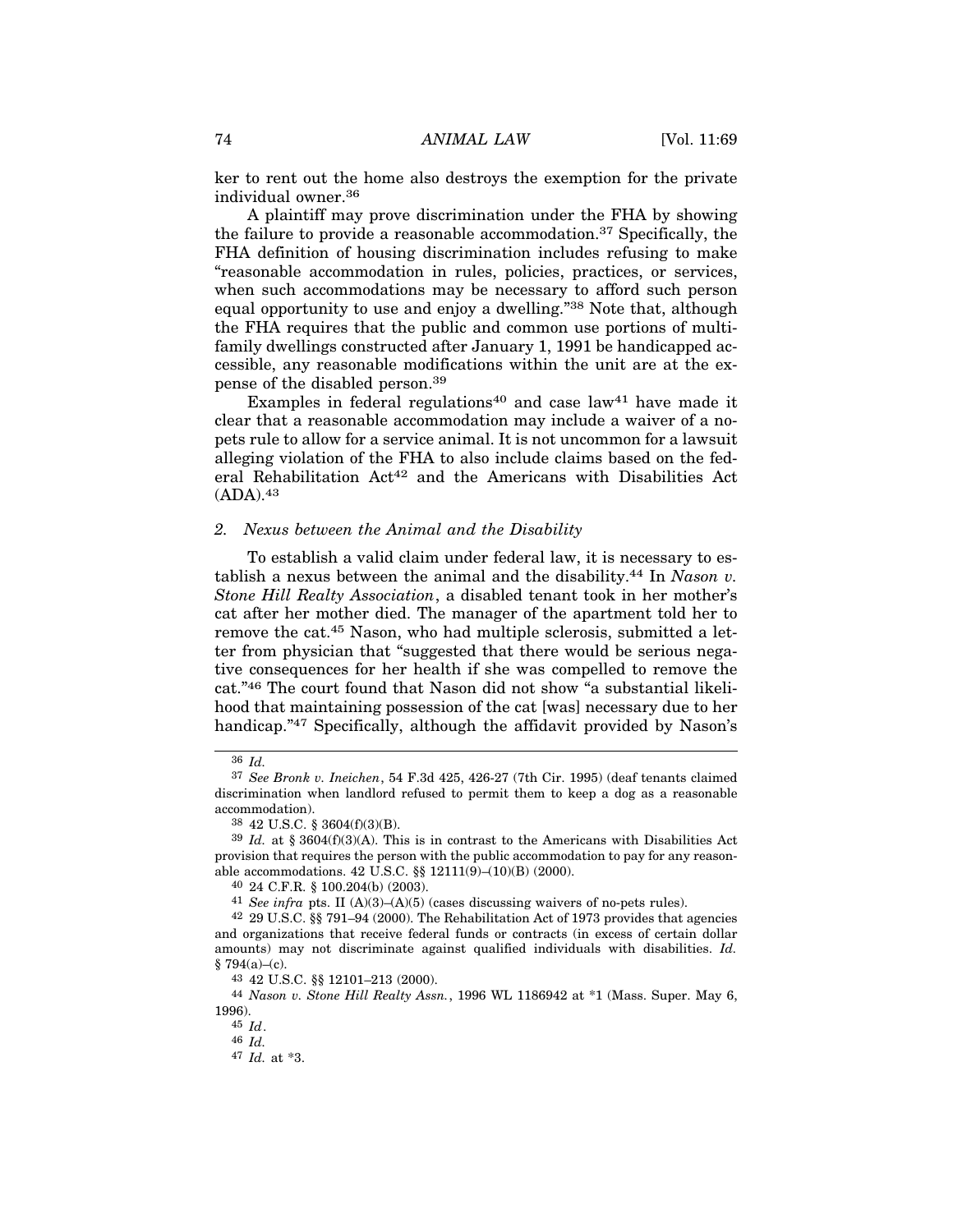ker to rent out the home also destroys the exemption for the private individual owner.[36]

A plaintiff may prove discrimination under the FHA by showing the failure to provide a reasonable accommodation.[37] Specifically, the FHA definition of housing discrimination includes refusing to make "reasonable accommodation in rules, policies, practices, or services, when such accommodations may be necessary to afford such person equal opportunity to use and enjoy a dwelling."[38] Note that, although the FHA requires that the public and common use portions of multifamily dwellings constructed after January 1, 1991 be handicapped accessible, any reasonable modifications within the unit are at the expense of the disabled person.[39]

Examples in federal regulations[40] and case law[41] have made it clear that a reasonable accommodation may include a waiver of a no-pets rule to allow for a service animal. It is not uncommon for a lawsuit alleging violation of the FHA to also include claims based on the federal Rehabilitation Act[42] and the Americans with Disabilities Act (ADA).[43]

### 2. Nexus between the Animal and the Disability

To establish a valid claim under federal law, it is necessary to establish a nexus between the animal and the disability.[44] In *Nason v. Stone Hill Realty Association*, a disabled tenant took in her mother's cat after her mother died. The manager of the apartment told her to remove the cat.[45] Nason, who had multiple sclerosis, submitted a letter from physician that "suggested that there would be serious negative consequences for her health if she was compelled to remove the cat."[46] The court found that Nason did not show "a substantial likelihood that maintaining possession of the cat [was] necessary due to her handicap."[47] Specifically, although the affidavit provided by Nason's

---

[36] *Id.*

[37] *See Bronk v. Ineichen*, 54 F.3d 425, 426-27 (7th Cir. 1995) (deaf tenants claimed discrimination when landlord refused to permit them to keep a dog as a reasonable accommodation).

[38] 42 U.S.C. § 3604(f)(3)(B).

[39] *Id.* at § 3604(f)(3)(A). This is in contrast to the Americans with Disabilities Act provision that requires the person with the public accommodation to pay for any reasonable accommodations. 42 U.S.C. §§ 12111(9)–(10)(B) (2000).

[40] 24 C.F.R. § 100.204(b) (2003).

[41] *See infra* pts. II (A)(3)–(A)(5) (cases discussing waivers of no-pets rules).

[42] 29 U.S.C. §§ 791–94 (2000). The Rehabilitation Act of 1973 provides that agencies and organizations that receive federal funds or contracts (in excess of certain dollar amounts) may not discriminate against qualified individuals with disabilities. *Id.* § 794(a)–(c).

[43] 42 U.S.C. §§ 12101–213 (2000).

[44] *Nason v. Stone Hill Realty Assn.*, 1996 WL 1186942 at *1 (Mass. Super. May 6, 1996).

[45] *Id*.

[46] *Id.*

[47] *Id.* at *3.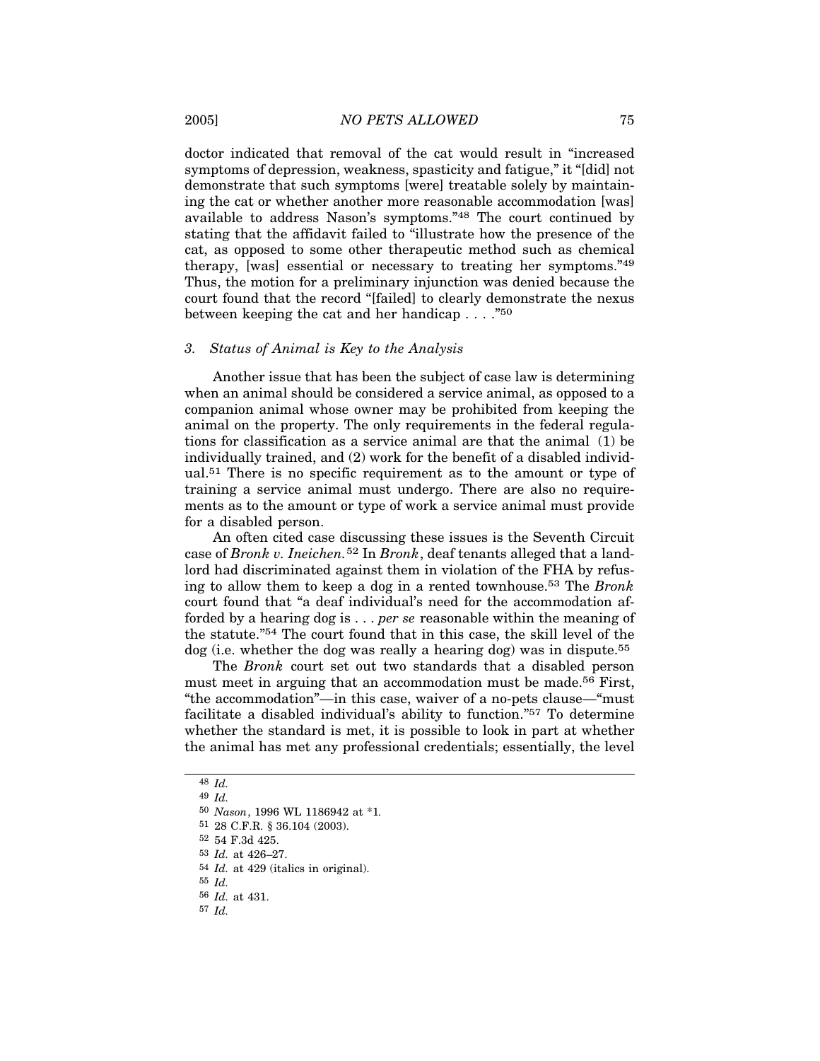doctor indicated that removal of the cat would result in "increased symptoms of depression, weakness, spasticity and fatigue," it "[did] not demonstrate that such symptoms [were] treatable solely by maintaining the cat or whether another more reasonable accommodation [was] available to address Nason's symptoms."[48] The court continued by stating that the affidavit failed to "illustrate how the presence of the cat, as opposed to some other therapeutic method such as chemical therapy, [was] essential or necessary to treating her symptoms."[49] Thus, the motion for a preliminary injunction was denied because the court found that the record "[failed] to clearly demonstrate the nexus between keeping the cat and her handicap . . . ."[50]

### 3. *Status of Animal is Key to the Analysis*

Another issue that has been the subject of case law is determining when an animal should be considered a service animal, as opposed to a companion animal whose owner may be prohibited from keeping the animal on the property. The only requirements in the federal regulations for classification as a service animal are that the animal (1) be individually trained, and (2) work for the benefit of a disabled individual.[51] There is no specific requirement as to the amount or type of training a service animal must undergo. There are also no requirements as to the amount or type of work a service animal must provide for a disabled person.

An often cited case discussing these issues is the Seventh Circuit case of *Bronk v. Ineichen.*[52] In *Bronk*, deaf tenants alleged that a landlord had discriminated against them in violation of the FHA by refusing to allow them to keep a dog in a rented townhouse.[53] The *Bronk* court found that "a deaf individual's need for the accommodation afforded by a hearing dog is . . . *per se* reasonable within the meaning of the statute."[54] The court found that in this case, the skill level of the dog (i.e. whether the dog was really a hearing dog) was in dispute.[55]

The *Bronk* court set out two standards that a disabled person must meet in arguing that an accommodation must be made.[56] First, "the accommodation"—in this case, waiver of a no-pets clause—"must facilitate a disabled individual's ability to function."[57] To determine whether the standard is met, it is possible to look in part at whether the animal has met any professional credentials; essentially, the level

---

[48] *Id.*

[49] *Id.*

[50] *Nason*, 1996 WL 1186942 at *1.

[51] 28 C.F.R. § 36.104 (2003).

[52] 54 F.3d 425.

[53] *Id.* at 426–27.

[54] *Id.* at 429 (italics in original).

[55] *Id.*

[56] *Id.* at 431.

[57] *Id.*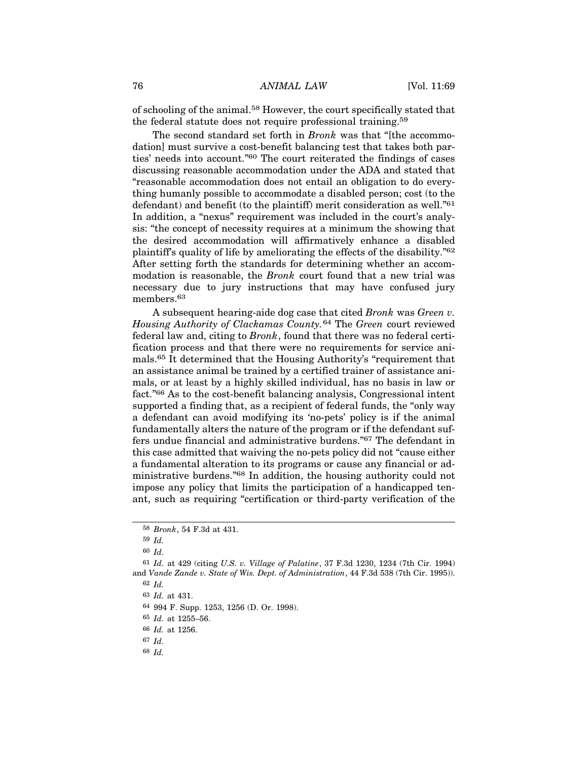of schooling of the animal.[58] However, the court specifically stated that the federal statute does not require professional training.[59]

The second standard set forth in *Bronk* was that "[the accommodation] must survive a cost-benefit balancing test that takes both parties' needs into account."[60] The court reiterated the findings of cases discussing reasonable accommodation under the ADA and stated that "reasonable accommodation does not entail an obligation to do everything humanly possible to accommodate a disabled person; cost (to the defendant) and benefit (to the plaintiff) merit consideration as well."[61] In addition, a "nexus" requirement was included in the court's analysis: "the concept of necessity requires at a minimum the showing that the desired accommodation will affirmatively enhance a disabled plaintiff's quality of life by ameliorating the effects of the disability."[62] After setting forth the standards for determining whether an accommodation is reasonable, the *Bronk* court found that a new trial was necessary due to jury instructions that may have confused jury members.[63]

A subsequent hearing-aide dog case that cited *Bronk* was *Green v. Housing Authority of Clackamas County.*[64] The *Green* court reviewed federal law and, citing to *Bronk*, found that there was no federal certification process and that there were no requirements for service animals.[65] It determined that the Housing Authority's "requirement that an assistance animal be trained by a certified trainer of assistance animals, or at least by a highly skilled individual, has no basis in law or fact."[66] As to the cost-benefit balancing analysis, Congressional intent supported a finding that, as a recipient of federal funds, the "only way a defendant can avoid modifying its 'no-pets' policy is if the animal fundamentally alters the nature of the program or if the defendant suffers undue financial and administrative burdens."[67] The defendant in this case admitted that waiving the no-pets policy did not "cause either a fundamental alteration to its programs or cause any financial or administrative burdens."[68] In addition, the housing authority could not impose any policy that limits the participation of a handicapped tenant, such as requiring "certification or third-party verification of the

---

[58] *Bronk*, 54 F.3d at 431.

[59] *Id.*

[60] *Id.*

[61] *Id.* at 429 (citing *U.S. v. Village of Palatine*, 37 F.3d 1230, 1234 (7th Cir. 1994) and *Vande Zande v. State of Wis. Dept. of Administration*, 44 F.3d 538 (7th Cir. 1995)).

[62] *Id.*

[63] *Id.* at 431.

[64] 994 F. Supp. 1253, 1256 (D. Or. 1998).

[65] *Id.* at 1255–56.

[66] *Id.* at 1256.

[67] *Id.*

[68] *Id.*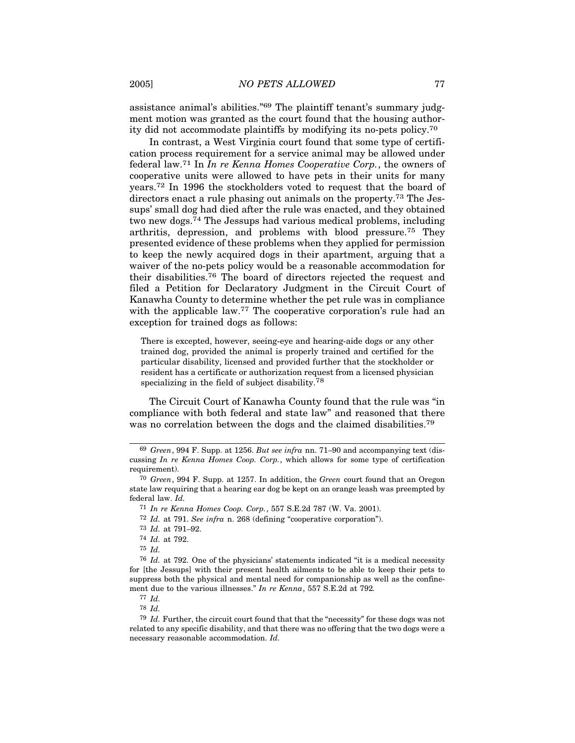assistance animal's abilities."[69] The plaintiff tenant's summary judgment motion was granted as the court found that the housing authority did not accommodate plaintiffs by modifying its no-pets policy.[70]

In contrast, a West Virginia court found that some type of certification process requirement for a service animal may be allowed under federal law.[71] In *In re Kenna Homes Cooperative Corp.*, the owners of cooperative units were allowed to have pets in their units for many years.[72] In 1996 the stockholders voted to request that the board of directors enact a rule phasing out animals on the property.[73] The Jessups' small dog had died after the rule was enacted, and they obtained two new dogs.[74] The Jessups had various medical problems, including arthritis, depression, and problems with blood pressure.[75] They presented evidence of these problems when they applied for permission to keep the newly acquired dogs in their apartment, arguing that a waiver of the no-pets policy would be a reasonable accommodation for their disabilities.[76] The board of directors rejected the request and filed a Petition for Declaratory Judgment in the Circuit Court of Kanawha County to determine whether the pet rule was in compliance with the applicable law.[77] The cooperative corporation's rule had an exception for trained dogs as follows:

> There is excepted, however, seeing-eye and hearing-aide dogs or any other trained dog, provided the animal is properly trained and certified for the particular disability, licensed and provided further that the stockholder or resident has a certificate or authorization request from a licensed physician specializing in the field of subject disability.[78]

The Circuit Court of Kanawha County found that the rule was "in compliance with both federal and state law" and reasoned that there was no correlation between the dogs and the claimed disabilities.[79]

---

[69] *Green*, 994 F. Supp. at 1256. *But see infra* nn. 71–90 and accompanying text (discussing *In re Kenna Homes Coop. Corp.*, which allows for some type of certification requirement).

[70] *Green*, 994 F. Supp. at 1257. In addition, the *Green* court found that an Oregon state law requiring that a hearing ear dog be kept on an orange leash was preempted by federal law. *Id.*

[71] *In re Kenna Homes Coop. Corp.*, 557 S.E.2d 787 (W. Va. 2001).

[72] *Id.* at 791. *See infra* n. 268 (defining "cooperative corporation").

[73] *Id.* at 791–92.

[74] *Id.* at 792.

[75] *Id.*

[76] *Id.* at 792. One of the physicians' statements indicated "it is a medical necessity for [the Jessups] with their present health ailments to be able to keep their pets to suppress both the physical and mental need for companionship as well as the confinement due to the various illnesses." *In re Kenna*, 557 S.E.2d at 792*.*

[77] *Id.*

[78] *Id.*

[79] *Id.* Further, the circuit court found that that the "necessity" for these dogs was not related to any specific disability, and that there was no offering that the two dogs were a necessary reasonable accommodation. *Id.*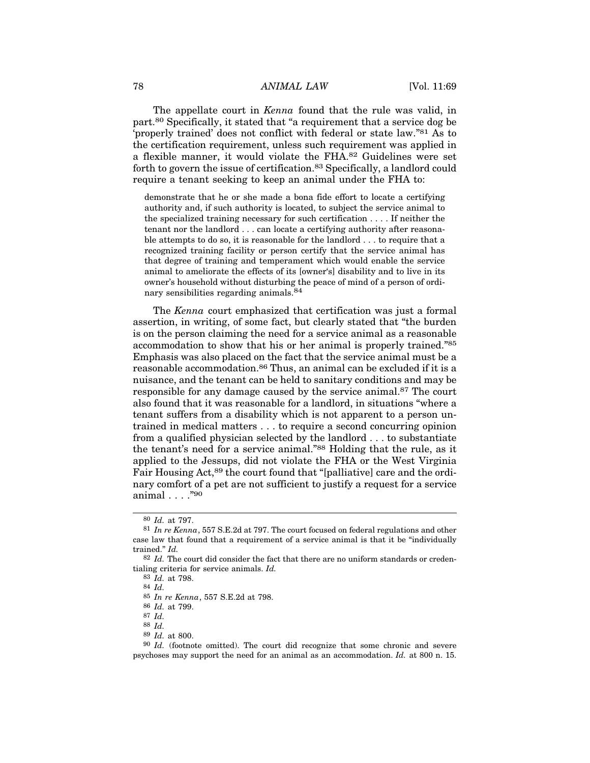The appellate court in *Kenna* found that the rule was valid, in part.[80] Specifically, it stated that "a requirement that a service dog be 'properly trained' does not conflict with federal or state law."[81] As to the certification requirement, unless such requirement was applied in a flexible manner, it would violate the FHA.[82] Guidelines were set forth to govern the issue of certification.[83] Specifically, a landlord could require a tenant seeking to keep an animal under the FHA to:

> demonstrate that he or she made a bona fide effort to locate a certifying authority and, if such authority is located, to subject the service animal to the specialized training necessary for such certification . . . . If neither the tenant nor the landlord . . . can locate a certifying authority after reasonable attempts to do so, it is reasonable for the landlord . . . to require that a recognized training facility or person certify that the service animal has that degree of training and temperament which would enable the service animal to ameliorate the effects of its [owner's] disability and to live in its owner's household without disturbing the peace of mind of a person of ordinary sensibilities regarding animals.[84]

The *Kenna* court emphasized that certification was just a formal assertion, in writing, of some fact, but clearly stated that "the burden is on the person claiming the need for a service animal as a reasonable accommodation to show that his or her animal is properly trained."[85] Emphasis was also placed on the fact that the service animal must be a reasonable accommodation.[86] Thus, an animal can be excluded if it is a nuisance, and the tenant can be held to sanitary conditions and may be responsible for any damage caused by the service animal.[87] The court also found that it was reasonable for a landlord, in situations "where a tenant suffers from a disability which is not apparent to a person untrained in medical matters . . . to require a second concurring opinion from a qualified physician selected by the landlord . . . to substantiate the tenant's need for a service animal."[88] Holding that the rule, as it applied to the Jessups, did not violate the FHA or the West Virginia Fair Housing Act,[89] the court found that "[palliative] care and the ordinary comfort of a pet are not sufficient to justify a request for a service animal . . . ."[90]

---

[80] *Id.* at 797.

[81] *In re Kenna*, 557 S.E.2d at 797. The court focused on federal regulations and other case law that found that a requirement of a service animal is that it be "individually trained." *Id.*

[82] *Id.* The court did consider the fact that there are no uniform standards or credentialing criteria for service animals. *Id.*

[83] *Id.* at 798.

[84] *Id.*

[85] *In re Kenna*, 557 S.E.2d at 798.

[86] *Id.* at 799.

[87] *Id.*

[88] *Id.*

[89] *Id.* at 800.

[90] *Id.* (footnote omitted). The court did recognize that some chronic and severe psychoses may support the need for an animal as an accommodation. *Id.* at 800 n. 15.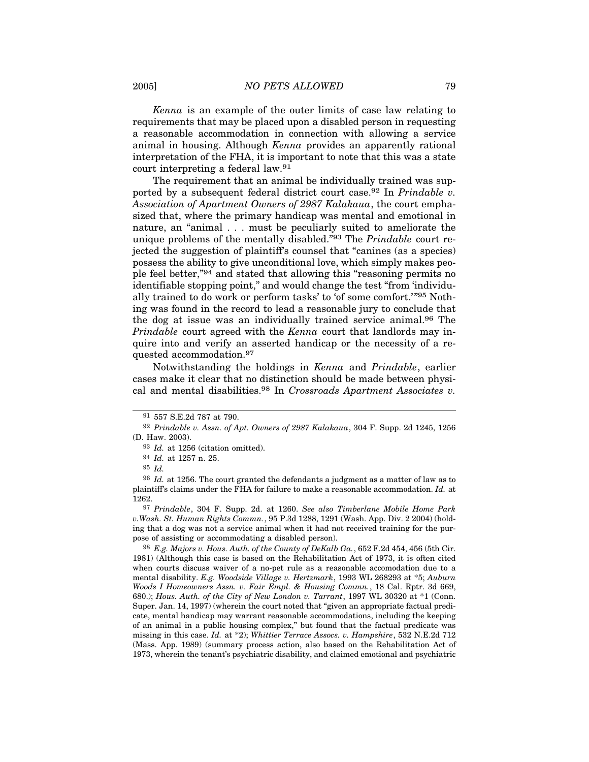*Kenna* is an example of the outer limits of case law relating to requirements that may be placed upon a disabled person in requesting a reasonable accommodation in connection with allowing a service animal in housing. Although *Kenna* provides an apparently rational interpretation of the FHA, it is important to note that this was a state court interpreting a federal law.[91]

The requirement that an animal be individually trained was supported by a subsequent federal district court case.[92] In *Prindable v. Association of Apartment Owners of 2987 Kalakaua*, the court emphasized that, where the primary handicap was mental and emotional in nature, an "animal . . . must be peculiarly suited to ameliorate the unique problems of the mentally disabled."[93] The *Prindable* court rejected the suggestion of plaintiff's counsel that "canines (as a species) possess the ability to give unconditional love, which simply makes people feel better,"[94] and stated that allowing this "reasoning permits no identifiable stopping point," and would change the test "from 'individually trained to do work or perform tasks' to 'of some comfort.'"[95] Nothing was found in the record to lead a reasonable jury to conclude that the dog at issue was an individually trained service animal.[96] The *Prindable* court agreed with the *Kenna* court that landlords may inquire into and verify an asserted handicap or the necessity of a requested accommodation.[97]

Notwithstanding the holdings in *Kenna* and *Prindable*, earlier cases make it clear that no distinction should be made between physical and mental disabilities.[98] In *Crossroads Apartment Associates v.*

---

91 557 S.E.2d 787 at 790.

92 *Prindable v. Assn. of Apt. Owners of 2987 Kalakaua*, 304 F. Supp. 2d 1245, 1256 (D. Haw. 2003).

93 *Id.* at 1256 (citation omitted).

94 *Id.* at 1257 n. 25.

95 *Id.*

96 *Id.* at 1256. The court granted the defendants a judgment as a matter of law as to plaintiff's claims under the FHA for failure to make a reasonable accommodation. *Id.* at 1262.

97 *Prindable*, 304 F. Supp. 2d. at 1260. *See also Timberlane Mobile Home Park v.Wash. St. Human Rights Commn.*, 95 P.3d 1288, 1291 (Wash. App. Div. 2 2004) (holding that a dog was not a service animal when it had not received training for the purpose of assisting or accommodating a disabled person).

98 *E.g. Majors v. Hous. Auth. of the County of DeKalb Ga.*, 652 F.2d 454, 456 (5th Cir. 1981) (Although this case is based on the Rehabilitation Act of 1973, it is often cited when courts discuss waiver of a no-pet rule as a reasonable accomodation due to a mental disability. *E.g. Woodside Village v. Hertzmark*, 1993 WL 268293 at *5; *Auburn Woods I Homeowners Assn. v. Fair Empl. & Housing Commn.*, 18 Cal. Rptr. 3d 669, 680.); *Hous. Auth. of the City of New London v. Tarrant*, 1997 WL 30320 at *1 (Conn. Super. Jan. 14, 1997) (wherein the court noted that "given an appropriate factual predicate, mental handicap may warrant reasonable accommodations, including the keeping of an animal in a public housing complex," but found that the factual predicate was missing in this case. *Id.* at *2); *Whittier Terrace Assocs. v. Hampshire*, 532 N.E.2d 712 (Mass. App. 1989) (summary process action, also based on the Rehabilitation Act of 1973, wherein the tenant's psychiatric disability, and claimed emotional and psychiatric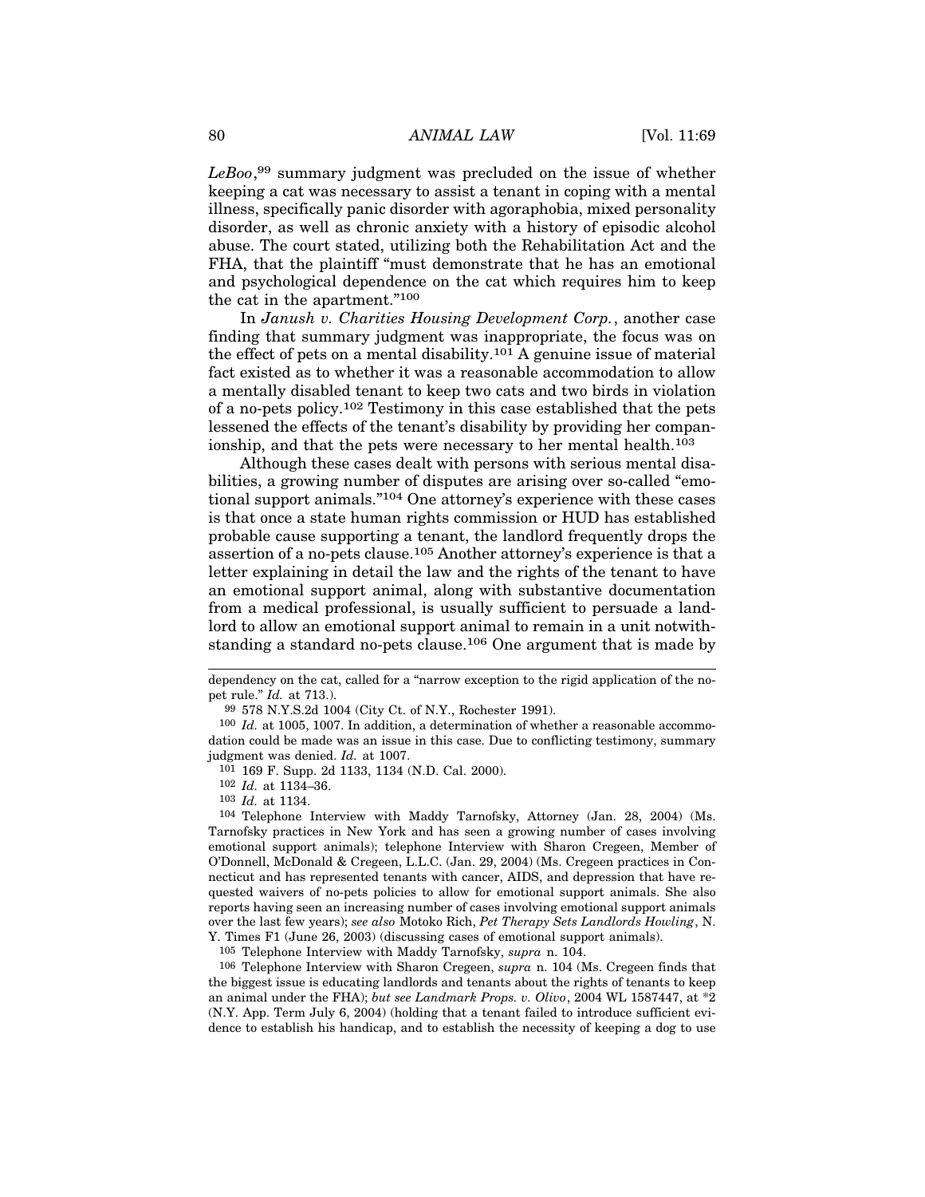*LeBoo*,[99] summary judgment was precluded on the issue of whether keeping a cat was necessary to assist a tenant in coping with a mental illness, specifically panic disorder with agoraphobia, mixed personality disorder, as well as chronic anxiety with a history of episodic alcohol abuse. The court stated, utilizing both the Rehabilitation Act and the FHA, that the plaintiff "must demonstrate that he has an emotional and psychological dependence on the cat which requires him to keep the cat in the apartment."[100]

In *Janush v. Charities Housing Development Corp.*, another case finding that summary judgment was inappropriate, the focus was on the effect of pets on a mental disability.[101] A genuine issue of material fact existed as to whether it was a reasonable accommodation to allow a mentally disabled tenant to keep two cats and two birds in violation of a no-pets policy.[102] Testimony in this case established that the pets lessened the effects of the tenant's disability by providing her companionship, and that the pets were necessary to her mental health.[103]

Although these cases dealt with persons with serious mental disabilities, a growing number of disputes are arising over so-called "emotional support animals."[104] One attorney's experience with these cases is that once a state human rights commission or HUD has established probable cause supporting a tenant, the landlord frequently drops the assertion of a no-pets clause.[105] Another attorney's experience is that a letter explaining in detail the law and the rights of the tenant to have an emotional support animal, along with substantive documentation from a medical professional, is usually sufficient to persuade a landlord to allow an emotional support animal to remain in a unit notwithstanding a standard no-pets clause.[106] One argument that is made by

---

dependency on the cat, called for a "narrow exception to the rigid application of the no-pet rule." *Id.* at 713.).

[99] 578 N.Y.S.2d 1004 (City Ct. of N.Y., Rochester 1991).

[100] *Id.* at 1005, 1007. In addition, a determination of whether a reasonable accommodation could be made was an issue in this case. Due to conflicting testimony, summary judgment was denied. *Id.* at 1007.

[101] 169 F. Supp. 2d 1133, 1134 (N.D. Cal. 2000).

[102] *Id.* at 1134–36.

[103] *Id.* at 1134.

[104] Telephone Interview with Maddy Tarnofsky, Attorney (Jan. 28, 2004) (Ms. Tarnofsky practices in New York and has seen a growing number of cases involving emotional support animals); telephone Interview with Sharon Cregeen, Member of O'Donnell, McDonald & Cregeen, L.L.C. (Jan. 29, 2004) (Ms. Cregeen practices in Connecticut and has represented tenants with cancer, AIDS, and depression that have requested waivers of no-pets policies to allow for emotional support animals. She also reports having seen an increasing number of cases involving emotional support animals over the last few years); *see also* Motoko Rich, *Pet Therapy Sets Landlords Howling*, N. Y. Times F1 (June 26, 2003) (discussing cases of emotional support animals).

[105] Telephone Interview with Maddy Tarnofsky, *supra* n. 104.

[106] Telephone Interview with Sharon Cregeen, *supra* n. 104 (Ms. Cregeen finds that the biggest issue is educating landlords and tenants about the rights of tenants to keep an animal under the FHA); *but see Landmark Props. v. Olivo*, 2004 WL 1587447, at *2 (N.Y. App. Term July 6, 2004) (holding that a tenant failed to introduce sufficient evidence to establish his handicap, and to establish the necessity of keeping a dog to use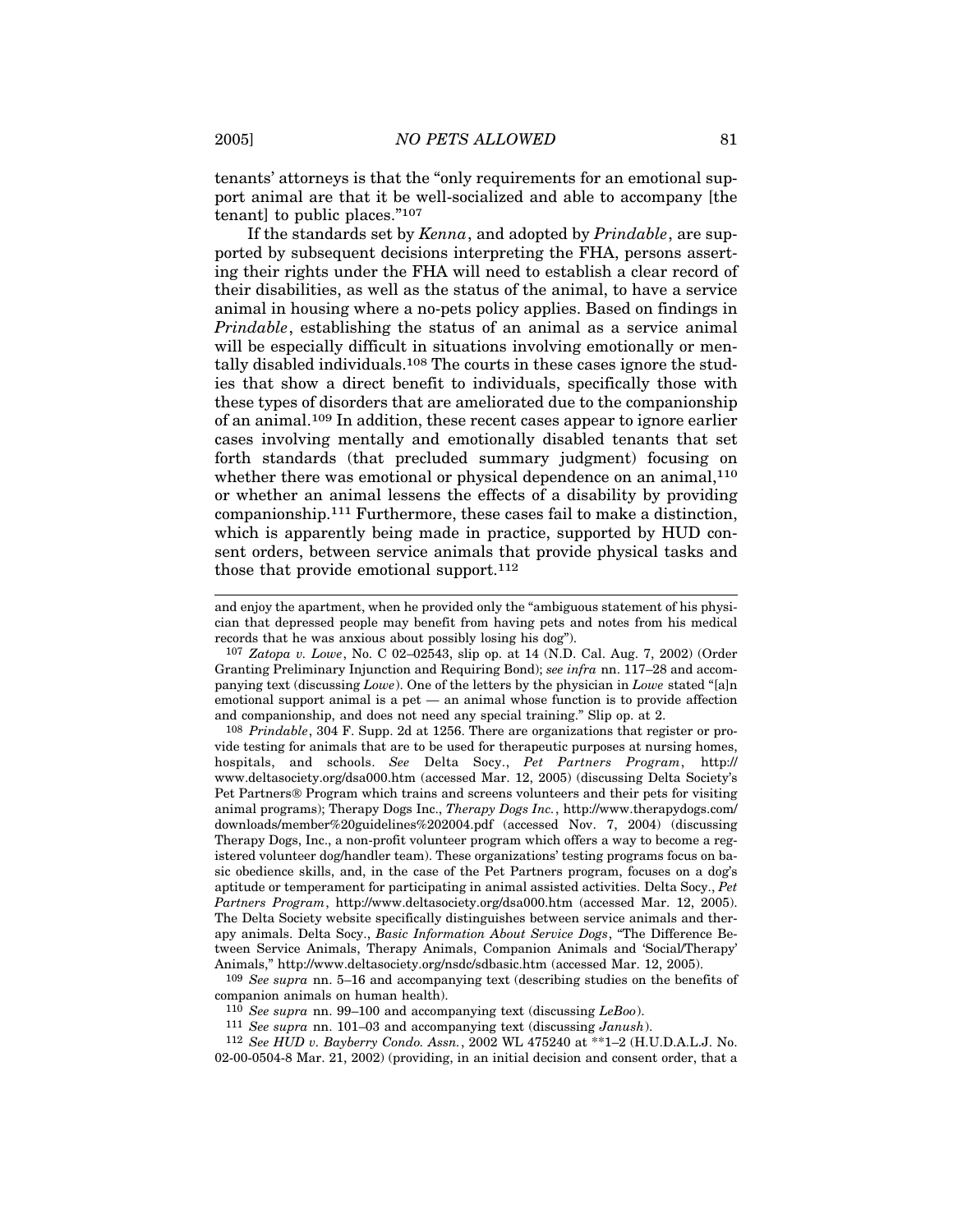tenants' attorneys is that the "only requirements for an emotional support animal are that it be well-socialized and able to accompany [the tenant] to public places."[107]

If the standards set by *Kenna*, and adopted by *Prindable*, are supported by subsequent decisions interpreting the FHA, persons asserting their rights under the FHA will need to establish a clear record of their disabilities, as well as the status of the animal, to have a service animal in housing where a no-pets policy applies. Based on findings in *Prindable*, establishing the status of an animal as a service animal will be especially difficult in situations involving emotionally or mentally disabled individuals.[108] The courts in these cases ignore the studies that show a direct benefit to individuals, specifically those with these types of disorders that are ameliorated due to the companionship of an animal.[109] In addition, these recent cases appear to ignore earlier cases involving mentally and emotionally disabled tenants that set forth standards (that precluded summary judgment) focusing on whether there was emotional or physical dependence on an animal,[110] or whether an animal lessens the effects of a disability by providing companionship.[111] Furthermore, these cases fail to make a distinction, which is apparently being made in practice, supported by HUD consent orders, between service animals that provide physical tasks and those that provide emotional support.[112]

---

and enjoy the apartment, when he provided only the "ambiguous statement of his physician that depressed people may benefit from having pets and notes from his medical records that he was anxious about possibly losing his dog").

[107] *Zatopa v. Lowe*, No. C 02–02543, slip op. at 14 (N.D. Cal. Aug. 7, 2002) (Order Granting Preliminary Injunction and Requiring Bond); *see infra* nn. 117–28 and accompanying text (discussing *Lowe*). One of the letters by the physician in *Lowe* stated "[a]n emotional support animal is a pet — an animal whose function is to provide affection and companionship, and does not need any special training." Slip op. at 2.

[108] *Prindable*, 304 F. Supp. 2d at 1256. There are organizations that register or provide testing for animals that are to be used for therapeutic purposes at nursing homes, hospitals, and schools. *See* Delta Socy., *Pet Partners Program*, http://www.deltasociety.org/dsa000.htm (accessed Mar. 12, 2005) (discussing Delta Society's Pet Partners® Program which trains and screens volunteers and their pets for visiting animal programs); Therapy Dogs Inc., *Therapy Dogs Inc.*, http://www.therapydogs.com/downloads/member%20guidelines%202004.pdf (accessed Nov. 7, 2004) (discussing Therapy Dogs, Inc., a non-profit volunteer program which offers a way to become a registered volunteer dog/handler team). These organizations' testing programs focus on basic obedience skills, and, in the case of the Pet Partners program, focuses on a dog's aptitude or temperament for participating in animal assisted activities. Delta Socy., *Pet Partners Program*, http://www.deltasociety.org/dsa000.htm (accessed Mar. 12, 2005). The Delta Society website specifically distinguishes between service animals and therapy animals. Delta Socy., *Basic Information About Service Dogs*, "The Difference Between Service Animals, Therapy Animals, Companion Animals and 'Social/Therapy' Animals," http://www.deltasociety.org/nsdc/sdbasic.htm (accessed Mar. 12, 2005).

[109] *See supra* nn. 5–16 and accompanying text (describing studies on the benefits of companion animals on human health).

[110] *See supra* nn. 99–100 and accompanying text (discussing *LeBoo*).

[111] *See supra* nn. 101–03 and accompanying text (discussing *Janush*).

[112] *See HUD v. Bayberry Condo. Assn.*, 2002 WL 475240 at **1–2 (H.U.D.A.L.J. No. 02-00-0504-8 Mar. 21, 2002) (providing, in an initial decision and consent order, that a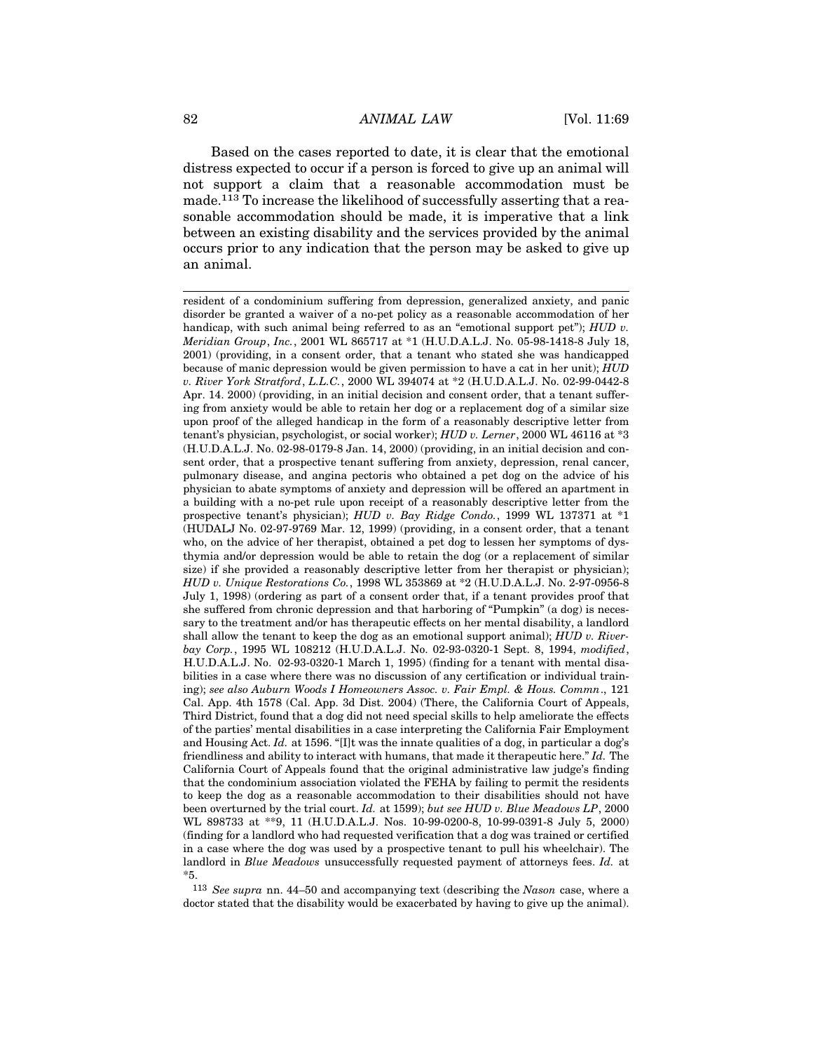Based on the cases reported to date, it is clear that the emotional distress expected to occur if a person is forced to give up an animal will not support a claim that a reasonable accommodation must be made.[113] To increase the likelihood of successfully asserting that a reasonable accommodation should be made, it is imperative that a link between an existing disability and the services provided by the animal occurs prior to any indication that the person may be asked to give up an animal.

---

resident of a condominium suffering from depression, generalized anxiety, and panic disorder be granted a waiver of a no-pet policy as a reasonable accommodation of her handicap, with such animal being referred to as an "emotional support pet"); *HUD v. Meridian Group, Inc.*, 2001 WL 865717 at *1 (H.U.D.A.L.J. No. 05-98-1418-8 July 18, 2001) (providing, in a consent order, that a tenant who stated she was handicapped because of manic depression would be given permission to have a cat in her unit); *HUD v. River York Stratford, L.L.C.*, 2000 WL 394074 at *2 (H.U.D.A.L.J. No. 02-99-0442-8 Apr. 14. 2000) (providing, in an initial decision and consent order, that a tenant suffering from anxiety would be able to retain her dog or a replacement dog of a similar size upon proof of the alleged handicap in the form of a reasonably descriptive letter from tenant's physician, psychologist, or social worker); *HUD v. Lerner*, 2000 WL 46116 at *3 (H.U.D.A.L.J. No. 02-98-0179-8 Jan. 14, 2000) (providing, in an initial decision and consent order, that a prospective tenant suffering from anxiety, depression, renal cancer, pulmonary disease, and angina pectoris who obtained a pet dog on the advice of his physician to abate symptoms of anxiety and depression will be offered an apartment in a building with a no-pet rule upon receipt of a reasonably descriptive letter from the prospective tenant's physician); *HUD v. Bay Ridge Condo.*, 1999 WL 137371 at *1 (HUDALJ No. 02-97-9769 Mar. 12, 1999) (providing, in a consent order, that a tenant who, on the advice of her therapist, obtained a pet dog to lessen her symptoms of dysthymia and/or depression would be able to retain the dog (or a replacement of similar size) if she provided a reasonably descriptive letter from her therapist or physician); *HUD v. Unique Restorations Co.*, 1998 WL 353869 at *2 (H.U.D.A.L.J. No. 2-97-0956-8 July 1, 1998) (ordering as part of a consent order that, if a tenant provides proof that she suffered from chronic depression and that harboring of "Pumpkin" (a dog) is necessary to the treatment and/or has therapeutic effects on her mental disability, a landlord shall allow the tenant to keep the dog as an emotional support animal); *HUD v. Riverbay Corp.*, 1995 WL 108212 (H.U.D.A.L.J. No. 02-93-0320-1 Sept. 8, 1994, *modified*, H.U.D.A.L.J. No. 02-93-0320-1 March 1, 1995) (finding for a tenant with mental disabilities in a case where there was no discussion of any certification or individual training); *see also Auburn Woods I Homeowners Assoc. v. Fair Empl. & Hous. Commn.*, 121 Cal. App. 4th 1578 (Cal. App. 3d Dist. 2004) (There, the California Court of Appeals, Third District, found that a dog did not need special skills to help ameliorate the effects of the parties' mental disabilities in a case interpreting the California Fair Employment and Housing Act. *Id.* at 1596. "[I]t was the innate qualities of a dog, in particular a dog's friendliness and ability to interact with humans, that made it therapeutic here." *Id.* The California Court of Appeals found that the original administrative law judge's finding that the condominium association violated the FEHA by failing to permit the residents to keep the dog as a reasonable accommodation to their disabilities should not have been overturned by the trial court. *Id.* at 1599); *but see HUD v. Blue Meadows LP*, 2000 WL 898733 at **9, 11 (H.U.D.A.L.J. Nos. 10-99-0200-8, 10-99-0391-8 July 5, 2000) (finding for a landlord who had requested verification that a dog was trained or certified in a case where the dog was used by a prospective tenant to pull his wheelchair). The landlord in *Blue Meadows* unsuccessfully requested payment of attorneys fees. *Id.* at *5.

[113] *See supra* nn. 44–50 and accompanying text (describing the *Nason* case, where a doctor stated that the disability would be exacerbated by having to give up the animal).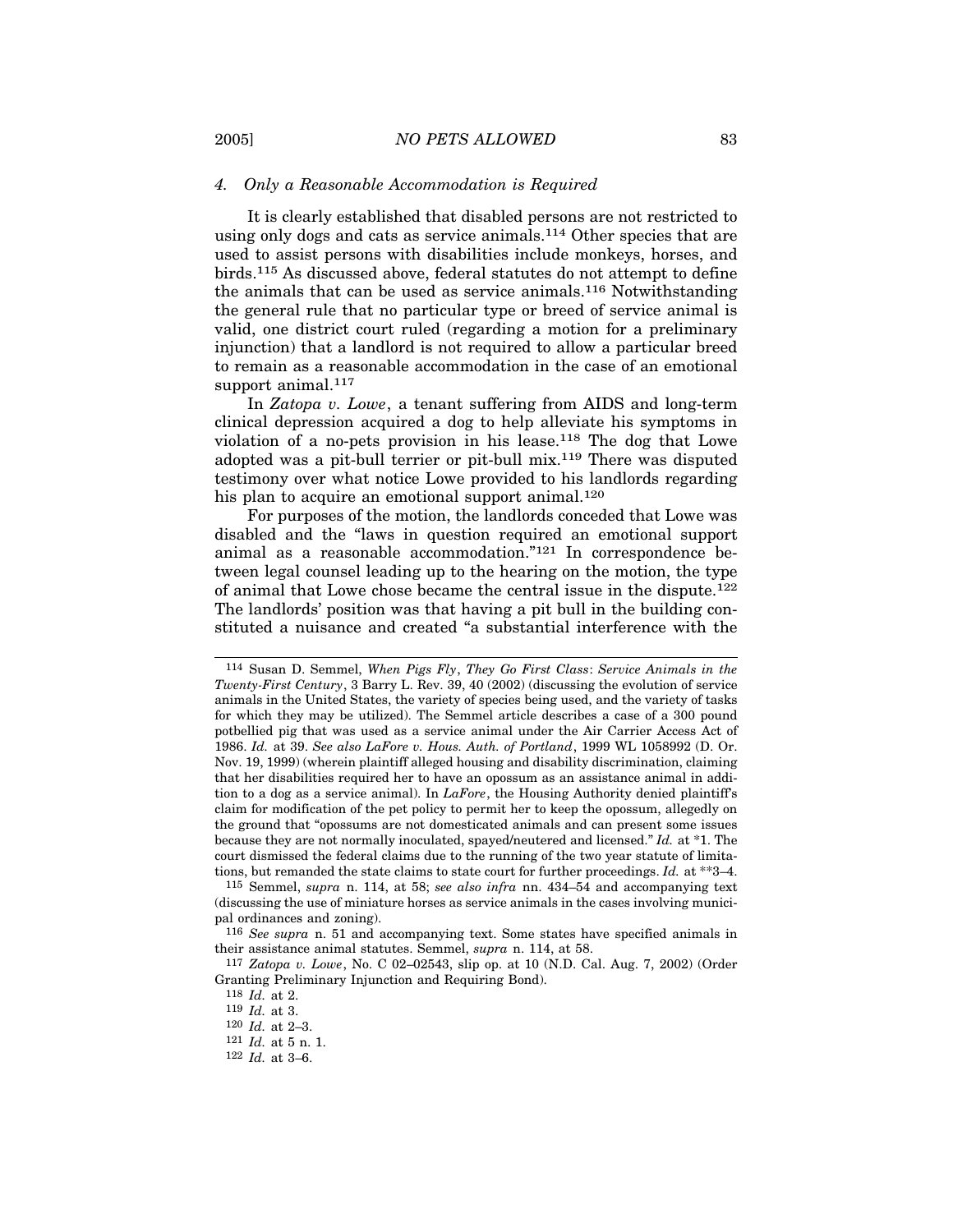#### 4. *Only a Reasonable Accommodation is Required*

It is clearly established that disabled persons are not restricted to using only dogs and cats as service animals.[114] Other species that are used to assist persons with disabilities include monkeys, horses, and birds.[115] As discussed above, federal statutes do not attempt to define the animals that can be used as service animals.[116] Notwithstanding the general rule that no particular type or breed of service animal is valid, one district court ruled (regarding a motion for a preliminary injunction) that a landlord is not required to allow a particular breed to remain as a reasonable accommodation in the case of an emotional support animal.[117]

In *Zatopa v. Lowe*, a tenant suffering from AIDS and long-term clinical depression acquired a dog to help alleviate his symptoms in violation of a no-pets provision in his lease.[118] The dog that Lowe adopted was a pit-bull terrier or pit-bull mix.[119] There was disputed testimony over what notice Lowe provided to his landlords regarding his plan to acquire an emotional support animal.[120]

For purposes of the motion, the landlords conceded that Lowe was disabled and the "laws in question required an emotional support animal as a reasonable accommodation."[121] In correspondence between legal counsel leading up to the hearing on the motion, the type of animal that Lowe chose became the central issue in the dispute.[122] The landlords' position was that having a pit bull in the building constituted a nuisance and created "a substantial interference with the

---

[114] Susan D. Semmel, *When Pigs Fly*, *They Go First Class*: *Service Animals in the Twenty-First Century*, 3 Barry L. Rev. 39, 40 (2002) (discussing the evolution of service animals in the United States, the variety of species being used, and the variety of tasks for which they may be utilized). The Semmel article describes a case of a 300 pound potbellied pig that was used as a service animal under the Air Carrier Access Act of 1986. *Id.* at 39. *See also LaFore v. Hous. Auth. of Portland*, 1999 WL 1058992 (D. Or. Nov. 19, 1999) (wherein plaintiff alleged housing and disability discrimination, claiming that her disabilities required her to have an opossum as an assistance animal in addition to a dog as a service animal). In *LaFore*, the Housing Authority denied plaintiff's claim for modification of the pet policy to permit her to keep the opossum, allegedly on the ground that "opossums are not domesticated animals and can present some issues because they are not normally inoculated, spayed/neutered and licensed." *Id.* at *1. The court dismissed the federal claims due to the running of the two year statute of limitations, but remanded the state claims to state court for further proceedings. *Id.* at **3–4.

[115] Semmel, *supra* n. 114, at 58; *see also infra* nn. 434–54 and accompanying text (discussing the use of miniature horses as service animals in the cases involving municipal ordinances and zoning).

[116] *See supra* n. 51 and accompanying text. Some states have specified animals in their assistance animal statutes. Semmel, *supra* n. 114, at 58.

[117] *Zatopa v. Lowe*, No. C 02–02543, slip op. at 10 (N.D. Cal. Aug. 7, 2002) (Order Granting Preliminary Injunction and Requiring Bond).

[118] *Id.* at 2.

[119] *Id.* at 3.

[120] *Id.* at 2–3.

[121] *Id.* at 5 n. 1.

[122] *Id.* at 3–6.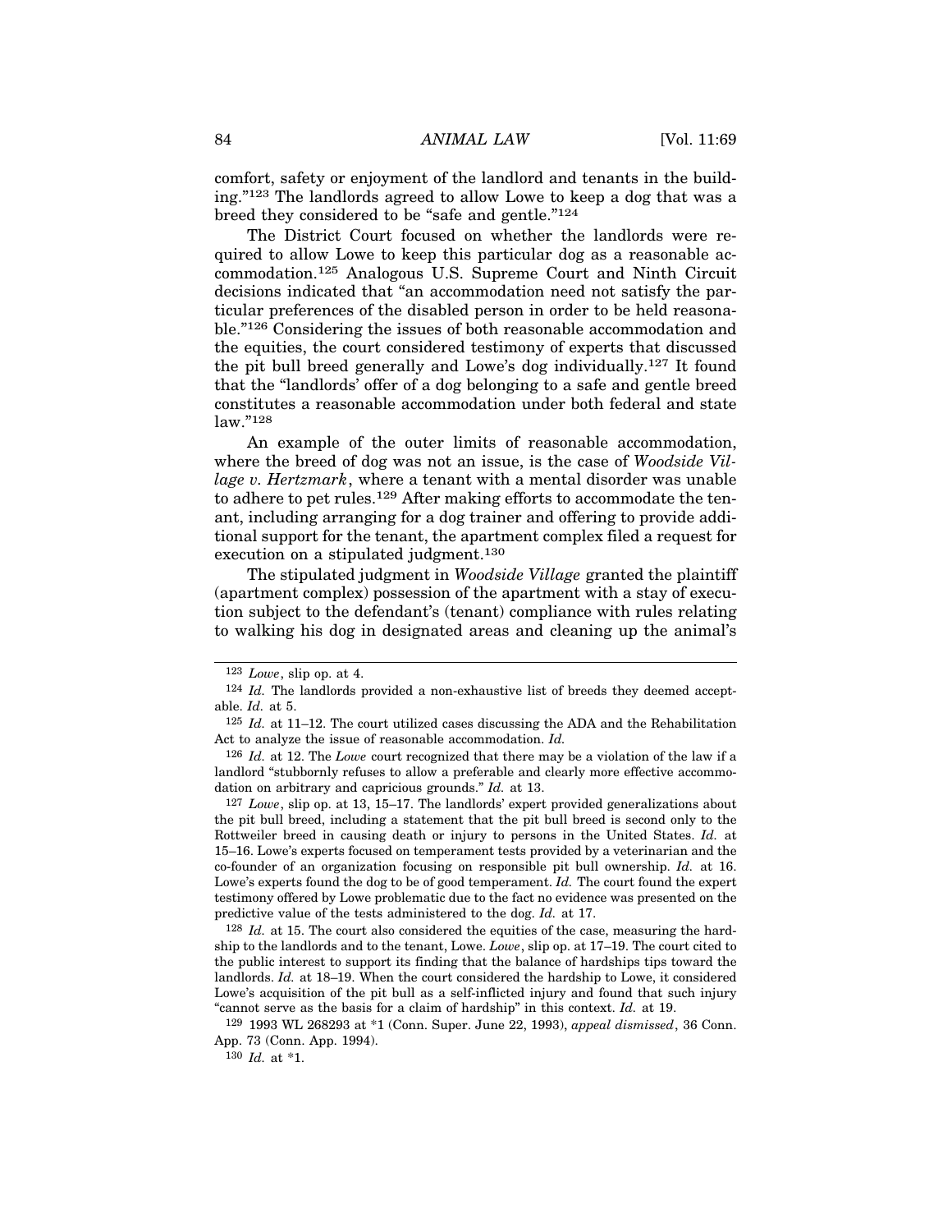comfort, safety or enjoyment of the landlord and tenants in the building."[123] The landlords agreed to allow Lowe to keep a dog that was a breed they considered to be "safe and gentle."[124]

The District Court focused on whether the landlords were required to allow Lowe to keep this particular dog as a reasonable accommodation.[125] Analogous U.S. Supreme Court and Ninth Circuit decisions indicated that "an accommodation need not satisfy the particular preferences of the disabled person in order to be held reasonable."[126] Considering the issues of both reasonable accommodation and the equities, the court considered testimony of experts that discussed the pit bull breed generally and Lowe's dog individually.[127] It found that the "landlords' offer of a dog belonging to a safe and gentle breed constitutes a reasonable accommodation under both federal and state law."[128]

An example of the outer limits of reasonable accommodation, where the breed of dog was not an issue, is the case of *Woodside Village v. Hertzmark*, where a tenant with a mental disorder was unable to adhere to pet rules.[129] After making efforts to accommodate the tenant, including arranging for a dog trainer and offering to provide additional support for the tenant, the apartment complex filed a request for execution on a stipulated judgment.[130]

The stipulated judgment in *Woodside Village* granted the plaintiff (apartment complex) possession of the apartment with a stay of execution subject to the defendant's (tenant) compliance with rules relating to walking his dog in designated areas and cleaning up the animal's

---

[123] *Lowe*, slip op. at 4.

[124] *Id.* The landlords provided a non-exhaustive list of breeds they deemed acceptable. *Id.* at 5.

[125] *Id.* at 11–12. The court utilized cases discussing the ADA and the Rehabilitation Act to analyze the issue of reasonable accommodation. *Id.*

[126] *Id.* at 12. The *Lowe* court recognized that there may be a violation of the law if a landlord "stubbornly refuses to allow a preferable and clearly more effective accommodation on arbitrary and capricious grounds." *Id.* at 13.

[127] *Lowe*, slip op. at 13, 15–17. The landlords' expert provided generalizations about the pit bull breed, including a statement that the pit bull breed is second only to the Rottweiler breed in causing death or injury to persons in the United States. *Id.* at 15–16. Lowe's experts focused on temperament tests provided by a veterinarian and the co-founder of an organization focusing on responsible pit bull ownership. *Id.* at 16. Lowe's experts found the dog to be of good temperament. *Id.* The court found the expert testimony offered by Lowe problematic due to the fact no evidence was presented on the predictive value of the tests administered to the dog. *Id.* at 17.

[128] *Id.* at 15. The court also considered the equities of the case, measuring the hardship to the landlords and to the tenant, Lowe. *Lowe*, slip op. at 17–19. The court cited to the public interest to support its finding that the balance of hardships tips toward the landlords. *Id.* at 18–19. When the court considered the hardship to Lowe, it considered Lowe's acquisition of the pit bull as a self-inflicted injury and found that such injury "cannot serve as the basis for a claim of hardship" in this context. *Id.* at 19.

[129] 1993 WL 268293 at *1 (Conn. Super. June 22, 1993), *appeal dismissed*, 36 Conn. App. 73 (Conn. App. 1994).

[130] *Id.* at *1.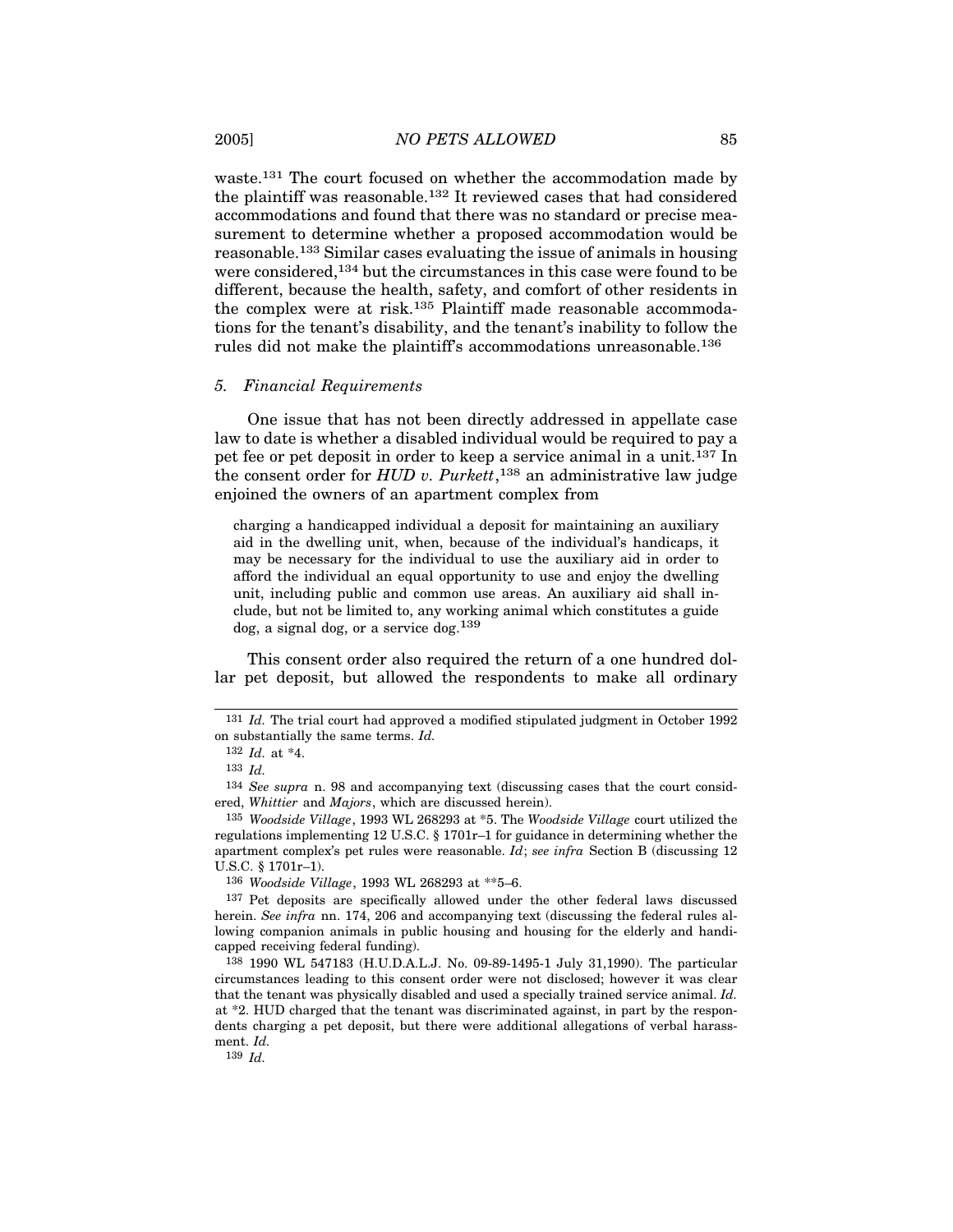waste.[131] The court focused on whether the accommodation made by the plaintiff was reasonable.[132] It reviewed cases that had considered accommodations and found that there was no standard or precise measurement to determine whether a proposed accommodation would be reasonable.[133] Similar cases evaluating the issue of animals in housing were considered,[134] but the circumstances in this case were found to be different, because the health, safety, and comfort of other residents in the complex were at risk.[135] Plaintiff made reasonable accommodations for the tenant's disability, and the tenant's inability to follow the rules did not make the plaintiff's accommodations unreasonable.[136]

### 5. *Financial Requirements*

One issue that has not been directly addressed in appellate case law to date is whether a disabled individual would be required to pay a pet fee or pet deposit in order to keep a service animal in a unit.[137] In the consent order for *HUD v. Purkett*,[138] an administrative law judge enjoined the owners of an apartment complex from

> charging a handicapped individual a deposit for maintaining an auxiliary aid in the dwelling unit, when, because of the individual's handicaps, it may be necessary for the individual to use the auxiliary aid in order to afford the individual an equal opportunity to use and enjoy the dwelling unit, including public and common use areas. An auxiliary aid shall include, but not be limited to, any working animal which constitutes a guide dog, a signal dog, or a service dog.[139]

This consent order also required the return of a one hundred dollar pet deposit, but allowed the respondents to make all ordinary

---

[131] *Id.* The trial court had approved a modified stipulated judgment in October 1992 on substantially the same terms. *Id.*

[132] *Id.* at *4.

[133] *Id.*

[134] *See supra* n. 98 and accompanying text (discussing cases that the court considered, *Whittier* and *Majors*, which are discussed herein).

[135] *Woodside Village*, 1993 WL 268293 at *5. The *Woodside Village* court utilized the regulations implementing 12 U.S.C. § 1701r–1 for guidance in determining whether the apartment complex's pet rules were reasonable. *Id*; *see infra* Section B (discussing 12 U.S.C. § 1701r–1).

[136] *Woodside Village*, 1993 WL 268293 at **5–6.

[137] Pet deposits are specifically allowed under the other federal laws discussed herein. *See infra* nn. 174, 206 and accompanying text (discussing the federal rules allowing companion animals in public housing and housing for the elderly and handicapped receiving federal funding).

[138] 1990 WL 547183 (H.U.D.A.L.J. No. 09-89-1495-1 July 31,1990). The particular circumstances leading to this consent order were not disclosed; however it was clear that the tenant was physically disabled and used a specially trained service animal. *Id.* at *2. HUD charged that the tenant was discriminated against, in part by the respondents charging a pet deposit, but there were additional allegations of verbal harassment. *Id.*

[139] *Id.*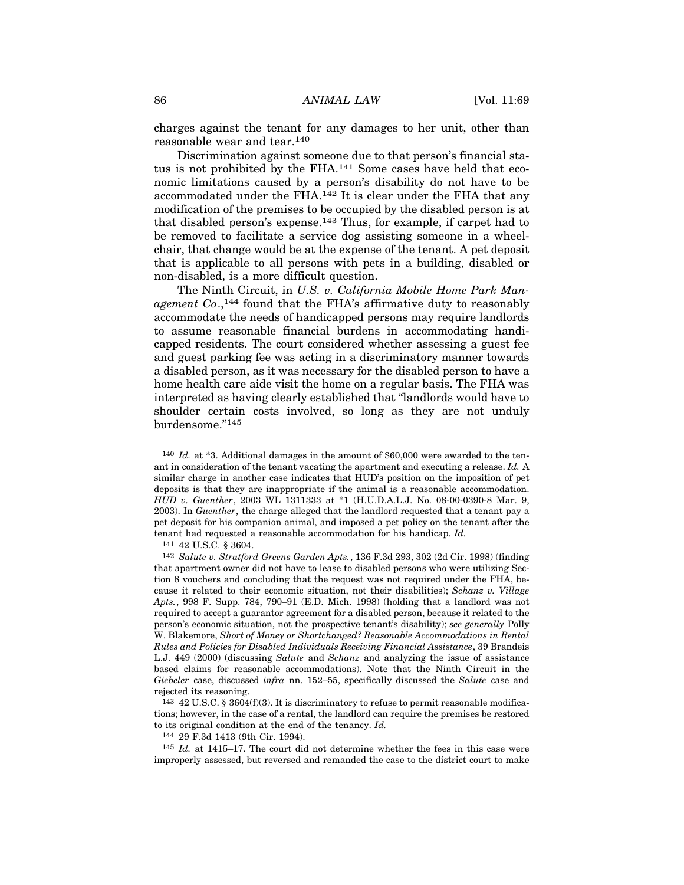charges against the tenant for any damages to her unit, other than reasonable wear and tear.[140]

Discrimination against someone due to that person's financial status is not prohibited by the FHA.[141] Some cases have held that economic limitations caused by a person's disability do not have to be accommodated under the FHA.[142] It is clear under the FHA that any modification of the premises to be occupied by the disabled person is at that disabled person's expense.[143] Thus, for example, if carpet had to be removed to facilitate a service dog assisting someone in a wheelchair, that change would be at the expense of the tenant. A pet deposit that is applicable to all persons with pets in a building, disabled or non-disabled, is a more difficult question.

The Ninth Circuit, in *U.S. v. California Mobile Home Park Management Co.*,[144] found that the FHA's affirmative duty to reasonably accommodate the needs of handicapped persons may require landlords to assume reasonable financial burdens in accommodating handicapped residents. The court considered whether assessing a guest fee and guest parking fee was acting in a discriminatory manner towards a disabled person, as it was necessary for the disabled person to have a home health care aide visit the home on a regular basis. The FHA was interpreted as having clearly established that "landlords would have to shoulder certain costs involved, so long as they are not unduly burdensome."[145]

---

[140] *Id.* at *3. Additional damages in the amount of $60,000 were awarded to the tenant in consideration of the tenant vacating the apartment and executing a release. *Id.* A similar charge in another case indicates that HUD's position on the imposition of pet deposits is that they are inappropriate if the animal is a reasonable accommodation. *HUD v. Guenther*, 2003 WL 1311333 at *1 (H.U.D.A.L.J. No. 08-00-0390-8 Mar. 9, 2003). In *Guenther*, the charge alleged that the landlord requested that a tenant pay a pet deposit for his companion animal, and imposed a pet policy on the tenant after the tenant had requested a reasonable accommodation for his handicap. *Id.*

[141] 42 U.S.C. § 3604.

[142] *Salute v. Stratford Greens Garden Apts.*, 136 F.3d 293, 302 (2d Cir. 1998) (finding that apartment owner did not have to lease to disabled persons who were utilizing Section 8 vouchers and concluding that the request was not required under the FHA, because it related to their economic situation, not their disabilities); *Schanz v. Village Apts.*, 998 F. Supp. 784, 790–91 (E.D. Mich. 1998) (holding that a landlord was not required to accept a guarantor agreement for a disabled person, because it related to the person's economic situation, not the prospective tenant's disability); *see generally* Polly W. Blakemore, *Short of Money or Shortchanged? Reasonable Accommodations in Rental Rules and Policies for Disabled Individuals Receiving Financial Assistance*, 39 Brandeis L.J. 449 (2000) (discussing *Salute* and *Schanz* and analyzing the issue of assistance based claims for reasonable accommodations). Note that the Ninth Circuit in the *Giebeler* case, discussed *infra* nn. 152–55, specifically discussed the *Salute* case and rejected its reasoning.

[143] 42 U.S.C. § 3604(f)(3). It is discriminatory to refuse to permit reasonable modifications; however, in the case of a rental, the landlord can require the premises be restored to its original condition at the end of the tenancy. *Id.*

[144] 29 F.3d 1413 (9th Cir. 1994).

[145] *Id.* at 1415–17. The court did not determine whether the fees in this case were improperly assessed, but reversed and remanded the case to the district court to make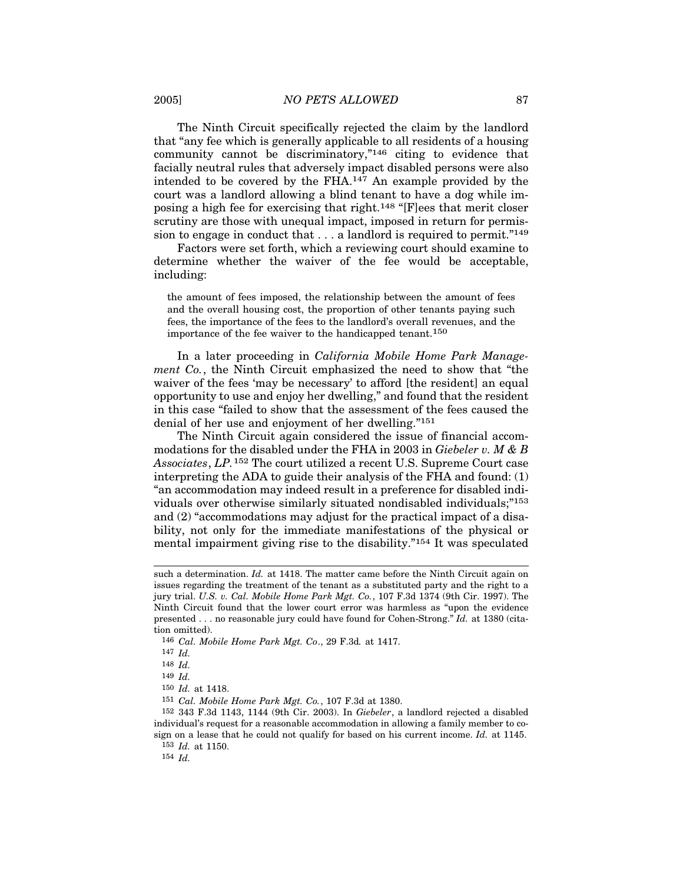The Ninth Circuit specifically rejected the claim by the landlord that "any fee which is generally applicable to all residents of a housing community cannot be discriminatory,"[146] citing to evidence that facially neutral rules that adversely impact disabled persons were also intended to be covered by the FHA.[147] An example provided by the court was a landlord allowing a blind tenant to have a dog while imposing a high fee for exercising that right.[148] "[F]ees that merit closer scrutiny are those with unequal impact, imposed in return for permission to engage in conduct that . . . a landlord is required to permit."[149]

Factors were set forth, which a reviewing court should examine to determine whether the waiver of the fee would be acceptable, including:

> the amount of fees imposed, the relationship between the amount of fees and the overall housing cost, the proportion of other tenants paying such fees, the importance of the fees to the landlord's overall revenues, and the importance of the fee waiver to the handicapped tenant.[150]

In a later proceeding in *California Mobile Home Park Management Co.*, the Ninth Circuit emphasized the need to show that "the waiver of the fees 'may be necessary' to afford [the resident] an equal opportunity to use and enjoy her dwelling," and found that the resident in this case "failed to show that the assessment of the fees caused the denial of her use and enjoyment of her dwelling."[151]

The Ninth Circuit again considered the issue of financial accommodations for the disabled under the FHA in 2003 in *Giebeler v. M & B Associates*, *LP.*[152] The court utilized a recent U.S. Supreme Court case interpreting the ADA to guide their analysis of the FHA and found: (1) "an accommodation may indeed result in a preference for disabled individuals over otherwise similarly situated nondisabled individuals;"[153] and (2) "accommodations may adjust for the practical impact of a disability, not only for the immediate manifestations of the physical or mental impairment giving rise to the disability."[154] It was speculated

---

such a determination. *Id.* at 1418. The matter came before the Ninth Circuit again on issues regarding the treatment of the tenant as a substituted party and the right to a jury trial. *U.S. v. Cal. Mobile Home Park Mgt. Co.*, 107 F.3d 1374 (9th Cir. 1997). The Ninth Circuit found that the lower court error was harmless as "upon the evidence presented . . . no reasonable jury could have found for Cohen-Strong." *Id.* at 1380 (citation omitted).

[146] *Cal. Mobile Home Park Mgt. Co*., 29 F.3d*.* at 1417.

[147] *Id.*

[148] *Id.*

[149] *Id.*

[150] *Id.* at 1418.

[151] *Cal. Mobile Home Park Mgt. Co.*, 107 F.3d at 1380.

[152] 343 F.3d 1143, 1144 (9th Cir. 2003). In *Giebeler*, a landlord rejected a disabled individual's request for a reasonable accommodation in allowing a family member to cosign on a lease that he could not qualify for based on his current income. *Id.* at 1145.

[153] *Id.* at 1150.

[154] *Id.*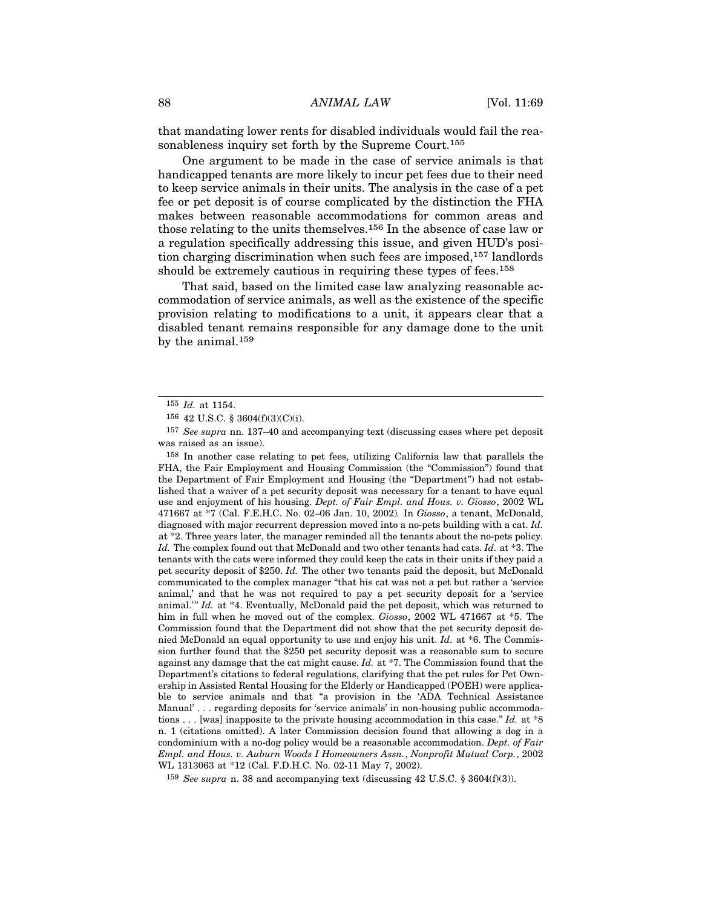that mandating lower rents for disabled individuals would fail the reasonableness inquiry set forth by the Supreme Court.[155]

One argument to be made in the case of service animals is that handicapped tenants are more likely to incur pet fees due to their need to keep service animals in their units. The analysis in the case of a pet fee or pet deposit is of course complicated by the distinction the FHA makes between reasonable accommodations for common areas and those relating to the units themselves.[156] In the absence of case law or a regulation specifically addressing this issue, and given HUD's position charging discrimination when such fees are imposed,[157] landlords should be extremely cautious in requiring these types of fees.[158]

That said, based on the limited case law analyzing reasonable accommodation of service animals, as well as the existence of the specific provision relating to modifications to a unit, it appears clear that a disabled tenant remains responsible for any damage done to the unit by the animal.[159]

---

[155] *Id.* at 1154.

[156] 42 U.S.C. § 3604(f)(3)(C)(i).

[157] *See supra* nn. 137–40 and accompanying text (discussing cases where pet deposit was raised as an issue).

[158] In another case relating to pet fees, utilizing California law that parallels the FHA, the Fair Employment and Housing Commission (the "Commission") found that the Department of Fair Employment and Housing (the "Department") had not established that a waiver of a pet security deposit was necessary for a tenant to have equal use and enjoyment of his housing. *Dept. of Fair Empl. and Hous. v. Giosso*, 2002 WL 471667 at *7 (Cal. F.E.H.C. No. 02–06 Jan. 10, 2002). In *Giosso*, a tenant, McDonald, diagnosed with major recurrent depression moved into a no-pets building with a cat. *Id.* at *2. Three years later, the manager reminded all the tenants about the no-pets policy. *Id.* The complex found out that McDonald and two other tenants had cats. *Id.* at *3. The tenants with the cats were informed they could keep the cats in their units if they paid a pet security deposit of $250. *Id.* The other two tenants paid the deposit, but McDonald communicated to the complex manager "that his cat was not a pet but rather a 'service animal,' and that he was not required to pay a pet security deposit for a 'service animal.'" *Id.* at *4. Eventually, McDonald paid the pet deposit, which was returned to him in full when he moved out of the complex. *Giosso*, 2002 WL 471667 at *5. The Commission found that the Department did not show that the pet security deposit denied McDonald an equal opportunity to use and enjoy his unit. *Id.* at *6. The Commission further found that the $250 pet security deposit was a reasonable sum to secure against any damage that the cat might cause. *Id.* at *7. The Commission found that the Department's citations to federal regulations, clarifying that the pet rules for Pet Ownership in Assisted Rental Housing for the Elderly or Handicapped (POEH) were applicable to service animals and that "a provision in the 'ADA Technical Assistance Manual' . . . regarding deposits for 'service animals' in non-housing public accommodations . . . [was] inapposite to the private housing accommodation in this case." *Id.* at *8 n. 1 (citations omitted). A later Commission decision found that allowing a dog in a condominium with a no-dog policy would be a reasonable accommodation. *Dept. of Fair Empl. and Hous. v. Auburn Woods I Homeowners Assn., Nonprofit Mutual Corp.*, 2002 WL 1313063 at *12 (Cal. F.D.H.C. No. 02-11 May 7, 2002).

[159] *See supra* n. 38 and accompanying text (discussing 42 U.S.C. § 3604(f)(3)).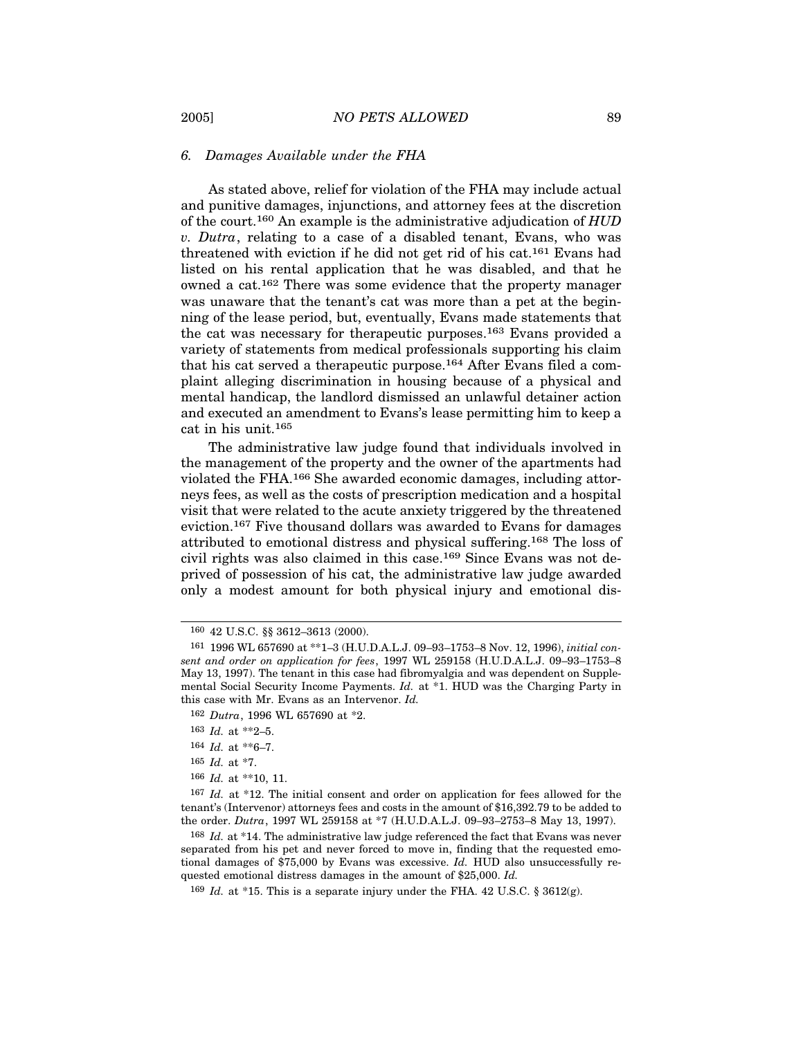### *6. Damages Available under the FHA*

As stated above, relief for violation of the FHA may include actual and punitive damages, injunctions, and attorney fees at the discretion of the court.[160] An example is the administrative adjudication of *HUD v. Dutra*, relating to a case of a disabled tenant, Evans, who was threatened with eviction if he did not get rid of his cat.[161] Evans had listed on his rental application that he was disabled, and that he owned a cat.[162] There was some evidence that the property manager was unaware that the tenant's cat was more than a pet at the beginning of the lease period, but, eventually, Evans made statements that the cat was necessary for therapeutic purposes.[163] Evans provided a variety of statements from medical professionals supporting his claim that his cat served a therapeutic purpose.[164] After Evans filed a complaint alleging discrimination in housing because of a physical and mental handicap, the landlord dismissed an unlawful detainer action and executed an amendment to Evans's lease permitting him to keep a cat in his unit.[165]

The administrative law judge found that individuals involved in the management of the property and the owner of the apartments had violated the FHA.[166] She awarded economic damages, including attorneys fees, as well as the costs of prescription medication and a hospital visit that were related to the acute anxiety triggered by the threatened eviction.[167] Five thousand dollars was awarded to Evans for damages attributed to emotional distress and physical suffering.[168] The loss of civil rights was also claimed in this case.[169] Since Evans was not deprived of possession of his cat, the administrative law judge awarded only a modest amount for both physical injury and emotional dis-

---

[160] 42 U.S.C. §§ 3612–3613 (2000).

[161] 1996 WL 657690 at **1–3 (H.U.D.A.L.J. 09–93–1753–8 Nov. 12, 1996), *initial consent and order on application for fees*, 1997 WL 259158 (H.U.D.A.L.J. 09–93–1753–8 May 13, 1997). The tenant in this case had fibromyalgia and was dependent on Supplemental Social Security Income Payments. *Id.* at *1. HUD was the Charging Party in this case with Mr. Evans as an Intervenor. *Id.*

[162] *Dutra*, 1996 WL 657690 at *2.

[163] *Id.* at **2–5.

[164] *Id.* at **6–7.

[165] *Id.* at *7.

[166] *Id.* at **10, 11.

[167] *Id.* at *12. The initial consent and order on application for fees allowed for the tenant's (Intervenor) attorneys fees and costs in the amount of $16,392.79 to be added to the order. *Dutra*, 1997 WL 259158 at *7 (H.U.D.A.L.J. 09–93–2753–8 May 13, 1997).

[168] *Id.* at *14. The administrative law judge referenced the fact that Evans was never separated from his pet and never forced to move in, finding that the requested emotional damages of $75,000 by Evans was excessive. *Id.* HUD also unsuccessfully requested emotional distress damages in the amount of $25,000. *Id.*

[169] *Id.* at *15. This is a separate injury under the FHA. 42 U.S.C. § 3612(g).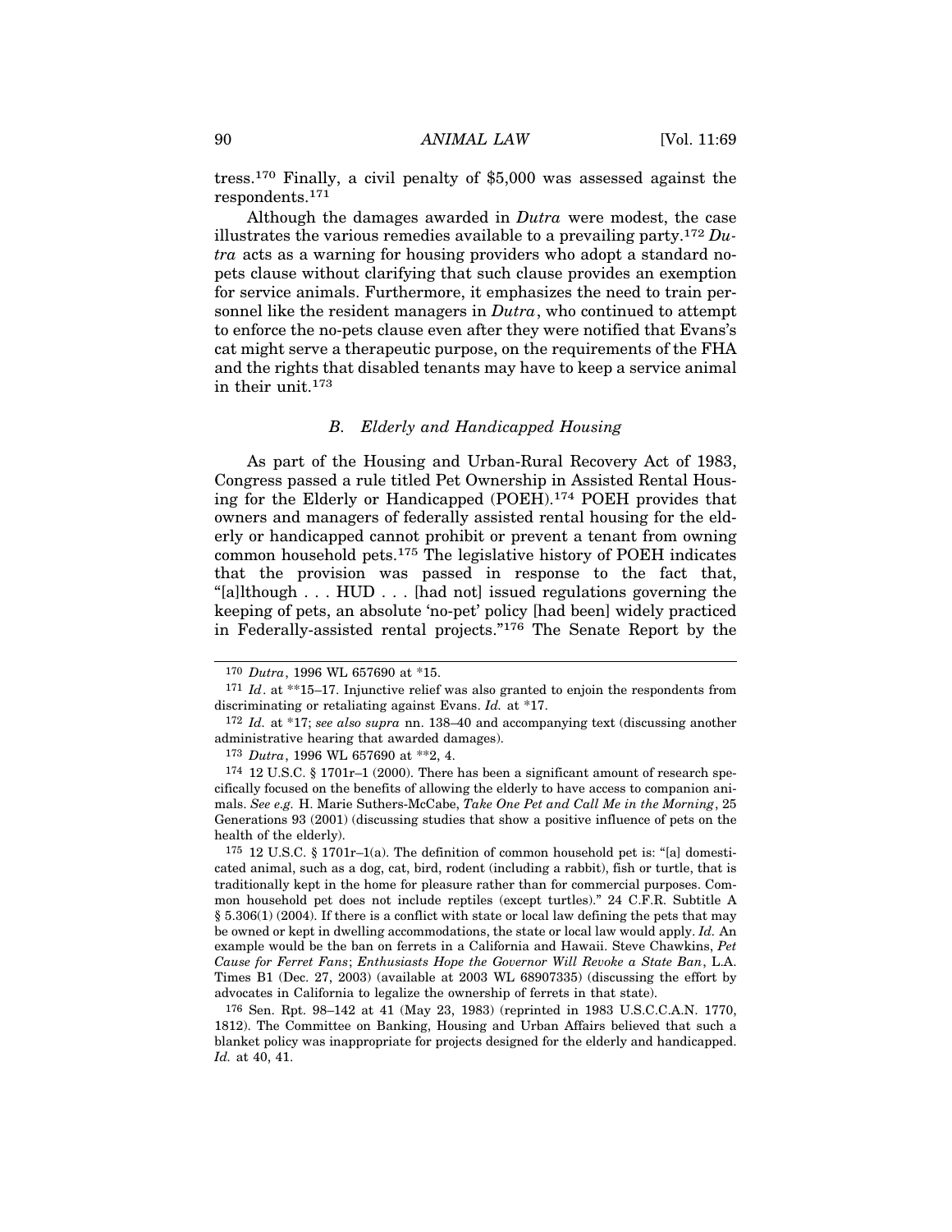tress.[170] Finally, a civil penalty of $5,000 was assessed against the respondents.[171]

Although the damages awarded in *Dutra* were modest, the case illustrates the various remedies available to a prevailing party.[172] *Dutra* acts as a warning for housing providers who adopt a standard no-pets clause without clarifying that such clause provides an exemption for service animals. Furthermore, it emphasizes the need to train personnel like the resident managers in *Dutra*, who continued to attempt to enforce the no-pets clause even after they were notified that Evans's cat might serve a therapeutic purpose, on the requirements of the FHA and the rights that disabled tenants may have to keep a service animal in their unit.[173]

### *B. Elderly and Handicapped Housing*

As part of the Housing and Urban-Rural Recovery Act of 1983, Congress passed a rule titled Pet Ownership in Assisted Rental Housing for the Elderly or Handicapped (POEH).[174] POEH provides that owners and managers of federally assisted rental housing for the elderly or handicapped cannot prohibit or prevent a tenant from owning common household pets.[175] The legislative history of POEH indicates that the provision was passed in response to the fact that, "[a]lthough . . . HUD . . . [had not] issued regulations governing the keeping of pets, an absolute 'no-pet' policy [had been] widely practiced in Federally-assisted rental projects."[176] The Senate Report by the

---

[170] *Dutra*, 1996 WL 657690 at *15.

[171] *Id.* at **15–17. Injunctive relief was also granted to enjoin the respondents from discriminating or retaliating against Evans. *Id.* at *17.

[172] *Id.* at *17; *see also supra* nn. 138–40 and accompanying text (discussing another administrative hearing that awarded damages).

[173] *Dutra*, 1996 WL 657690 at **2, 4.

[174] 12 U.S.C. § 1701r–1 (2000). There has been a significant amount of research specifically focused on the benefits of allowing the elderly to have access to companion animals. *See e.g.* H. Marie Suthers-McCabe, *Take One Pet and Call Me in the Morning*, 25 Generations 93 (2001) (discussing studies that show a positive influence of pets on the health of the elderly).

[175] 12 U.S.C. § 1701r–1(a). The definition of common household pet is: "[a] domesticated animal, such as a dog, cat, bird, rodent (including a rabbit), fish or turtle, that is traditionally kept in the home for pleasure rather than for commercial purposes. Common household pet does not include reptiles (except turtles)." 24 C.F.R. Subtitle A § 5.306(1) (2004). If there is a conflict with state or local law defining the pets that may be owned or kept in dwelling accommodations, the state or local law would apply. *Id.* An example would be the ban on ferrets in a California and Hawaii. Steve Chawkins, *Pet Cause for Ferret Fans*; *Enthusiasts Hope the Governor Will Revoke a State Ban*, L.A. Times B1 (Dec. 27, 2003) (available at 2003 WL 68907335) (discussing the effort by advocates in California to legalize the ownership of ferrets in that state).

[176] Sen. Rpt. 98–142 at 41 (May 23, 1983) (reprinted in 1983 U.S.C.C.A.N. 1770, 1812). The Committee on Banking, Housing and Urban Affairs believed that such a blanket policy was inappropriate for projects designed for the elderly and handicapped. *Id.* at 40, 41.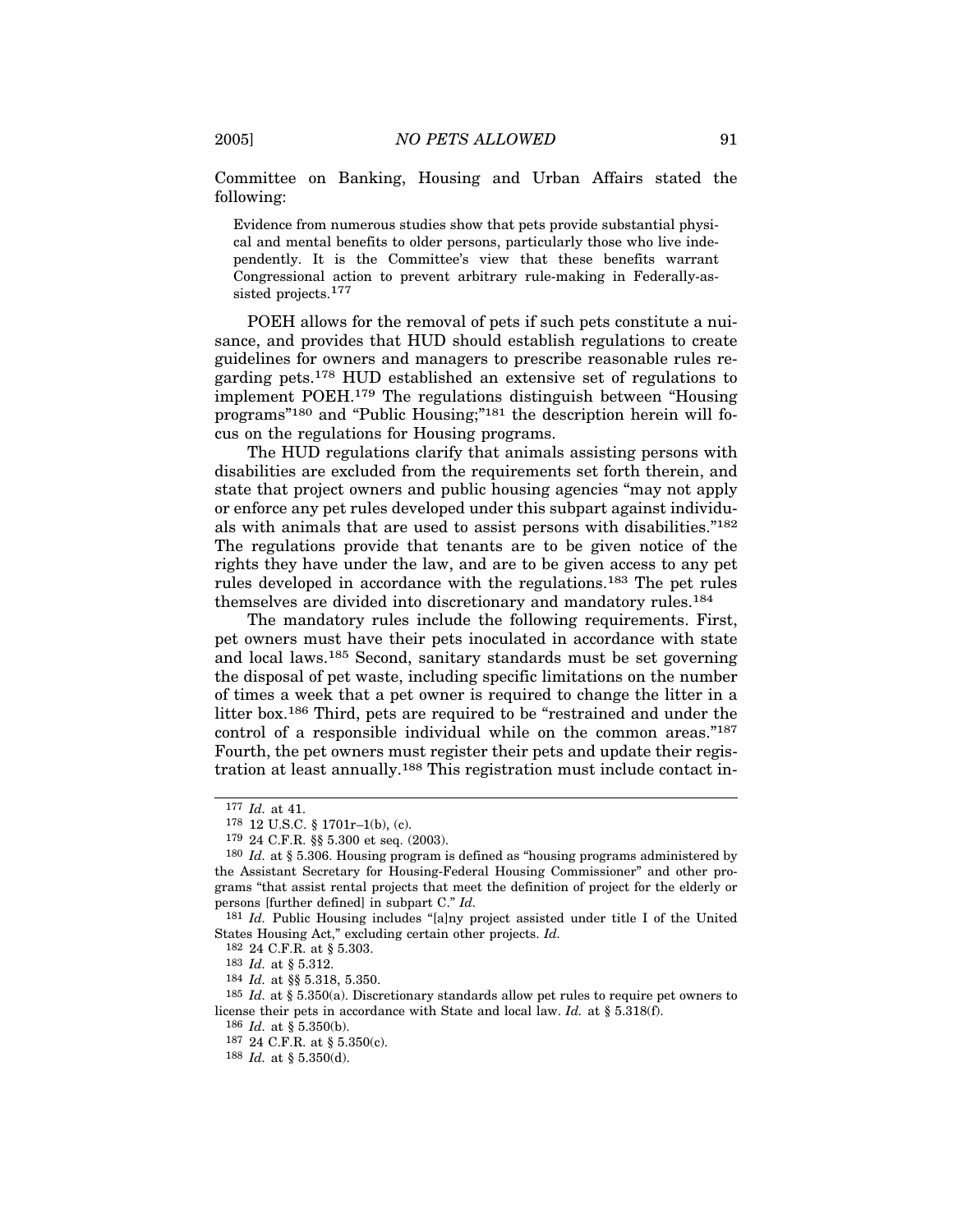Committee on Banking, Housing and Urban Affairs stated the following:

> Evidence from numerous studies show that pets provide substantial physical and mental benefits to older persons, particularly those who live independently. It is the Committee's view that these benefits warrant Congressional action to prevent arbitrary rule-making in Federally-assisted projects.[177]

POEH allows for the removal of pets if such pets constitute a nuisance, and provides that HUD should establish regulations to create guidelines for owners and managers to prescribe reasonable rules regarding pets.[178] HUD established an extensive set of regulations to implement POEH.[179] The regulations distinguish between "Housing programs"[180] and "Public Housing;"[181] the description herein will focus on the regulations for Housing programs.

The HUD regulations clarify that animals assisting persons with disabilities are excluded from the requirements set forth therein, and state that project owners and public housing agencies "may not apply or enforce any pet rules developed under this subpart against individuals with animals that are used to assist persons with disabilities."[182] The regulations provide that tenants are to be given notice of the rights they have under the law, and are to be given access to any pet rules developed in accordance with the regulations.[183] The pet rules themselves are divided into discretionary and mandatory rules.[184]

The mandatory rules include the following requirements. First, pet owners must have their pets inoculated in accordance with state and local laws.[185] Second, sanitary standards must be set governing the disposal of pet waste, including specific limitations on the number of times a week that a pet owner is required to change the litter in a litter box.[186] Third, pets are required to be "restrained and under the control of a responsible individual while on the common areas."[187] Fourth, the pet owners must register their pets and update their registration at least annually.[188] This registration must include contact in-

---

[177] *Id.* at 41.

[178] 12 U.S.C. § 1701r–1(b), (c).

[179] 24 C.F.R. §§ 5.300 et seq. (2003).

[180] *Id.* at § 5.306. Housing program is defined as "housing programs administered by the Assistant Secretary for Housing-Federal Housing Commissioner" and other programs "that assist rental projects that meet the definition of project for the elderly or persons [further defined] in subpart C." *Id.*

[181] *Id.* Public Housing includes "[a]ny project assisted under title I of the United States Housing Act," excluding certain other projects. *Id.*

[182] 24 C.F.R. at § 5.303.

[183] *Id.* at § 5.312.

[184] *Id.* at §§ 5.318, 5.350.

[185] *Id.* at § 5.350(a). Discretionary standards allow pet rules to require pet owners to license their pets in accordance with State and local law. *Id.* at § 5.318(f).

[186] *Id.* at § 5.350(b).

[187] 24 C.F.R. at § 5.350(c).

[188] *Id.* at § 5.350(d).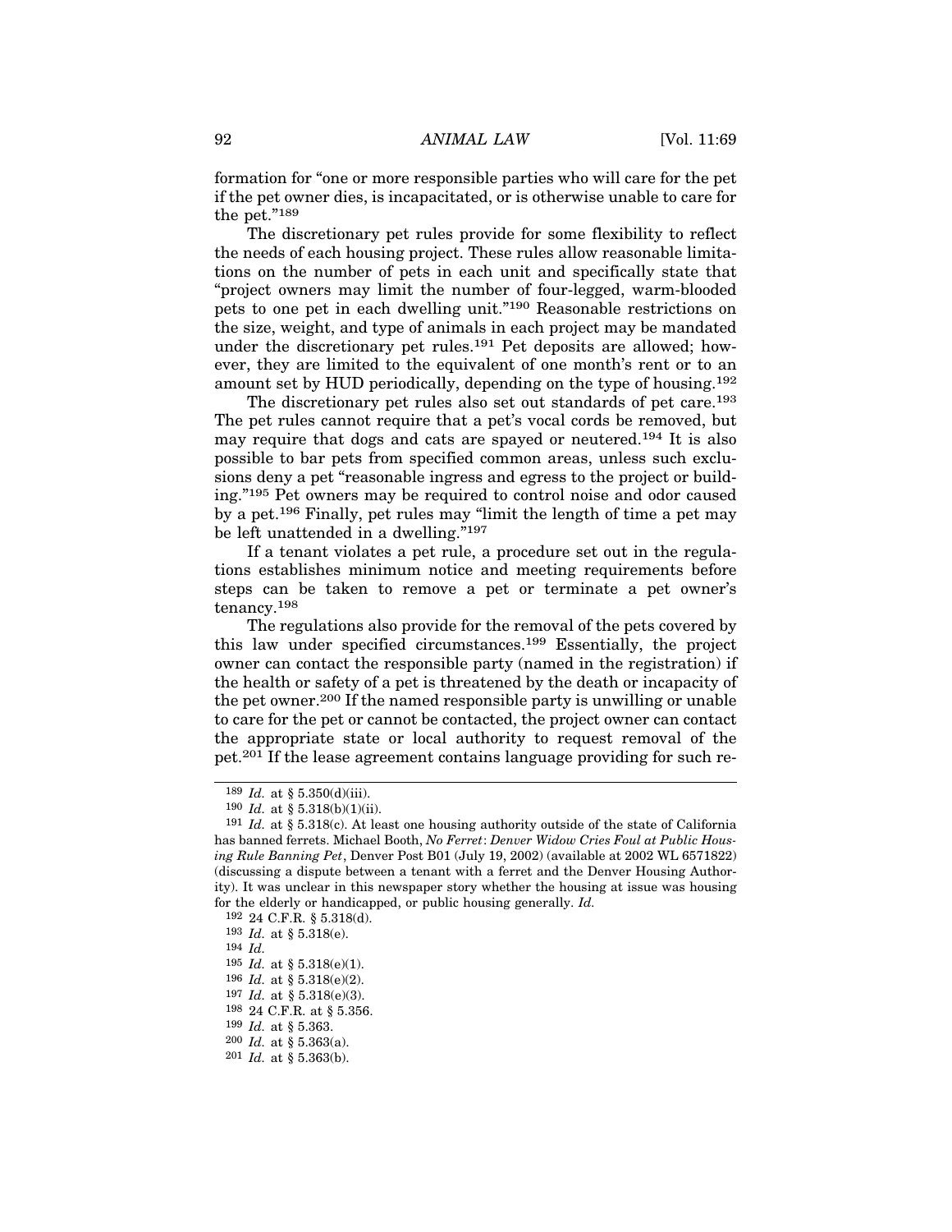formation for "one or more responsible parties who will care for the pet if the pet owner dies, is incapacitated, or is otherwise unable to care for the pet."[189]

The discretionary pet rules provide for some flexibility to reflect the needs of each housing project. These rules allow reasonable limitations on the number of pets in each unit and specifically state that "project owners may limit the number of four-legged, warm-blooded pets to one pet in each dwelling unit."[190] Reasonable restrictions on the size, weight, and type of animals in each project may be mandated under the discretionary pet rules.[191] Pet deposits are allowed; however, they are limited to the equivalent of one month's rent or to an amount set by HUD periodically, depending on the type of housing.[192]

The discretionary pet rules also set out standards of pet care.[193] The pet rules cannot require that a pet's vocal cords be removed, but may require that dogs and cats are spayed or neutered.[194] It is also possible to bar pets from specified common areas, unless such exclusions deny a pet "reasonable ingress and egress to the project or building."[195] Pet owners may be required to control noise and odor caused by a pet.[196] Finally, pet rules may "limit the length of time a pet may be left unattended in a dwelling."[197]

If a tenant violates a pet rule, a procedure set out in the regulations establishes minimum notice and meeting requirements before steps can be taken to remove a pet or terminate a pet owner's tenancy.[198]

The regulations also provide for the removal of the pets covered by this law under specified circumstances.[199] Essentially, the project owner can contact the responsible party (named in the registration) if the health or safety of a pet is threatened by the death or incapacity of the pet owner.[200] If the named responsible party is unwilling or unable to care for the pet or cannot be contacted, the project owner can contact the appropriate state or local authority to request removal of the pet.[201] If the lease agreement contains language providing for such re-

---

[189] *Id.* at § 5.350(d)(iii).

[190] *Id.* at § 5.318(b)(1)(ii).

[191] *Id.* at § 5.318(c). At least one housing authority outside of the state of California has banned ferrets. Michael Booth, *No Ferret*: *Denver Widow Cries Foul at Public Housing Rule Banning Pet*, Denver Post B01 (July 19, 2002) (available at 2002 WL 6571822) (discussing a dispute between a tenant with a ferret and the Denver Housing Authority). It was unclear in this newspaper story whether the housing at issue was housing for the elderly or handicapped, or public housing generally. *Id.*

[192] 24 C.F.R. § 5.318(d).

[193] *Id.* at § 5.318(e).

[194] *Id.*

[195] *Id.* at § 5.318(e)(1).

[196] *Id.* at § 5.318(e)(2).

[197] *Id.* at § 5.318(e)(3).

[198] 24 C.F.R. at § 5.356.

[199] *Id.* at § 5.363.

[200] *Id.* at § 5.363(a).

[201] *Id.* at § 5.363(b).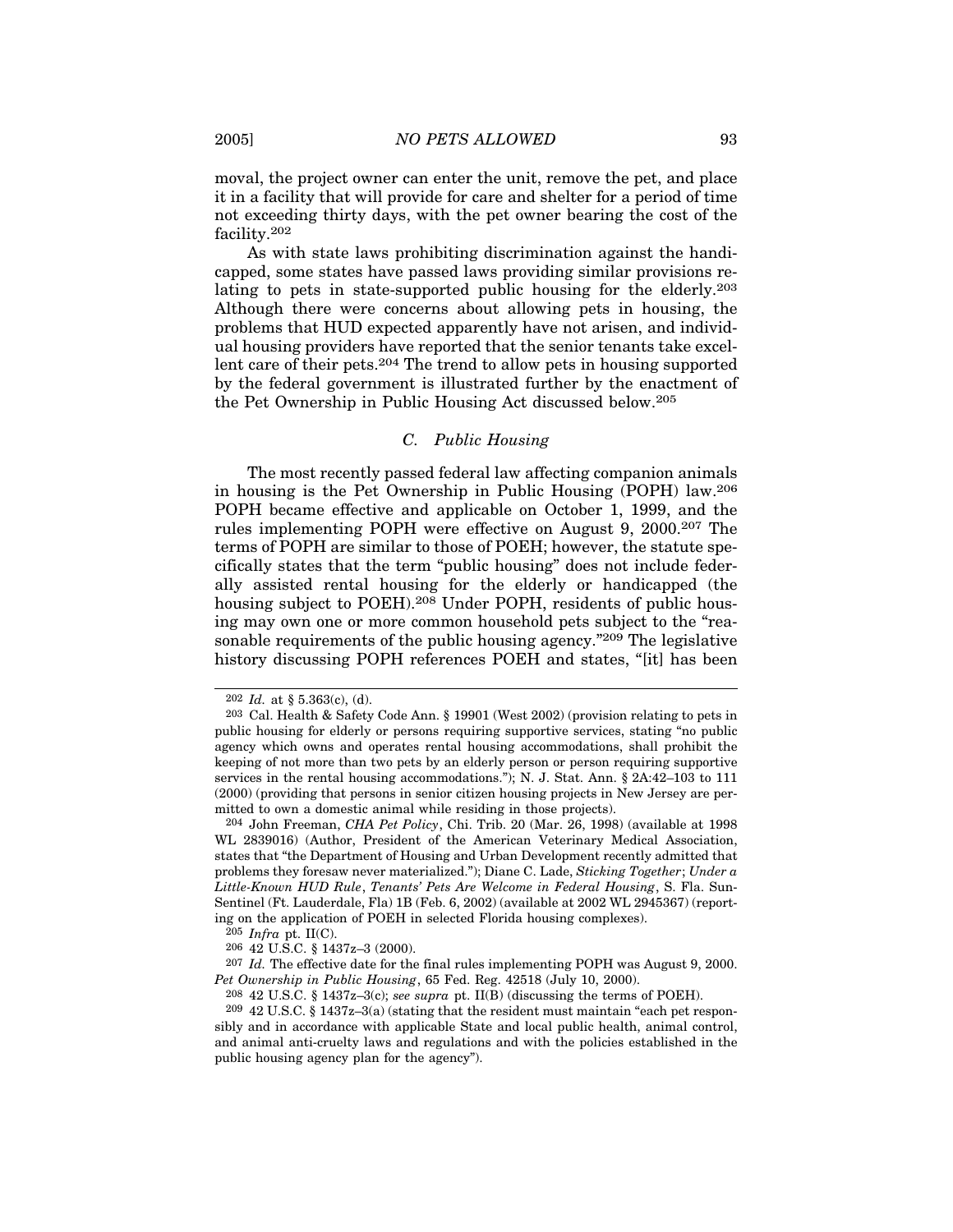moval, the project owner can enter the unit, remove the pet, and place it in a facility that will provide for care and shelter for a period of time not exceeding thirty days, with the pet owner bearing the cost of the facility.[202]

As with state laws prohibiting discrimination against the handicapped, some states have passed laws providing similar provisions relating to pets in state-supported public housing for the elderly.[203] Although there were concerns about allowing pets in housing, the problems that HUD expected apparently have not arisen, and individual housing providers have reported that the senior tenants take excellent care of their pets.[204] The trend to allow pets in housing supported by the federal government is illustrated further by the enactment of the Pet Ownership in Public Housing Act discussed below.[205]

### *C. Public Housing*

The most recently passed federal law affecting companion animals in housing is the Pet Ownership in Public Housing (POPH) law.[206] POPH became effective and applicable on October 1, 1999, and the rules implementing POPH were effective on August 9, 2000.[207] The terms of POPH are similar to those of POEH; however, the statute specifically states that the term "public housing" does not include federally assisted rental housing for the elderly or handicapped (the housing subject to POEH).[208] Under POPH, residents of public housing may own one or more common household pets subject to the "reasonable requirements of the public housing agency."[209] The legislative history discussing POPH references POEH and states, "[it] has been

---

[202] *Id.* at § 5.363(c), (d).

[203] Cal. Health & Safety Code Ann. § 19901 (West 2002) (provision relating to pets in public housing for elderly or persons requiring supportive services, stating "no public agency which owns and operates rental housing accommodations, shall prohibit the keeping of not more than two pets by an elderly person or person requiring supportive services in the rental housing accommodations."); N. J. Stat. Ann. § 2A:42–103 to 111 (2000) (providing that persons in senior citizen housing projects in New Jersey are permitted to own a domestic animal while residing in those projects).

[204] John Freeman, *CHA Pet Policy*, Chi. Trib. 20 (Mar. 26, 1998) (available at 1998 WL 2839016) (Author, President of the American Veterinary Medical Association, states that "the Department of Housing and Urban Development recently admitted that problems they foresaw never materialized."); Diane C. Lade, *Sticking Together*; *Under a Little-Known HUD Rule*, *Tenants' Pets Are Welcome in Federal Housing*, S. Fla. Sun-Sentinel (Ft. Lauderdale, Fla) 1B (Feb. 6, 2002) (available at 2002 WL 2945367) (reporting on the application of POEH in selected Florida housing complexes).

[205] *Infra* pt. II(C).

[206] 42 U.S.C. § 1437z–3 (2000).

[207] *Id.* The effective date for the final rules implementing POPH was August 9, 2000. *Pet Ownership in Public Housing*, 65 Fed. Reg. 42518 (July 10, 2000).

[208] 42 U.S.C. § 1437z–3(c); *see supra* pt. II(B) (discussing the terms of POEH).

[209] 42 U.S.C. § 1437z–3(a) (stating that the resident must maintain "each pet responsibly and in accordance with applicable State and local public health, animal control, and animal anti-cruelty laws and regulations and with the policies established in the public housing agency plan for the agency").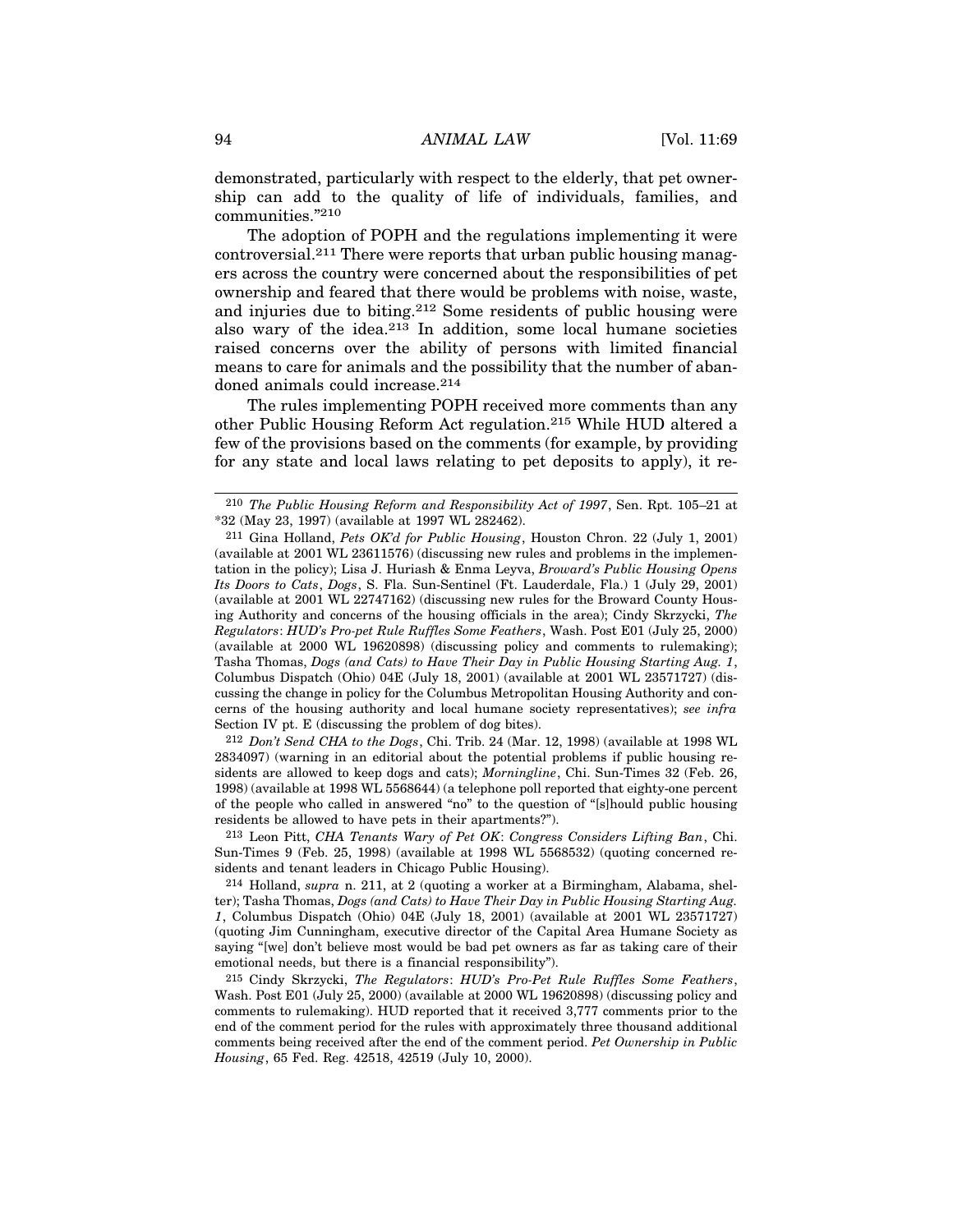demonstrated, particularly with respect to the elderly, that pet ownership can add to the quality of life of individuals, families, and communities."[210]

The adoption of POPH and the regulations implementing it were controversial.[211] There were reports that urban public housing managers across the country were concerned about the responsibilities of pet ownership and feared that there would be problems with noise, waste, and injuries due to biting.[212] Some residents of public housing were also wary of the idea.[213] In addition, some local humane societies raised concerns over the ability of persons with limited financial means to care for animals and the possibility that the number of abandoned animals could increase.[214]

The rules implementing POPH received more comments than any other Public Housing Reform Act regulation.[215] While HUD altered a few of the provisions based on the comments (for example, by providing for any state and local laws relating to pet deposits to apply), it re-

---

[210] *The Public Housing Reform and Responsibility Act of 1997*, Sen. Rpt. 105–21 at *32 (May 23, 1997) (available at 1997 WL 282462).

[211] Gina Holland, *Pets OK'd for Public Housing*, Houston Chron. 22 (July 1, 2001) (available at 2001 WL 23611576) (discussing new rules and problems in the implementation in the policy); Lisa J. Huriash & Enma Leyva, *Broward's Public Housing Opens Its Doors to Cats, Dogs*, S. Fla. Sun-Sentinel (Ft. Lauderdale, Fla.) 1 (July 29, 2001) (available at 2001 WL 22747162) (discussing new rules for the Broward County Housing Authority and concerns of the housing officials in the area); Cindy Skrzycki, *The Regulators*: *HUD's Pro-pet Rule Ruffles Some Feathers*, Wash. Post E01 (July 25, 2000) (available at 2000 WL 19620898) (discussing policy and comments to rulemaking); Tasha Thomas, *Dogs (and Cats) to Have Their Day in Public Housing Starting Aug. 1*, Columbus Dispatch (Ohio) 04E (July 18, 2001) (available at 2001 WL 23571727) (discussing the change in policy for the Columbus Metropolitan Housing Authority and concerns of the housing authority and local humane society representatives); *see infra* Section IV pt. E (discussing the problem of dog bites).

[212] *Don't Send CHA to the Dogs*, Chi. Trib. 24 (Mar. 12, 1998) (available at 1998 WL 2834097) (warning in an editorial about the potential problems if public housing residents are allowed to keep dogs and cats); *Morningline*, Chi. Sun-Times 32 (Feb. 26, 1998) (available at 1998 WL 5568644) (a telephone poll reported that eighty-one percent of the people who called in answered "no" to the question of "[s]hould public housing residents be allowed to have pets in their apartments?").

[213] Leon Pitt, *CHA Tenants Wary of Pet OK*: *Congress Considers Lifting Ban*, Chi. Sun-Times 9 (Feb. 25, 1998) (available at 1998 WL 5568532) (quoting concerned residents and tenant leaders in Chicago Public Housing).

[214] Holland, *supra* n. 211, at 2 (quoting a worker at a Birmingham, Alabama, shelter); Tasha Thomas, *Dogs (and Cats) to Have Their Day in Public Housing Starting Aug. 1*, Columbus Dispatch (Ohio) 04E (July 18, 2001) (available at 2001 WL 23571727) (quoting Jim Cunningham, executive director of the Capital Area Humane Society as saying "[we] don't believe most would be bad pet owners as far as taking care of their emotional needs, but there is a financial responsibility").

[215] Cindy Skrzycki, *The Regulators*: *HUD's Pro-Pet Rule Ruffles Some Feathers*, Wash. Post E01 (July 25, 2000) (available at 2000 WL 19620898) (discussing policy and comments to rulemaking). HUD reported that it received 3,777 comments prior to the end of the comment period for the rules with approximately three thousand additional comments being received after the end of the comment period. *Pet Ownership in Public Housing*, 65 Fed. Reg. 42518, 42519 (July 10, 2000).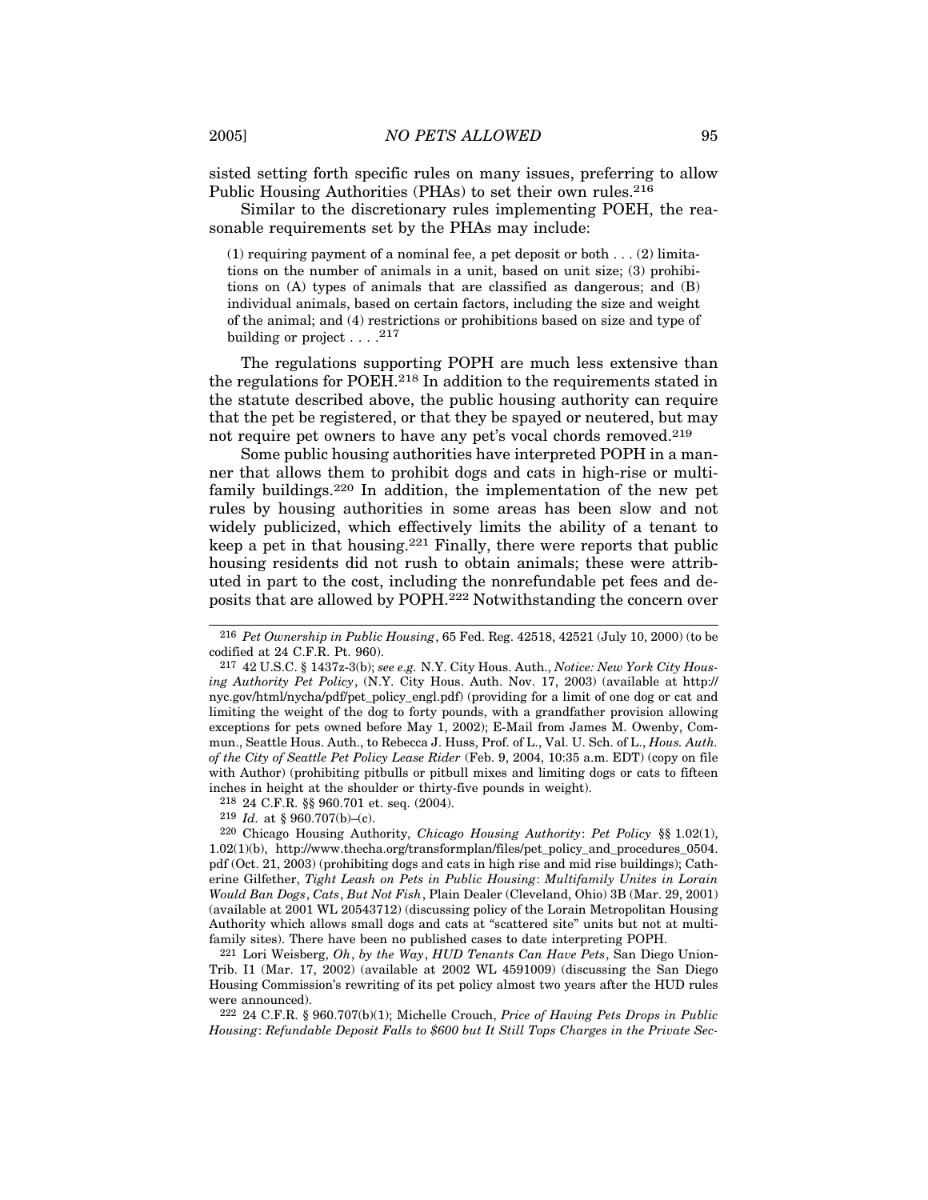sisted setting forth specific rules on many issues, preferring to allow Public Housing Authorities (PHAs) to set their own rules.[216]

Similar to the discretionary rules implementing POEH, the reasonable requirements set by the PHAs may include:

> (1) requiring payment of a nominal fee, a pet deposit or both . . . (2) limitations on the number of animals in a unit, based on unit size; (3) prohibitions on (A) types of animals that are classified as dangerous; and (B) individual animals, based on certain factors, including the size and weight of the animal; and (4) restrictions or prohibitions based on size and type of building or project . . . .[217]

The regulations supporting POPH are much less extensive than the regulations for POEH.[218] In addition to the requirements stated in the statute described above, the public housing authority can require that the pet be registered, or that they be spayed or neutered, but may not require pet owners to have any pet's vocal chords removed.[219]

Some public housing authorities have interpreted POPH in a manner that allows them to prohibit dogs and cats in high-rise or multifamily buildings.[220] In addition, the implementation of the new pet rules by housing authorities in some areas has been slow and not widely publicized, which effectively limits the ability of a tenant to keep a pet in that housing.[221] Finally, there were reports that public housing residents did not rush to obtain animals; these were attributed in part to the cost, including the nonrefundable pet fees and deposits that are allowed by POPH.[222] Notwithstanding the concern over

---

[216] *Pet Ownership in Public Housing*, 65 Fed. Reg. 42518, 42521 (July 10, 2000) (to be codified at 24 C.F.R. Pt. 960).

[217] 42 U.S.C. § 1437z-3(b); *see e.g.* N.Y. City Hous. Auth., *Notice: New York City Housing Authority Pet Policy*, (N.Y. City Hous. Auth. Nov. 17, 2003) (available at http://nyc.gov/html/nycha/pdf/pet_policy_engl.pdf) (providing for a limit of one dog or cat and limiting the weight of the dog to forty pounds, with a grandfather provision allowing exceptions for pets owned before May 1, 2002); E-Mail from James M. Owenby, Commun., Seattle Hous. Auth., to Rebecca J. Huss, Prof. of L., Val. U. Sch. of L., *Hous. Auth. of the City of Seattle Pet Policy Lease Rider* (Feb. 9, 2004, 10:35 a.m. EDT) (copy on file with Author) (prohibiting pitbulls or pitbull mixes and limiting dogs or cats to fifteen inches in height at the shoulder or thirty-five pounds in weight).

[218] 24 C.F.R. §§ 960.701 et. seq. (2004).

[219] *Id.* at § 960.707(b)–(c).

[220] Chicago Housing Authority, *Chicago Housing Authority*: *Pet Policy* §§ 1.02(1), 1.02(1)(b), http://www.thecha.org/transformplan/files/pet_policy_and_procedures_0504.pdf (Oct. 21, 2003) (prohibiting dogs and cats in high rise and mid rise buildings); Catherine Gilfether, *Tight Leash on Pets in Public Housing*: *Multifamily Unites in Lorain Would Ban Dogs*, *Cats*, *But Not Fish*, Plain Dealer (Cleveland, Ohio) 3B (Mar. 29, 2001) (available at 2001 WL 20543712) (discussing policy of the Lorain Metropolitan Housing Authority which allows small dogs and cats at "scattered site" units but not at multifamily sites). There have been no published cases to date interpreting POPH.

[221] Lori Weisberg, *Oh*, *by the Way*, *HUD Tenants Can Have Pets*, San Diego Union-Trib. I1 (Mar. 17, 2002) (available at 2002 WL 4591009) (discussing the San Diego Housing Commission's rewriting of its pet policy almost two years after the HUD rules were announced).

[222] 24 C.F.R. § 960.707(b)(1); Michelle Crouch, *Price of Having Pets Drops in Public Housing*: *Refundable Deposit Falls to $600 but It Still Tops Charges in the Private Sec-*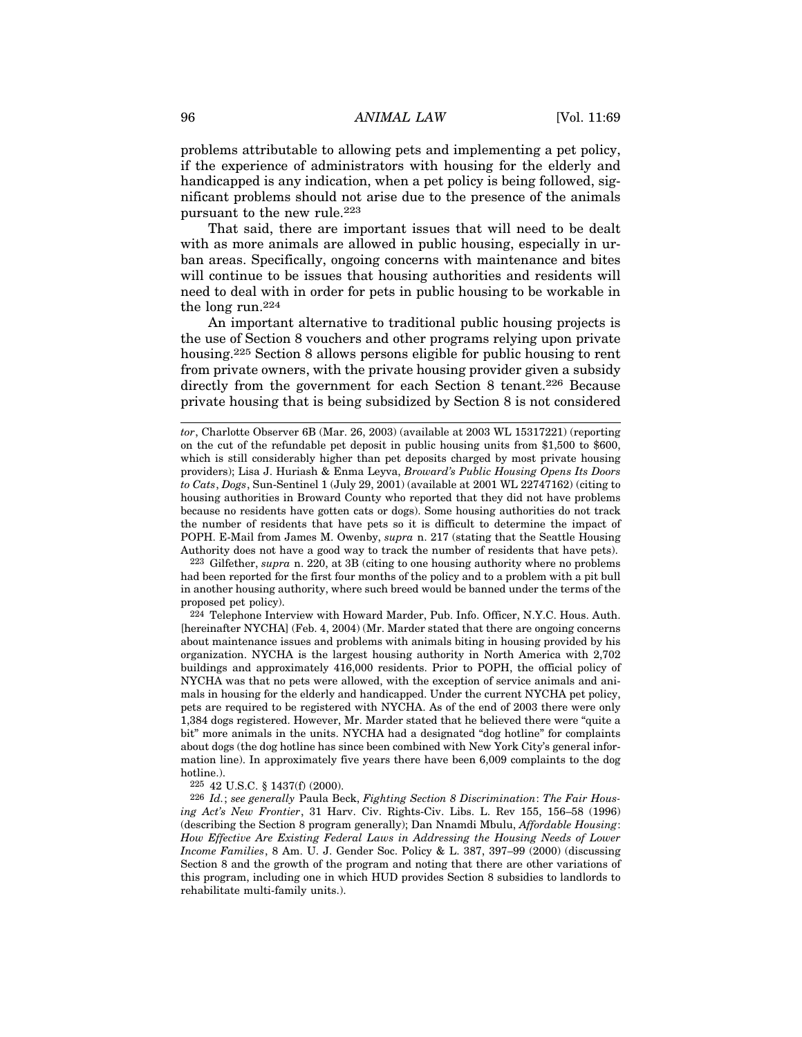problems attributable to allowing pets and implementing a pet policy, if the experience of administrators with housing for the elderly and handicapped is any indication, when a pet policy is being followed, significant problems should not arise due to the presence of the animals pursuant to the new rule.[223]

That said, there are important issues that will need to be dealt with as more animals are allowed in public housing, especially in urban areas. Specifically, ongoing concerns with maintenance and bites will continue to be issues that housing authorities and residents will need to deal with in order for pets in public housing to be workable in the long run.[224]

An important alternative to traditional public housing projects is the use of Section 8 vouchers and other programs relying upon private housing.[225] Section 8 allows persons eligible for public housing to rent from private owners, with the private housing provider given a subsidy directly from the government for each Section 8 tenant.[226] Because private housing that is being subsidized by Section 8 is not considered

---

*tor*, Charlotte Observer 6B (Mar. 26, 2003) (available at 2003 WL 15317221) (reporting on the cut of the refundable pet deposit in public housing units from $1,500 to $600, which is still considerably higher than pet deposits charged by most private housing providers); Lisa J. Huriash & Enma Leyva, *Broward's Public Housing Opens Its Doors to Cats*, *Dogs*, Sun-Sentinel 1 (July 29, 2001) (available at 2001 WL 22747162) (citing to housing authorities in Broward County who reported that they did not have problems because no residents have gotten cats or dogs). Some housing authorities do not track the number of residents that have pets so it is difficult to determine the impact of POPH. E-Mail from James M. Owenby, *supra* n. 217 (stating that the Seattle Housing Authority does not have a good way to track the number of residents that have pets).

[223] Gilfether, *supra* n. 220, at 3B (citing to one housing authority where no problems had been reported for the first four months of the policy and to a problem with a pit bull in another housing authority, where such breed would be banned under the terms of the proposed pet policy).

[224] Telephone Interview with Howard Marder, Pub. Info. Officer, N.Y.C. Hous. Auth. [hereinafter NYCHA] (Feb. 4, 2004) (Mr. Marder stated that there are ongoing concerns about maintenance issues and problems with animals biting in housing provided by his organization. NYCHA is the largest housing authority in North America with 2,702 buildings and approximately 416,000 residents. Prior to POPH, the official policy of NYCHA was that no pets were allowed, with the exception of service animals and animals in housing for the elderly and handicapped. Under the current NYCHA pet policy, pets are required to be registered with NYCHA. As of the end of 2003 there were only 1,384 dogs registered. However, Mr. Marder stated that he believed there were "quite a bit" more animals in the units. NYCHA had a designated "dog hotline" for complaints about dogs (the dog hotline has since been combined with New York City's general information line). In approximately five years there have been 6,009 complaints to the dog hotline.).

[225] 42 U.S.C. § 1437(f) (2000).

[226] *Id.*; *see generally* Paula Beck, *Fighting Section 8 Discrimination*: *The Fair Housing Act's New Frontier*, 31 Harv. Civ. Rights-Civ. Libs. L. Rev 155, 156–58 (1996) (describing the Section 8 program generally); Dan Nnamdi Mbulu, *Affordable Housing*: *How Effective Are Existing Federal Laws in Addressing the Housing Needs of Lower Income Families*, 8 Am. U. J. Gender Soc. Policy & L. 387, 397–99 (2000) (discussing Section 8 and the growth of the program and noting that there are other variations of this program, including one in which HUD provides Section 8 subsidies to landlords to rehabilitate multi-family units.).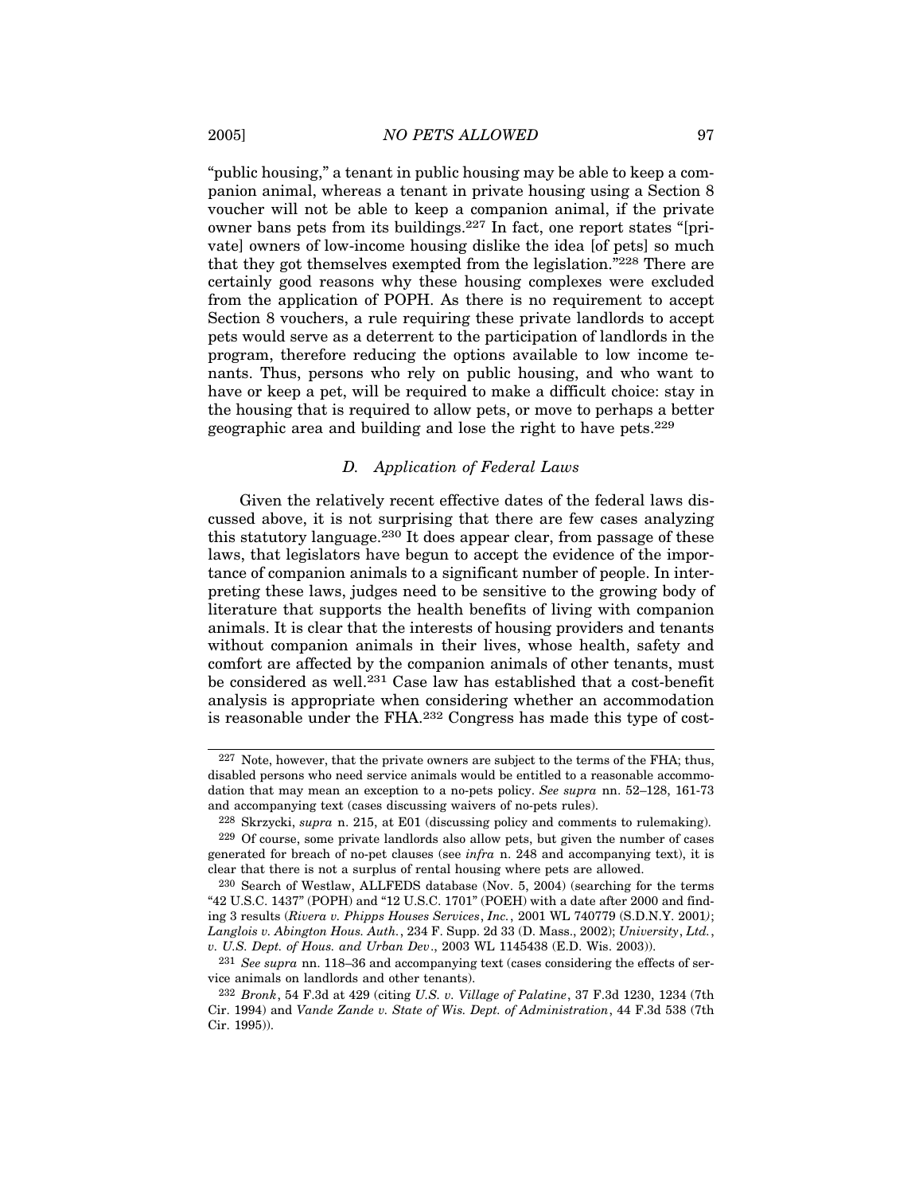"public housing," a tenant in public housing may be able to keep a companion animal, whereas a tenant in private housing using a Section 8 voucher will not be able to keep a companion animal, if the private owner bans pets from its buildings.[227] In fact, one report states "[private] owners of low-income housing dislike the idea [of pets] so much that they got themselves exempted from the legislation."[228] There are certainly good reasons why these housing complexes were excluded from the application of POPH. As there is no requirement to accept Section 8 vouchers, a rule requiring these private landlords to accept pets would serve as a deterrent to the participation of landlords in the program, therefore reducing the options available to low income tenants. Thus, persons who rely on public housing, and who want to have or keep a pet, will be required to make a difficult choice: stay in the housing that is required to allow pets, or move to perhaps a better geographic area and building and lose the right to have pets.[229]

### *D. Application of Federal Laws*

Given the relatively recent effective dates of the federal laws discussed above, it is not surprising that there are few cases analyzing this statutory language.[230] It does appear clear, from passage of these laws, that legislators have begun to accept the evidence of the importance of companion animals to a significant number of people. In interpreting these laws, judges need to be sensitive to the growing body of literature that supports the health benefits of living with companion animals. It is clear that the interests of housing providers and tenants without companion animals in their lives, whose health, safety and comfort are affected by the companion animals of other tenants, must be considered as well.[231] Case law has established that a cost-benefit analysis is appropriate when considering whether an accommodation is reasonable under the FHA.[232] Congress has made this type of cost-

---

[227] Note, however, that the private owners are subject to the terms of the FHA; thus, disabled persons who need service animals would be entitled to a reasonable accommodation that may mean an exception to a no-pets policy. *See supra* nn. 52–128, 161-73 and accompanying text (cases discussing waivers of no-pets rules).

[228] Skrzycki, *supra* n. 215, at E01 (discussing policy and comments to rulemaking).

[229] Of course, some private landlords also allow pets, but given the number of cases generated for breach of no-pet clauses (see *infra* n. 248 and accompanying text), it is clear that there is not a surplus of rental housing where pets are allowed.

[230] Search of Westlaw, ALLFEDS database (Nov. 5, 2004) (searching for the terms "42 U.S.C. 1437" (POPH) and "12 U.S.C. 1701" (POEH) with a date after 2000 and finding 3 results (*Rivera v. Phipps Houses Services*, *Inc.*, 2001 WL 740779 (S.D.N.Y. 2001); *Langlois v. Abington Hous. Auth.*, 234 F. Supp. 2d 33 (D. Mass., 2002); *University*, *Ltd.*, *v. U.S. Dept. of Hous. and Urban Dev*., 2003 WL 1145438 (E.D. Wis. 2003)).

[231] *See supra* nn. 118–36 and accompanying text (cases considering the effects of service animals on landlords and other tenants).

[232] *Bronk*, 54 F.3d at 429 (citing *U.S. v. Village of Palatine*, 37 F.3d 1230, 1234 (7th Cir. 1994) and *Vande Zande v. State of Wis. Dept. of Administration*, 44 F.3d 538 (7th Cir. 1995)).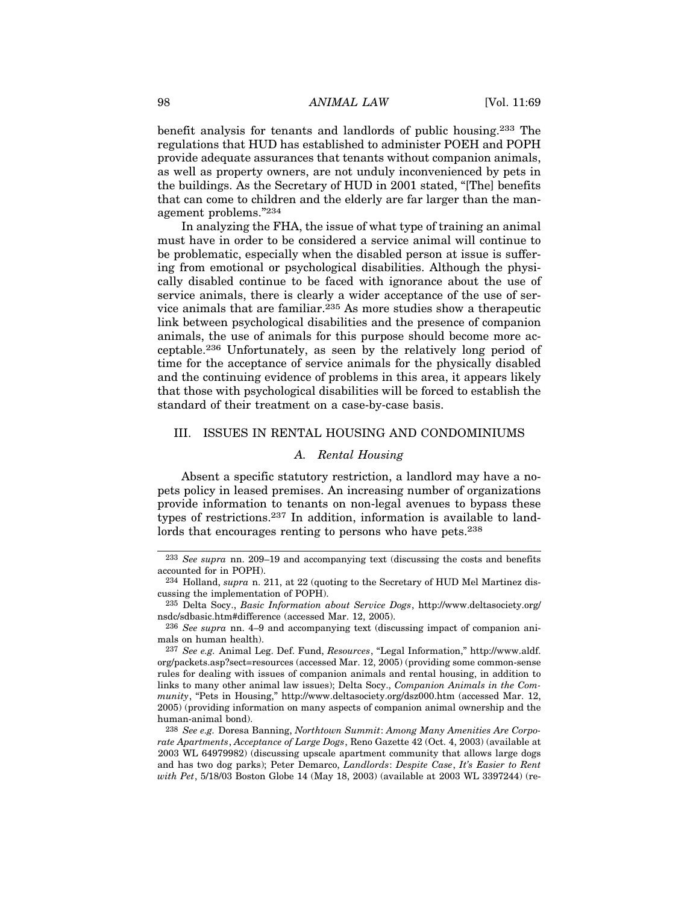benefit analysis for tenants and landlords of public housing.[233] The regulations that HUD has established to administer POEH and POPH provide adequate assurances that tenants without companion animals, as well as property owners, are not unduly inconvenienced by pets in the buildings. As the Secretary of HUD in 2001 stated, "[The] benefits that can come to children and the elderly are far larger than the management problems."[234]

In analyzing the FHA, the issue of what type of training an animal must have in order to be considered a service animal will continue to be problematic, especially when the disabled person at issue is suffering from emotional or psychological disabilities. Although the physically disabled continue to be faced with ignorance about the use of service animals, there is clearly a wider acceptance of the use of service animals that are familiar.[235] As more studies show a therapeutic link between psychological disabilities and the presence of companion animals, the use of animals for this purpose should become more acceptable.[236] Unfortunately, as seen by the relatively long period of time for the acceptance of service animals for the physically disabled and the continuing evidence of problems in this area, it appears likely that those with psychological disabilities will be forced to establish the standard of their treatment on a case-by-case basis.

## III. ISSUES IN RENTAL HOUSING AND CONDOMINIUMS

### *A. Rental Housing*

Absent a specific statutory restriction, a landlord may have a no-pets policy in leased premises. An increasing number of organizations provide information to tenants on non-legal avenues to bypass these types of restrictions.[237] In addition, information is available to landlords that encourages renting to persons who have pets.[238]

---

[233] *See supra* nn. 209–19 and accompanying text (discussing the costs and benefits accounted for in POPH).

[234] Holland, *supra* n. 211, at 22 (quoting to the Secretary of HUD Mel Martinez discussing the implementation of POPH).

[235] Delta Socy., *Basic Information about Service Dogs*, http://www.deltasociety.org/nsdc/sdbasic.htm#difference (accessed Mar. 12, 2005).

[236] *See supra* nn. 4–9 and accompanying text (discussing impact of companion animals on human health).

[237] *See e.g.* Animal Leg. Def. Fund, *Resources*, "Legal Information," http://www.aldf.org/packets.asp?sect=resources (accessed Mar. 12, 2005) (providing some common-sense rules for dealing with issues of companion animals and rental housing, in addition to links to many other animal law issues); Delta Socy., *Companion Animals in the Community*, "Pets in Housing," http://www.deltasociety.org/dsz000.htm (accessed Mar. 12, 2005) (providing information on many aspects of companion animal ownership and the human-animal bond).

[238] *See e.g.* Doresa Banning, *Northtown Summit*: *Among Many Amenities Are Corporate Apartments*, *Acceptance of Large Dogs*, Reno Gazette 42 (Oct. 4, 2003) (available at 2003 WL 64979982) (discussing upscale apartment community that allows large dogs and has two dog parks); Peter Demarco, *Landlords*: *Despite Case*, *It's Easier to Rent with Pet*, 5/18/03 Boston Globe 14 (May 18, 2003) (available at 2003 WL 3397244) (re-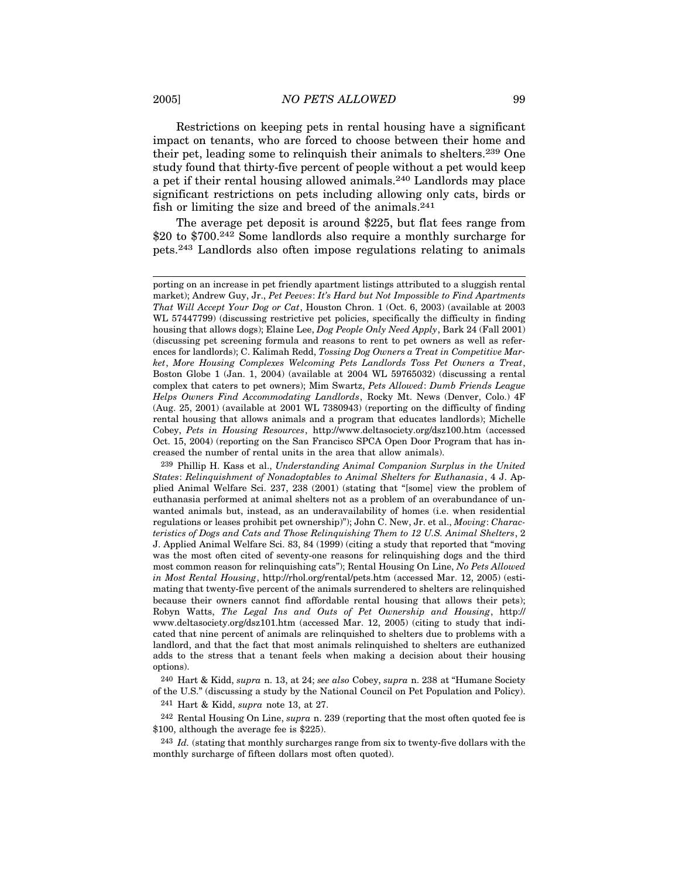Restrictions on keeping pets in rental housing have a significant impact on tenants, who are forced to choose between their home and their pet, leading some to relinquish their animals to shelters.[239] One study found that thirty-five percent of people without a pet would keep a pet if their rental housing allowed animals.[240] Landlords may place significant restrictions on pets including allowing only cats, birds or fish or limiting the size and breed of the animals.[241]

The average pet deposit is around $225, but flat fees range from $20 to $700.[242] Some landlords also require a monthly surcharge for pets.[243] Landlords also often impose regulations relating to animals

---

porting on an increase in pet friendly apartment listings attributed to a sluggish rental market); Andrew Guy, Jr., *Pet Peeves*: *It's Hard but Not Impossible to Find Apartments That Will Accept Your Dog or Cat*, Houston Chron. 1 (Oct. 6, 2003) (available at 2003 WL 57447799) (discussing restrictive pet policies, specifically the difficulty in finding housing that allows dogs); Elaine Lee, *Dog People Only Need Apply*, Bark 24 (Fall 2001) (discussing pet screening formula and reasons to rent to pet owners as well as references for landlords); C. Kalimah Redd, *Tossing Dog Owners a Treat in Competitive Market*, *More Housing Complexes Welcoming Pets Landlords Toss Pet Owners a Treat*, Boston Globe 1 (Jan. 1, 2004) (available at 2004 WL 59765032) (discussing a rental complex that caters to pet owners); Mim Swartz, *Pets Allowed*: *Dumb Friends League Helps Owners Find Accommodating Landlords*, Rocky Mt. News (Denver, Colo.) 4F (Aug. 25, 2001) (available at 2001 WL 7380943) (reporting on the difficulty of finding rental housing that allows animals and a program that educates landlords); Michelle Cobey, *Pets in Housing Resources*, http://www.deltasociety.org/dsz100.htm (accessed Oct. 15, 2004) (reporting on the San Francisco SPCA Open Door Program that has increased the number of rental units in the area that allow animals).

[239] Phillip H. Kass et al., *Understanding Animal Companion Surplus in the United States*: *Relinquishment of Nonadoptables to Animal Shelters for Euthanasia*, 4 J. Applied Animal Welfare Sci. 237, 238 (2001) (stating that "[some] view the problem of euthanasia performed at animal shelters not as a problem of an overabundance of unwanted animals but, instead, as an underavailability of homes (i.e. when residential regulations or leases prohibit pet ownership)"); John C. New, Jr. et al., *Moving*: *Characteristics of Dogs and Cats and Those Relinquishing Them to 12 U.S. Animal Shelters*, 2 J. Applied Animal Welfare Sci. 83, 84 (1999) (citing a study that reported that "moving was the most often cited of seventy-one reasons for relinquishing dogs and the third most common reason for relinquishing cats"); Rental Housing On Line, *No Pets Allowed in Most Rental Housing*, http://rhol.org/rental/pets.htm (accessed Mar. 12, 2005) (estimating that twenty-five percent of the animals surrendered to shelters are relinquished because their owners cannot find affordable rental housing that allows their pets); Robyn Watts, *The Legal Ins and Outs of Pet Ownership and Housing*, http://www.deltasociety.org/dsz101.htm (accessed Mar. 12, 2005) (citing to study that indicated that nine percent of animals are relinquished to shelters due to problems with a landlord, and that the fact that most animals relinquished to shelters are euthanized adds to the stress that a tenant feels when making a decision about their housing options).

[240] Hart & Kidd, *supra* n. 13, at 24; *see also* Cobey, *supra* n. 238 at "Humane Society of the U.S." (discussing a study by the National Council on Pet Population and Policy).

[241] Hart & Kidd, *supra* note 13, at 27.

[242] Rental Housing On Line, *supra* n. 239 (reporting that the most often quoted fee is $100, although the average fee is $225).

[243] *Id.* (stating that monthly surcharges range from six to twenty-five dollars with the monthly surcharge of fifteen dollars most often quoted).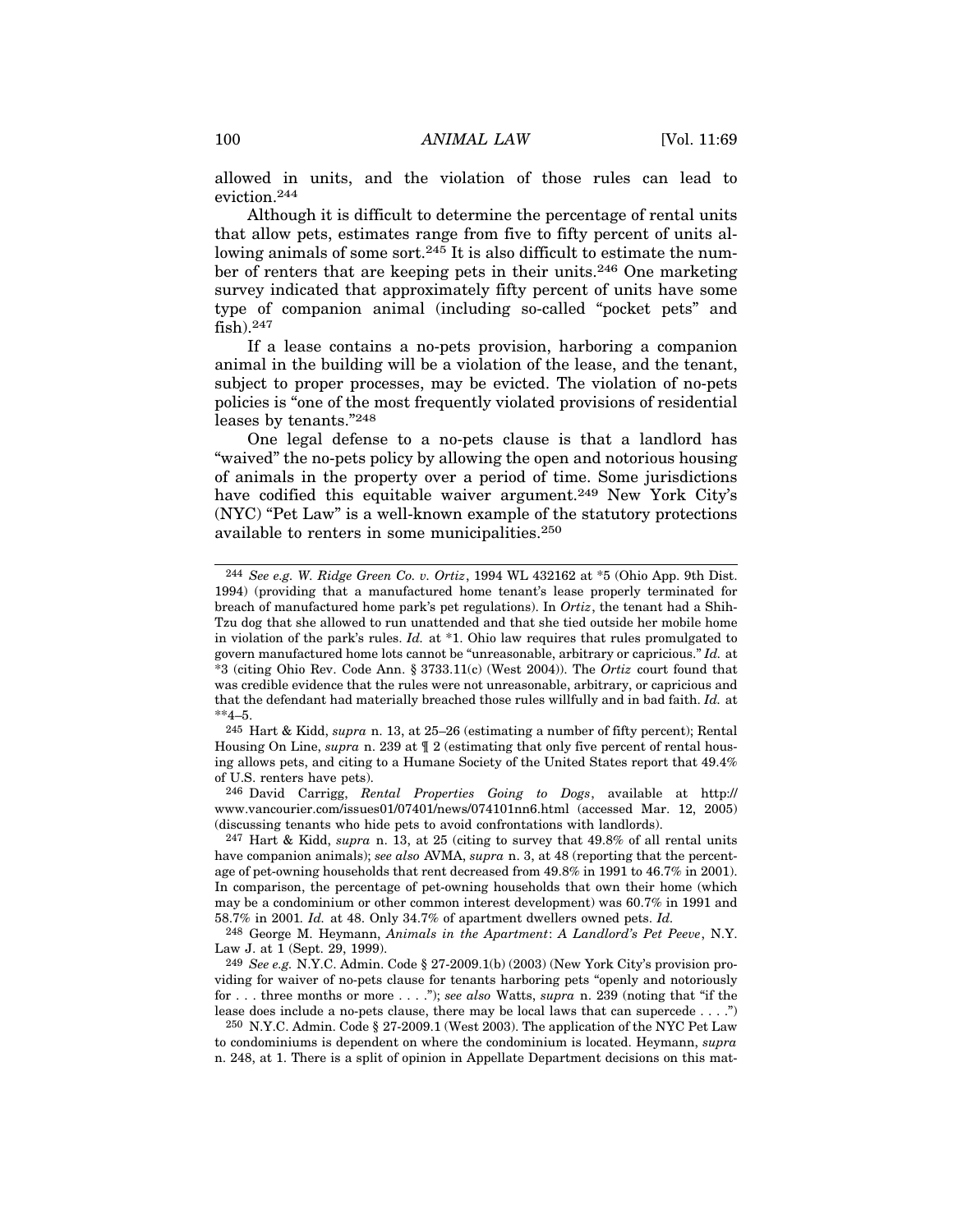allowed in units, and the violation of those rules can lead to eviction.[244]

Although it is difficult to determine the percentage of rental units that allow pets, estimates range from five to fifty percent of units allowing animals of some sort.[245] It is also difficult to estimate the number of renters that are keeping pets in their units.[246] One marketing survey indicated that approximately fifty percent of units have some type of companion animal (including so-called "pocket pets" and fish).[247]

If a lease contains a no-pets provision, harboring a companion animal in the building will be a violation of the lease, and the tenant, subject to proper processes, may be evicted. The violation of no-pets policies is "one of the most frequently violated provisions of residential leases by tenants."[248]

One legal defense to a no-pets clause is that a landlord has "waived" the no-pets policy by allowing the open and notorious housing of animals in the property over a period of time. Some jurisdictions have codified this equitable waiver argument.[249] New York City's (NYC) "Pet Law" is a well-known example of the statutory protections available to renters in some municipalities.[250]

---

[244] *See e.g. W. Ridge Green Co. v. Ortiz*, 1994 WL 432162 at *5 (Ohio App. 9th Dist. 1994) (providing that a manufactured home tenant's lease properly terminated for breach of manufactured home park's pet regulations). In *Ortiz*, the tenant had a Shih-Tzu dog that she allowed to run unattended and that she tied outside her mobile home in violation of the park's rules. *Id.* at *1. Ohio law requires that rules promulgated to govern manufactured home lots cannot be "unreasonable, arbitrary or capricious." *Id.* at *3 (citing Ohio Rev. Code Ann. § 3733.11(c) (West 2004)). The *Ortiz* court found that was credible evidence that the rules were not unreasonable, arbitrary, or capricious and that the defendant had materially breached those rules willfully and in bad faith. *Id.* at **4–5.

[245] Hart & Kidd, *supra* n. 13, at 25–26 (estimating a number of fifty percent); Rental Housing On Line, *supra* n. 239 at ¶ 2 (estimating that only five percent of rental housing allows pets, and citing to a Humane Society of the United States report that 49.4% of U.S. renters have pets).

[246] David Carrigg, *Rental Properties Going to Dogs*, available at http://www.vancourier.com/issues01/07401/news/074101nn6.html (accessed Mar. 12, 2005) (discussing tenants who hide pets to avoid confrontations with landlords).

[247] Hart & Kidd, *supra* n. 13, at 25 (citing to survey that 49.8% of all rental units have companion animals); *see also* AVMA, *supra* n. 3, at 48 (reporting that the percentage of pet-owning households that rent decreased from 49.8% in 1991 to 46.7% in 2001). In comparison, the percentage of pet-owning households that own their home (which may be a condominium or other common interest development) was 60.7% in 1991 and 58.7% in 2001. *Id.* at 48. Only 34.7% of apartment dwellers owned pets. *Id.*

[248] George M. Heymann, *Animals in the Apartment*: *A Landlord's Pet Peeve*, N.Y. Law J. at 1 (Sept. 29, 1999).

[249] *See e.g.* N.Y.C. Admin. Code § 27-2009.1(b) (2003) (New York City's provision providing for waiver of no-pets clause for tenants harboring pets "openly and notoriously for . . . three months or more . . . ."); *see also* Watts, *supra* n. 239 (noting that "if the lease does include a no-pets clause, there may be local laws that can supercede . . . .")

[250] N.Y.C. Admin. Code § 27-2009.1 (West 2003). The application of the NYC Pet Law to condominiums is dependent on where the condominium is located. Heymann, *supra* n. 248, at 1. There is a split of opinion in Appellate Department decisions on this mat-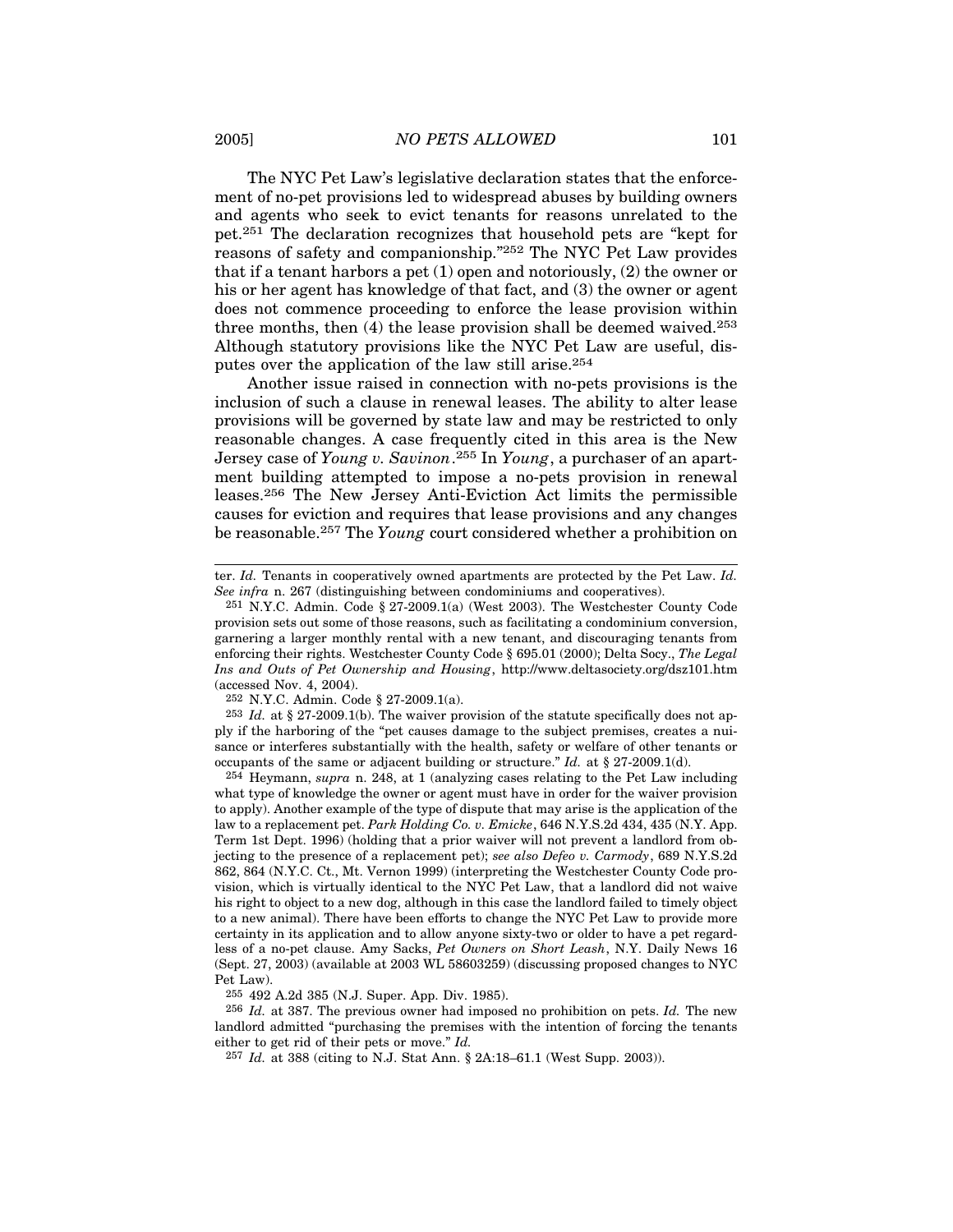The NYC Pet Law's legislative declaration states that the enforcement of no-pet provisions led to widespread abuses by building owners and agents who seek to evict tenants for reasons unrelated to the pet.[251] The declaration recognizes that household pets are "kept for reasons of safety and companionship."[252] The NYC Pet Law provides that if a tenant harbors a pet (1) open and notoriously, (2) the owner or his or her agent has knowledge of that fact, and (3) the owner or agent does not commence proceeding to enforce the lease provision within three months, then (4) the lease provision shall be deemed waived.[253] Although statutory provisions like the NYC Pet Law are useful, disputes over the application of the law still arise.[254]

Another issue raised in connection with no-pets provisions is the inclusion of such a clause in renewal leases. The ability to alter lease provisions will be governed by state law and may be restricted to only reasonable changes. A case frequently cited in this area is the New Jersey case of *Young v. Savinon*.[255] In *Young*, a purchaser of an apartment building attempted to impose a no-pets provision in renewal leases.[256] The New Jersey Anti-Eviction Act limits the permissible causes for eviction and requires that lease provisions and any changes be reasonable.[257] The *Young* court considered whether a prohibition on

---

ter. *Id.* Tenants in cooperatively owned apartments are protected by the Pet Law. *Id. See infra* n. 267 (distinguishing between condominiums and cooperatives).

[251] N.Y.C. Admin. Code § 27-2009.1(a) (West 2003). The Westchester County Code provision sets out some of those reasons, such as facilitating a condominium conversion, garnering a larger monthly rental with a new tenant, and discouraging tenants from enforcing their rights. Westchester County Code § 695.01 (2000); Delta Socy., *The Legal Ins and Outs of Pet Ownership and Housing*, http://www.deltasociety.org/dsz101.htm (accessed Nov. 4, 2004).

[252] N.Y.C. Admin. Code § 27-2009.1(a).

[253] *Id.* at § 27-2009.1(b). The waiver provision of the statute specifically does not apply if the harboring of the "pet causes damage to the subject premises, creates a nuisance or interferes substantially with the health, safety or welfare of other tenants or occupants of the same or adjacent building or structure." *Id.* at § 27-2009.1(d).

[254] Heymann, *supra* n. 248, at 1 (analyzing cases relating to the Pet Law including what type of knowledge the owner or agent must have in order for the waiver provision to apply). Another example of the type of dispute that may arise is the application of the law to a replacement pet. *Park Holding Co. v. Emicke*, 646 N.Y.S.2d 434, 435 (N.Y. App. Term 1st Dept. 1996) (holding that a prior waiver will not prevent a landlord from objecting to the presence of a replacement pet); *see also Defeo v. Carmody*, 689 N.Y.S.2d 862, 864 (N.Y.C. Ct., Mt. Vernon 1999) (interpreting the Westchester County Code provision, which is virtually identical to the NYC Pet Law, that a landlord did not waive his right to object to a new dog, although in this case the landlord failed to timely object to a new animal). There have been efforts to change the NYC Pet Law to provide more certainty in its application and to allow anyone sixty-two or older to have a pet regardless of a no-pet clause. Amy Sacks, *Pet Owners on Short Leash*, N.Y. Daily News 16 (Sept. 27, 2003) (available at 2003 WL 58603259) (discussing proposed changes to NYC Pet Law).

[255] 492 A.2d 385 (N.J. Super. App. Div. 1985).

[256] *Id.* at 387. The previous owner had imposed no prohibition on pets. *Id.* The new landlord admitted "purchasing the premises with the intention of forcing the tenants either to get rid of their pets or move." *Id.*

[257] *Id.* at 388 (citing to N.J. Stat Ann. § 2A:18–61.1 (West Supp. 2003)).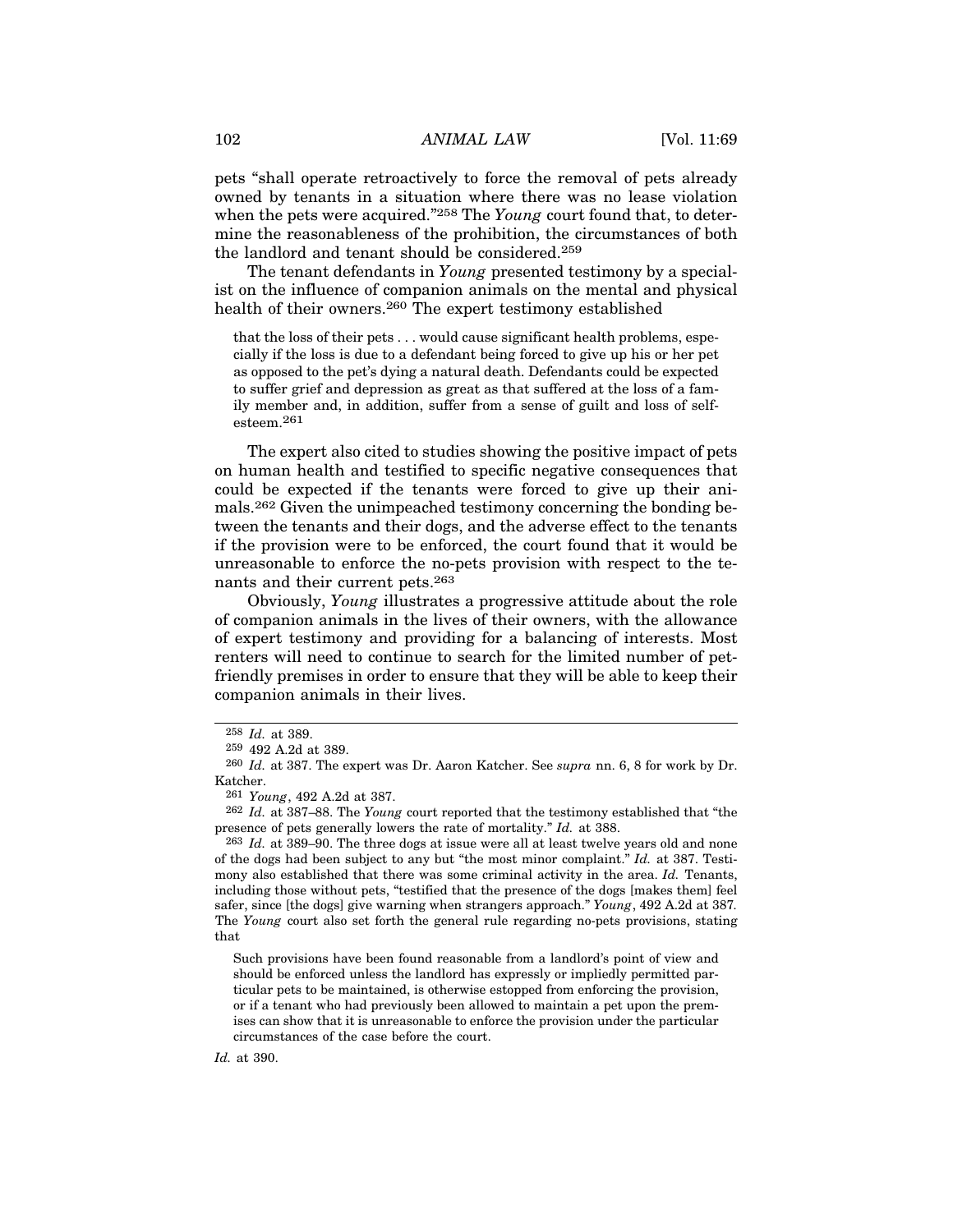pets "shall operate retroactively to force the removal of pets already owned by tenants in a situation where there was no lease violation when the pets were acquired."[258] The *Young* court found that, to determine the reasonableness of the prohibition, the circumstances of both the landlord and tenant should be considered.[259]

The tenant defendants in *Young* presented testimony by a specialist on the influence of companion animals on the mental and physical health of their owners.[260] The expert testimony established

> that the loss of their pets . . . would cause significant health problems, especially if the loss is due to a defendant being forced to give up his or her pet as opposed to the pet's dying a natural death. Defendants could be expected to suffer grief and depression as great as that suffered at the loss of a family member and, in addition, suffer from a sense of guilt and loss of self-esteem.[261]

The expert also cited to studies showing the positive impact of pets on human health and testified to specific negative consequences that could be expected if the tenants were forced to give up their animals.[262] Given the unimpeached testimony concerning the bonding between the tenants and their dogs, and the adverse effect to the tenants if the provision were to be enforced, the court found that it would be unreasonable to enforce the no-pets provision with respect to the tenants and their current pets.[263]

Obviously, *Young* illustrates a progressive attitude about the role of companion animals in the lives of their owners, with the allowance of expert testimony and providing for a balancing of interests. Most renters will need to continue to search for the limited number of pet-friendly premises in order to ensure that they will be able to keep their companion animals in their lives.

---

[258] *Id.* at 389.

[259] 492 A.2d at 389.

[260] *Id.* at 387. The expert was Dr. Aaron Katcher. See *supra* nn. 6, 8 for work by Dr. Katcher.

[261] *Young*, 492 A.2d at 387.

[262] *Id.* at 387–88. The *Young* court reported that the testimony established that "the presence of pets generally lowers the rate of mortality." *Id.* at 388.

[263] *Id.* at 389–90. The three dogs at issue were all at least twelve years old and none of the dogs had been subject to any but "the most minor complaint." *Id.* at 387. Testimony also established that there was some criminal activity in the area. *Id.* Tenants, including those without pets, "testified that the presence of the dogs [makes them] feel safer, since [the dogs] give warning when strangers approach." *Young*, 492 A.2d at 387. The *Young* court also set forth the general rule regarding no-pets provisions, stating that

> Such provisions have been found reasonable from a landlord's point of view and should be enforced unless the landlord has expressly or impliedly permitted particular pets to be maintained, is otherwise estopped from enforcing the provision, or if a tenant who had previously been allowed to maintain a pet upon the premises can show that it is unreasonable to enforce the provision under the particular circumstances of the case before the court.

*Id.* at 390.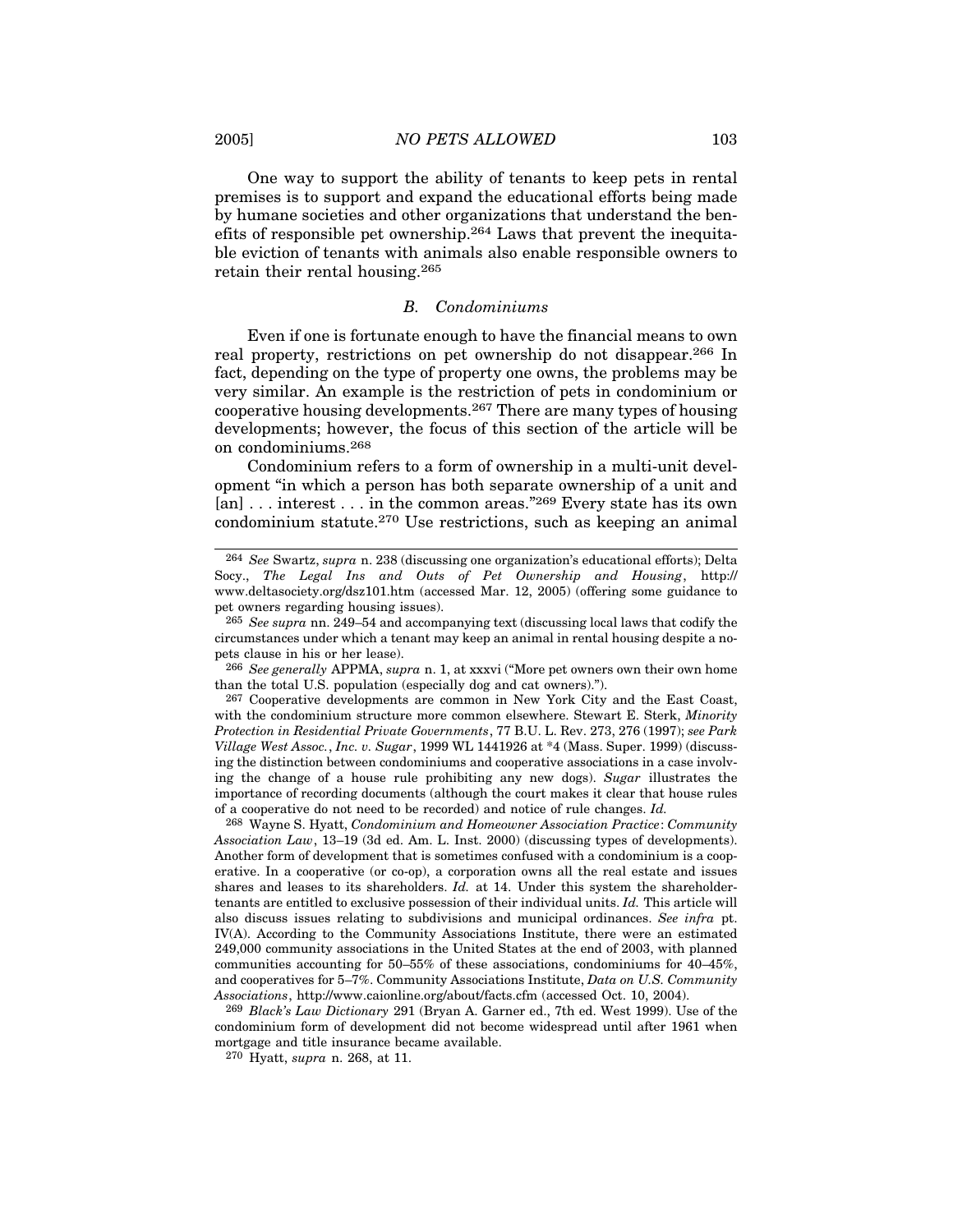One way to support the ability of tenants to keep pets in rental premises is to support and expand the educational efforts being made by humane societies and other organizations that understand the benefits of responsible pet ownership.[264] Laws that prevent the inequitable eviction of tenants with animals also enable responsible owners to retain their rental housing.[265]

### *B. Condominiums*

Even if one is fortunate enough to have the financial means to own real property, restrictions on pet ownership do not disappear.[266] In fact, depending on the type of property one owns, the problems may be very similar. An example is the restriction of pets in condominium or cooperative housing developments.[267] There are many types of housing developments; however, the focus of this section of the article will be on condominiums.[268]

Condominium refers to a form of ownership in a multi-unit development "in which a person has both separate ownership of a unit and [an] . . . interest . . . in the common areas."[269] Every state has its own condominium statute.[270] Use restrictions, such as keeping an animal

---

[264] *See* Swartz, *supra* n. 238 (discussing one organization's educational efforts); Delta Socy., *The Legal Ins and Outs of Pet Ownership and Housing*, http://www.deltasociety.org/dsz101.htm (accessed Mar. 12, 2005) (offering some guidance to pet owners regarding housing issues).

[265] *See supra* nn. 249–54 and accompanying text (discussing local laws that codify the circumstances under which a tenant may keep an animal in rental housing despite a no-pets clause in his or her lease).

[266] *See generally* APPMA, *supra* n. 1, at xxxvi ("More pet owners own their own home than the total U.S. population (especially dog and cat owners).").

[267] Cooperative developments are common in New York City and the East Coast, with the condominium structure more common elsewhere. Stewart E. Sterk, *Minority Protection in Residential Private Governments*, 77 B.U. L. Rev. 273, 276 (1997); *see Park Village West Assoc., Inc. v. Sugar*, 1999 WL 1441926 at *4 (Mass. Super. 1999) (discussing the distinction between condominiums and cooperative associations in a case involving the change of a house rule prohibiting any new dogs). *Sugar* illustrates the importance of recording documents (although the court makes it clear that house rules of a cooperative do not need to be recorded) and notice of rule changes. *Id.*

[268] Wayne S. Hyatt, *Condominium and Homeowner Association Practice*: *Community Association Law*, 13–19 (3d ed. Am. L. Inst. 2000) (discussing types of developments). Another form of development that is sometimes confused with a condominium is a cooperative. In a cooperative (or co-op), a corporation owns all the real estate and issues shares and leases to its shareholders. *Id.* at 14. Under this system the shareholder-tenants are entitled to exclusive possession of their individual units. *Id.* This article will also discuss issues relating to subdivisions and municipal ordinances. *See infra* pt. IV(A). According to the Community Associations Institute, there were an estimated 249,000 community associations in the United States at the end of 2003, with planned communities accounting for 50–55% of these associations, condominiums for 40–45%, and cooperatives for 5–7%. Community Associations Institute, *Data on U.S. Community Associations*, http://www.caionline.org/about/facts.cfm (accessed Oct. 10, 2004).

[269] *Black's Law Dictionary* 291 (Bryan A. Garner ed., 7th ed. West 1999). Use of the condominium form of development did not become widespread until after 1961 when mortgage and title insurance became available.

[270] Hyatt, *supra* n. 268, at 11.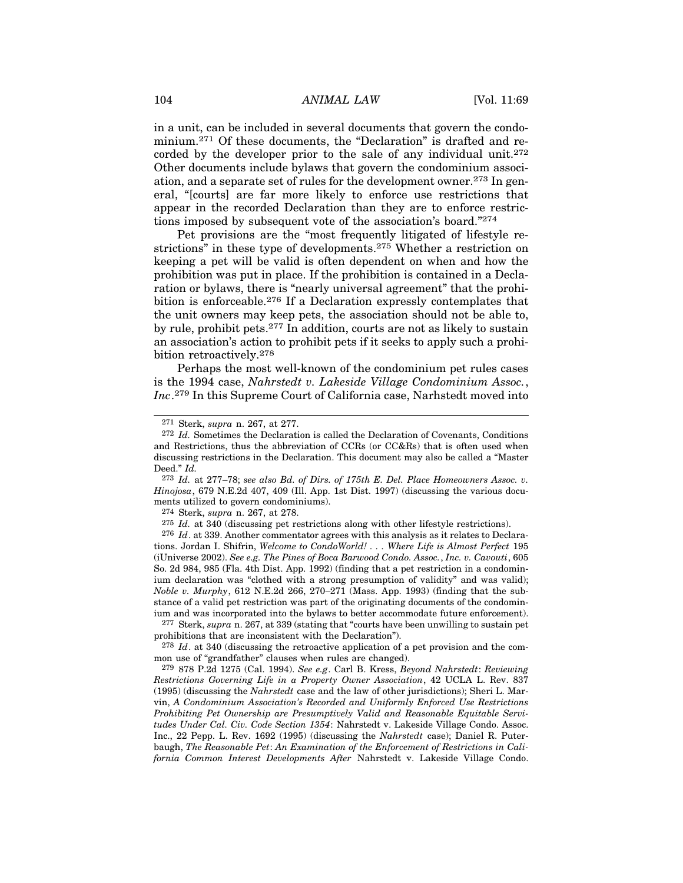in a unit, can be included in several documents that govern the condominium.[271] Of these documents, the "Declaration" is drafted and recorded by the developer prior to the sale of any individual unit.[272] Other documents include bylaws that govern the condominium association, and a separate set of rules for the development owner.[273] In general, "[courts] are far more likely to enforce use restrictions that appear in the recorded Declaration than they are to enforce restrictions imposed by subsequent vote of the association's board."[274]

Pet provisions are the "most frequently litigated of lifestyle restrictions" in these type of developments.[275] Whether a restriction on keeping a pet will be valid is often dependent on when and how the prohibition was put in place. If the prohibition is contained in a Declaration or bylaws, there is "nearly universal agreement" that the prohibition is enforceable.[276] If a Declaration expressly contemplates that the unit owners may keep pets, the association should not be able to, by rule, prohibit pets.[277] In addition, courts are not as likely to sustain an association's action to prohibit pets if it seeks to apply such a prohibition retroactively.[278]

Perhaps the most well-known of the condominium pet rules cases is the 1994 case, *Nahrstedt v. Lakeside Village Condominium Assoc., Inc*.[279] In this Supreme Court of California case, Narhstedt moved into

---

[271] Sterk, *supra* n. 267, at 277.

[272] *Id.* Sometimes the Declaration is called the Declaration of Covenants, Conditions and Restrictions, thus the abbreviation of CCRs (or CC&Rs) that is often used when discussing restrictions in the Declaration. This document may also be called a "Master Deed." *Id.*

[273] *Id.* at 277–78; *see also Bd. of Dirs. of 175th E. Del. Place Homeowners Assoc. v. Hinojosa*, 679 N.E.2d 407, 409 (Ill. App. 1st Dist. 1997) (discussing the various documents utilized to govern condominiums).

[274] Sterk, *supra* n. 267, at 278.

[275] *Id.* at 340 (discussing pet restrictions along with other lifestyle restrictions).

[276] *Id*. at 339. Another commentator agrees with this analysis as it relates to Declarations. Jordan I. Shifrin, *Welcome to CondoWorld! . . . Where Life is Almost Perfect* 195 (iUniverse 2002). *See e.g. The Pines of Boca Barwood Condo. Assoc., Inc. v. Cavouti*, 605 So. 2d 984, 985 (Fla. 4th Dist. App. 1992) (finding that a pet restriction in a condominium declaration was "clothed with a strong presumption of validity" and was valid); *Noble v. Murphy*, 612 N.E.2d 266, 270–271 (Mass. App. 1993) (finding that the substance of a valid pet restriction was part of the originating documents of the condominium and was incorporated into the bylaws to better accommodate future enforcement).

[277] Sterk, *supra* n. 267, at 339 (stating that "courts have been unwilling to sustain pet prohibitions that are inconsistent with the Declaration").

[278] *Id*. at 340 (discussing the retroactive application of a pet provision and the common use of "grandfather" clauses when rules are changed).

[279] 878 P.2d 1275 (Cal. 1994). *See e.g*. Carl B. Kress, *Beyond Nahrstedt*: *Reviewing Restrictions Governing Life in a Property Owner Association*, 42 UCLA L. Rev. 837 (1995) (discussing the *Nahrstedt* case and the law of other jurisdictions); Sheri L. Marvin, *A Condominium Association's Recorded and Uniformly Enforced Use Restrictions Prohibiting Pet Ownership are Presumptively Valid and Reasonable Equitable Servitudes Under Cal. Civ. Code Section 1354*: Nahrstedt v. Lakeside Village Condo. Assoc. Inc., 22 Pepp. L. Rev. 1692 (1995) (discussing the *Nahrstedt* case); Daniel R. Puterbaugh, *The Reasonable Pet*: *An Examination of the Enforcement of Restrictions in California Common Interest Developments After* Nahrstedt v. Lakeside Village Condo.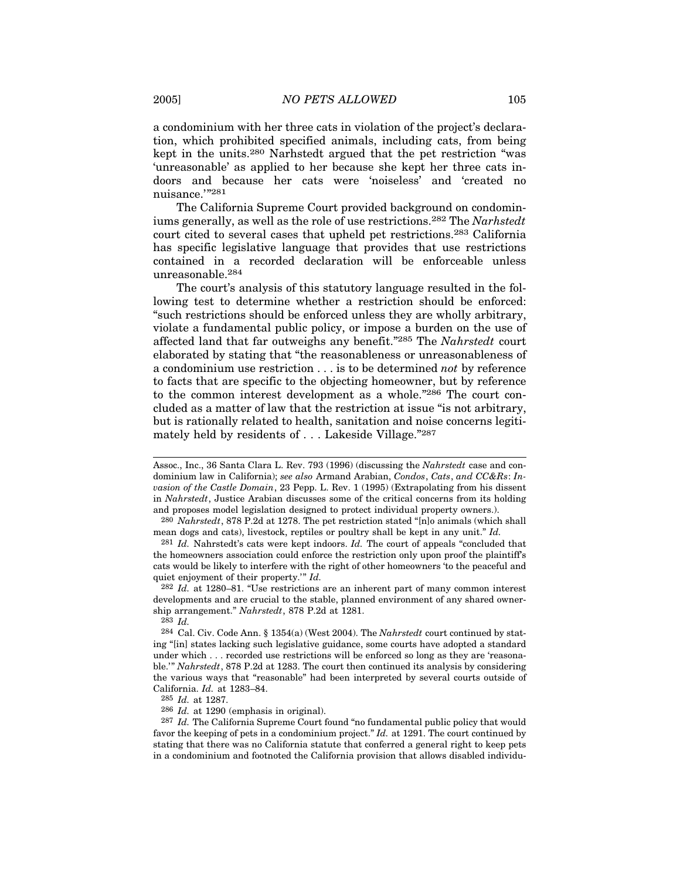a condominium with her three cats in violation of the project's declaration, which prohibited specified animals, including cats, from being kept in the units.[280] Narhstedt argued that the pet restriction "was 'unreasonable' as applied to her because she kept her three cats indoors and because her cats were 'noiseless' and 'created no nuisance.'"[281]

The California Supreme Court provided background on condominiums generally, as well as the role of use restrictions.[282] The *Narhstedt* court cited to several cases that upheld pet restrictions.[283] California has specific legislative language that provides that use restrictions contained in a recorded declaration will be enforceable unless unreasonable.[284]

The court's analysis of this statutory language resulted in the following test to determine whether a restriction should be enforced: "such restrictions should be enforced unless they are wholly arbitrary, violate a fundamental public policy, or impose a burden on the use of affected land that far outweighs any benefit."[285] The *Nahrstedt* court elaborated by stating that "the reasonableness or unreasonableness of a condominium use restriction . . . is to be determined *not* by reference to facts that are specific to the objecting homeowner, but by reference to the common interest development as a whole."[286] The court concluded as a matter of law that the restriction at issue "is not arbitrary, but is rationally related to health, sanitation and noise concerns legitimately held by residents of . . . Lakeside Village."[287]

---

Assoc., Inc., 36 Santa Clara L. Rev. 793 (1996) (discussing the *Nahrstedt* case and condominium law in California); *see also* Armand Arabian, *Condos, Cats, and CC&Rs: Invasion of the Castle Domain*, 23 Pepp. L. Rev. 1 (1995) (Extrapolating from his dissent in *Nahrstedt*, Justice Arabian discusses some of the critical concerns from its holding and proposes model legislation designed to protect individual property owners.).

[280] *Nahrstedt*, 878 P.2d at 1278. The pet restriction stated "[n]o animals (which shall mean dogs and cats), livestock, reptiles or poultry shall be kept in any unit." *Id.*

[281] *Id.* Nahrstedt's cats were kept indoors. *Id.* The court of appeals "concluded that the homeowners association could enforce the restriction only upon proof the plaintiff's cats would be likely to interfere with the right of other homeowners 'to the peaceful and quiet enjoyment of their property.'" *Id.*

[282] *Id.* at 1280–81. "Use restrictions are an inherent part of many common interest developments and are crucial to the stable, planned environment of any shared ownership arrangement." *Nahrstedt*, 878 P.2d at 1281.

[283] *Id.*

[284] Cal. Civ. Code Ann. § 1354(a) (West 2004). The *Nahrstedt* court continued by stating "[in] states lacking such legislative guidance, some courts have adopted a standard under which . . . recorded use restrictions will be enforced so long as they are 'reasonable.'" *Nahrstedt*, 878 P.2d at 1283. The court then continued its analysis by considering the various ways that "reasonable" had been interpreted by several courts outside of California. *Id.* at 1283–84.

[285] *Id.* at 1287.

[286] *Id.* at 1290 (emphasis in original).

[287] *Id.* The California Supreme Court found "no fundamental public policy that would favor the keeping of pets in a condominium project." *Id.* at 1291. The court continued by stating that there was no California statute that conferred a general right to keep pets in a condominium and footnoted the California provision that allows disabled individu-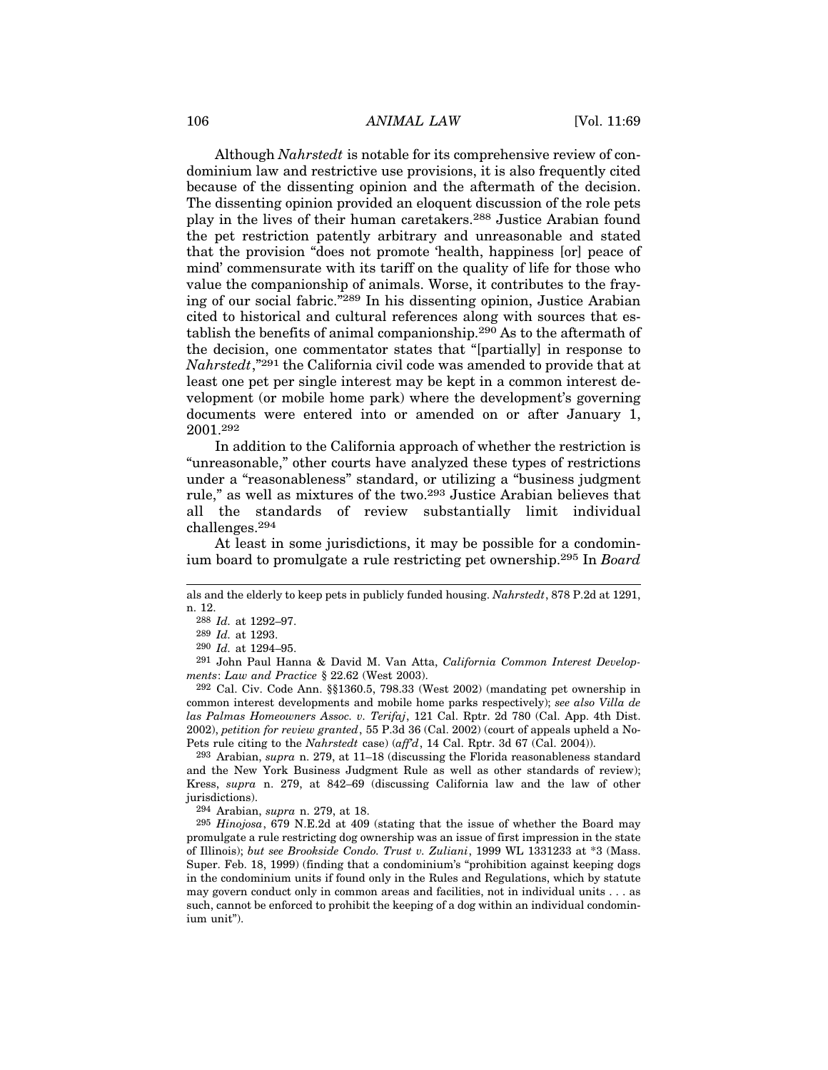Although *Nahrstedt* is notable for its comprehensive review of condominium law and restrictive use provisions, it is also frequently cited because of the dissenting opinion and the aftermath of the decision. The dissenting opinion provided an eloquent discussion of the role pets play in the lives of their human caretakers.[288] Justice Arabian found the pet restriction patently arbitrary and unreasonable and stated that the provision "does not promote 'health, happiness [or] peace of mind' commensurate with its tariff on the quality of life for those who value the companionship of animals. Worse, it contributes to the fraying of our social fabric."[289] In his dissenting opinion, Justice Arabian cited to historical and cultural references along with sources that establish the benefits of animal companionship.[290] As to the aftermath of the decision, one commentator states that "[partially] in response to *Nahrstedt*,"[291] the California civil code was amended to provide that at least one pet per single interest may be kept in a common interest development (or mobile home park) where the development's governing documents were entered into or amended on or after January 1, 2001.[292]

In addition to the California approach of whether the restriction is "unreasonable," other courts have analyzed these types of restrictions under a "reasonableness" standard, or utilizing a "business judgment rule," as well as mixtures of the two.[293] Justice Arabian believes that all the standards of review substantially limit individual challenges.[294]

At least in some jurisdictions, it may be possible for a condominium board to promulgate a rule restricting pet ownership.[295] In *Board*

---

als and the elderly to keep pets in publicly funded housing. *Nahrstedt*, 878 P.2d at 1291, n. 12.

288 *Id.* at 1292–97.

289 *Id.* at 1293.

290 *Id.* at 1294–95.

291 John Paul Hanna & David M. Van Atta, *California Common Interest Developments*: *Law and Practice* § 22.62 (West 2003).

292 Cal. Civ. Code Ann. §§1360.5, 798.33 (West 2002) (mandating pet ownership in common interest developments and mobile home parks respectively); *see also Villa de las Palmas Homeowners Assoc. v. Terifaj*, 121 Cal. Rptr. 2d 780 (Cal. App. 4th Dist. 2002), *petition for review granted*, 55 P.3d 36 (Cal. 2002) (court of appeals upheld a No-Pets rule citing to the *Nahrstedt* case) (*aff'd*, 14 Cal. Rptr. 3d 67 (Cal. 2004)).

293 Arabian, *supra* n. 279, at 11–18 (discussing the Florida reasonableness standard and the New York Business Judgment Rule as well as other standards of review); Kress, *supra* n. 279, at 842–69 (discussing California law and the law of other jurisdictions).

294 Arabian, *supra* n. 279, at 18.

295 *Hinojosa*, 679 N.E.2d at 409 (stating that the issue of whether the Board may promulgate a rule restricting dog ownership was an issue of first impression in the state of Illinois); *but see Brookside Condo. Trust v. Zuliani*, 1999 WL 1331233 at *3 (Mass. Super. Feb. 18, 1999) (finding that a condominium's "prohibition against keeping dogs in the condominium units if found only in the Rules and Regulations, which by statute may govern conduct only in common areas and facilities, not in individual units . . . as such, cannot be enforced to prohibit the keeping of a dog within an individual condominium unit").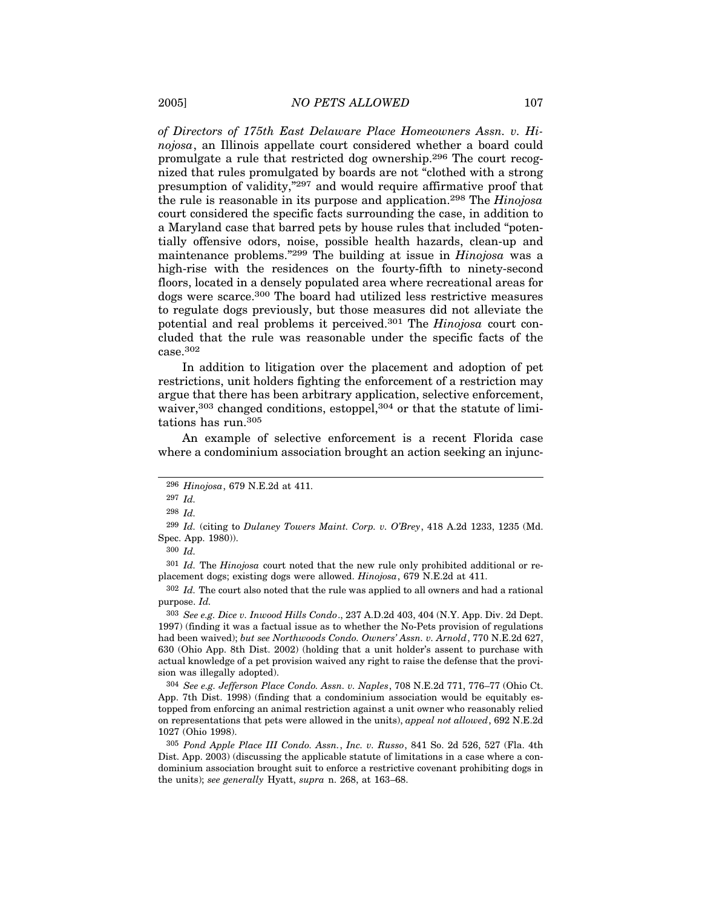*of Directors of 175th East Delaware Place Homeowners Assn. v. Hinojosa*, an Illinois appellate court considered whether a board could promulgate a rule that restricted dog ownership.[296] The court recognized that rules promulgated by boards are not "clothed with a strong presumption of validity,"[297] and would require affirmative proof that the rule is reasonable in its purpose and application.[298] The *Hinojosa* court considered the specific facts surrounding the case, in addition to a Maryland case that barred pets by house rules that included "potentially offensive odors, noise, possible health hazards, clean-up and maintenance problems."[299] The building at issue in *Hinojosa* was a high-rise with the residences on the fourty-fifth to ninety-second floors, located in a densely populated area where recreational areas for dogs were scarce.[300] The board had utilized less restrictive measures to regulate dogs previously, but those measures did not alleviate the potential and real problems it perceived.[301] The *Hinojosa* court concluded that the rule was reasonable under the specific facts of the case.[302]

In addition to litigation over the placement and adoption of pet restrictions, unit holders fighting the enforcement of a restriction may argue that there has been arbitrary application, selective enforcement, waiver,[303] changed conditions, estoppel,[304] or that the statute of limitations has run.[305]

An example of selective enforcement is a recent Florida case where a condominium association brought an action seeking an injunc-

---

[296] *Hinojosa*, 679 N.E.2d at 411.

[297] *Id.*

[298] *Id.*

[299] *Id.* (citing to *Dulaney Towers Maint. Corp. v. O'Brey*, 418 A.2d 1233, 1235 (Md. Spec. App. 1980)).

[300] *Id.*

[301] *Id.* The *Hinojosa* court noted that the new rule only prohibited additional or replacement dogs; existing dogs were allowed. *Hinojosa*, 679 N.E.2d at 411.

[302] *Id.* The court also noted that the rule was applied to all owners and had a rational purpose. *Id.*

[303] *See e.g. Dice v. Inwood Hills Condo*., 237 A.D.2d 403, 404 (N.Y. App. Div. 2d Dept. 1997) (finding it was a factual issue as to whether the No-Pets provision of regulations had been waived); *but see Northwoods Condo. Owners' Assn. v. Arnold*, 770 N.E.2d 627, 630 (Ohio App. 8th Dist. 2002) (holding that a unit holder's assent to purchase with actual knowledge of a pet provision waived any right to raise the defense that the provision was illegally adopted).

[304] *See e.g. Jefferson Place Condo. Assn. v. Naples*, 708 N.E.2d 771, 776–77 (Ohio Ct. App. 7th Dist. 1998) (finding that a condominium association would be equitably estopped from enforcing an animal restriction against a unit owner who reasonably relied on representations that pets were allowed in the units), *appeal not allowed*, 692 N.E.2d 1027 (Ohio 1998).

[305] *Pond Apple Place III Condo. Assn., Inc. v. Russo*, 841 So. 2d 526, 527 (Fla. 4th Dist. App. 2003) (discussing the applicable statute of limitations in a case where a condominium association brought suit to enforce a restrictive covenant prohibiting dogs in the units); *see generally* Hyatt, *supra* n. 268, at 163–68.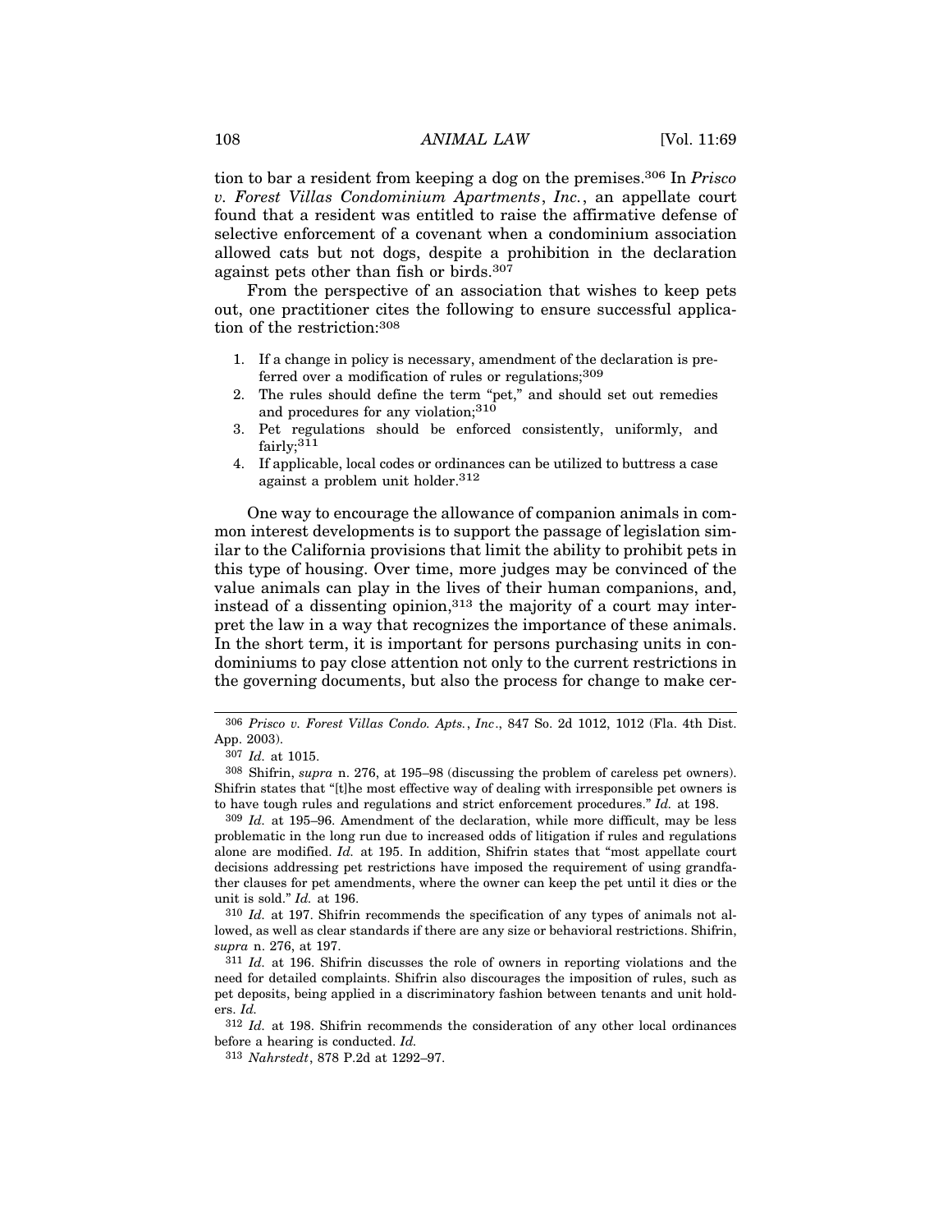tion to bar a resident from keeping a dog on the premises.[306] In *Prisco v. Forest Villas Condominium Apartments, Inc.*, an appellate court found that a resident was entitled to raise the affirmative defense of selective enforcement of a covenant when a condominium association allowed cats but not dogs, despite a prohibition in the declaration against pets other than fish or birds.[307]

From the perspective of an association that wishes to keep pets out, one practitioner cites the following to ensure successful application of the restriction:[308]

1. If a change in policy is necessary, amendment of the declaration is preferred over a modification of rules or regulations;[309]
2. The rules should define the term "pet," and should set out remedies and procedures for any violation;[310]
3. Pet regulations should be enforced consistently, uniformly, and fairly;[311]
4. If applicable, local codes or ordinances can be utilized to buttress a case against a problem unit holder.[312]

One way to encourage the allowance of companion animals in common interest developments is to support the passage of legislation similar to the California provisions that limit the ability to prohibit pets in this type of housing. Over time, more judges may be convinced of the value animals can play in the lives of their human companions, and, instead of a dissenting opinion,[313] the majority of a court may interpret the law in a way that recognizes the importance of these animals. In the short term, it is important for persons purchasing units in condominiums to pay close attention not only to the current restrictions in the governing documents, but also the process for change to make cer-

---

[306] *Prisco v. Forest Villas Condo. Apts., Inc*., 847 So. 2d 1012, 1012 (Fla. 4th Dist. App. 2003).

[307] *Id.* at 1015.

[308] Shifrin, *supra* n. 276, at 195–98 (discussing the problem of careless pet owners). Shifrin states that "[t]he most effective way of dealing with irresponsible pet owners is to have tough rules and regulations and strict enforcement procedures." *Id.* at 198.

[309] *Id.* at 195–96. Amendment of the declaration, while more difficult, may be less problematic in the long run due to increased odds of litigation if rules and regulations alone are modified. *Id.* at 195. In addition, Shifrin states that "most appellate court decisions addressing pet restrictions have imposed the requirement of using grandfather clauses for pet amendments, where the owner can keep the pet until it dies or the unit is sold." *Id.* at 196.

[310] *Id.* at 197. Shifrin recommends the specification of any types of animals not allowed, as well as clear standards if there are any size or behavioral restrictions. Shifrin, *supra* n. 276, at 197.

[311] *Id.* at 196. Shifrin discusses the role of owners in reporting violations and the need for detailed complaints. Shifrin also discourages the imposition of rules, such as pet deposits, being applied in a discriminatory fashion between tenants and unit holders. *Id.*

[312] *Id.* at 198. Shifrin recommends the consideration of any other local ordinances before a hearing is conducted. *Id.*

[313] *Nahrstedt*, 878 P.2d at 1292–97.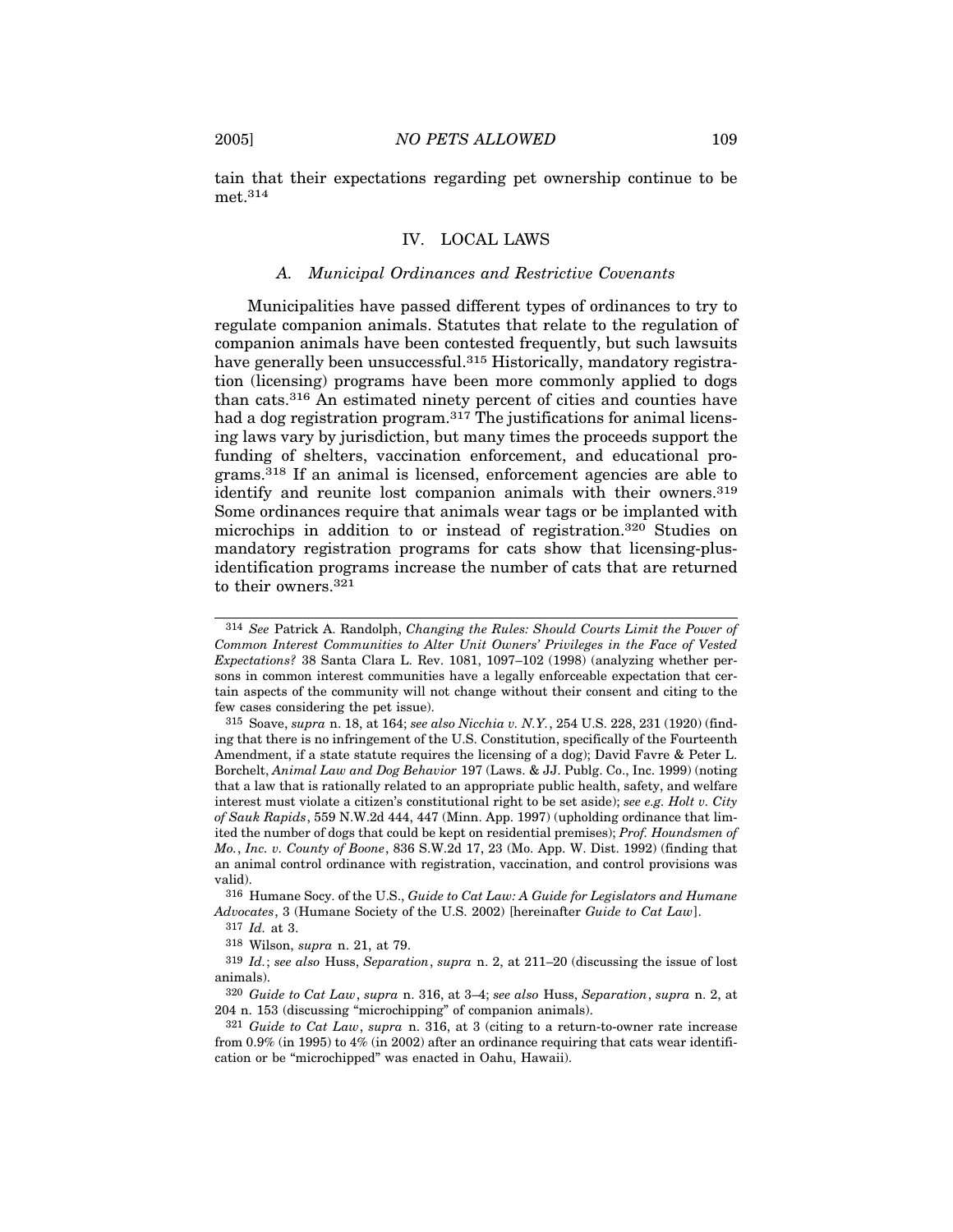tain that their expectations regarding pet ownership continue to be met.[314]

## IV. LOCAL LAWS

### *A. Municipal Ordinances and Restrictive Covenants*

Municipalities have passed different types of ordinances to try to regulate companion animals. Statutes that relate to the regulation of companion animals have been contested frequently, but such lawsuits have generally been unsuccessful.[315] Historically, mandatory registration (licensing) programs have been more commonly applied to dogs than cats.[316] An estimated ninety percent of cities and counties have had a dog registration program.[317] The justifications for animal licensing laws vary by jurisdiction, but many times the proceeds support the funding of shelters, vaccination enforcement, and educational programs.[318] If an animal is licensed, enforcement agencies are able to identify and reunite lost companion animals with their owners.[319] Some ordinances require that animals wear tags or be implanted with microchips in addition to or instead of registration.[320] Studies on mandatory registration programs for cats show that licensing-plus-identification programs increase the number of cats that are returned to their owners.[321]

---

[314] *See* Patrick A. Randolph, *Changing the Rules: Should Courts Limit the Power of Common Interest Communities to Alter Unit Owners' Privileges in the Face of Vested Expectations?* 38 Santa Clara L. Rev. 1081, 1097–102 (1998) (analyzing whether persons in common interest communities have a legally enforceable expectation that certain aspects of the community will not change without their consent and citing to the few cases considering the pet issue).

[315] Soave, *supra* n. 18, at 164; *see also Nicchia v. N.Y.*, 254 U.S. 228, 231 (1920) (finding that there is no infringement of the U.S. Constitution, specifically of the Fourteenth Amendment, if a state statute requires the licensing of a dog); David Favre & Peter L. Borchelt, *Animal Law and Dog Behavior* 197 (Laws. & JJ. Publg. Co., Inc. 1999) (noting that a law that is rationally related to an appropriate public health, safety, and welfare interest must violate a citizen's constitutional right to be set aside); *see e.g. Holt v. City of Sauk Rapids*, 559 N.W.2d 444, 447 (Minn. App. 1997) (upholding ordinance that limited the number of dogs that could be kept on residential premises); *Prof. Houndsmen of Mo., Inc. v. County of Boone*, 836 S.W.2d 17, 23 (Mo. App. W. Dist. 1992) (finding that an animal control ordinance with registration, vaccination, and control provisions was valid).

[316] Humane Socy. of the U.S., *Guide to Cat Law: A Guide for Legislators and Humane Advocates*, 3 (Humane Society of the U.S. 2002) [hereinafter *Guide to Cat Law*].

[317] *Id.* at 3.

[318] Wilson, *supra* n. 21, at 79.

[319] *Id.*; *see also* Huss, *Separation*, *supra* n. 2, at 211–20 (discussing the issue of lost animals).

[320] *Guide to Cat Law*, *supra* n. 316, at 3–4; *see also* Huss, *Separation*, *supra* n. 2, at 204 n. 153 (discussing "microchipping" of companion animals).

[321] *Guide to Cat Law*, *supra* n. 316, at 3 (citing to a return-to-owner rate increase from 0.9% (in 1995) to 4% (in 2002) after an ordinance requiring that cats wear identification or be "microchipped" was enacted in Oahu, Hawaii).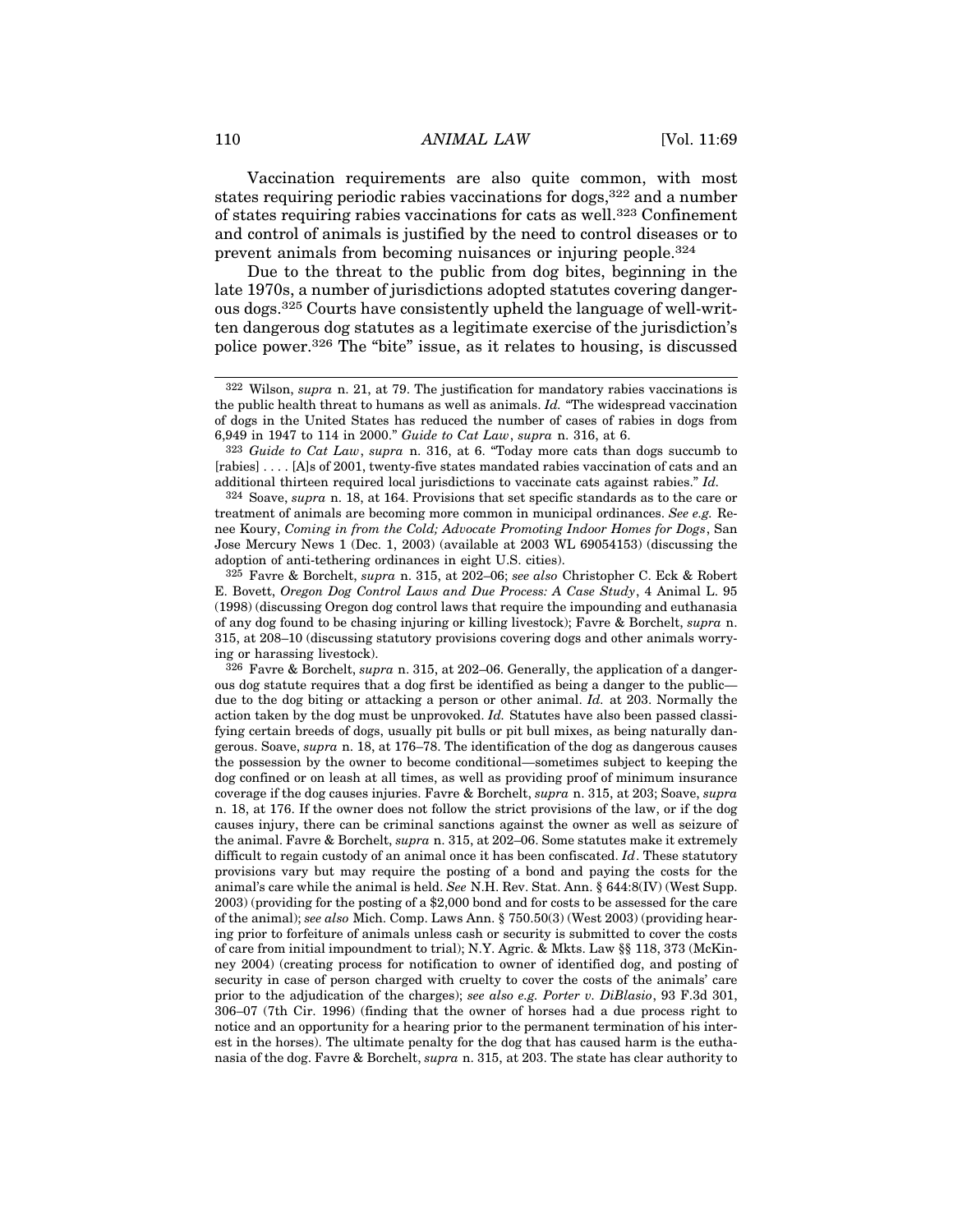Vaccination requirements are also quite common, with most states requiring periodic rabies vaccinations for dogs,[322] and a number of states requiring rabies vaccinations for cats as well.[323] Confinement and control of animals is justified by the need to control diseases or to prevent animals from becoming nuisances or injuring people.[324]

Due to the threat to the public from dog bites, beginning in the late 1970s, a number of jurisdictions adopted statutes covering dangerous dogs.[325] Courts have consistently upheld the language of well-written dangerous dog statutes as a legitimate exercise of the jurisdiction's police power.[326] The "bite" issue, as it relates to housing, is discussed

---

[322] Wilson, *supra* n. 21, at 79. The justification for mandatory rabies vaccinations is the public health threat to humans as well as animals. *Id.* "The widespread vaccination of dogs in the United States has reduced the number of cases of rabies in dogs from 6,949 in 1947 to 114 in 2000." *Guide to Cat Law*, *supra* n. 316, at 6.

[323] *Guide to Cat Law*, *supra* n. 316, at 6. "Today more cats than dogs succumb to [rabies] . . . . [A]s of 2001, twenty-five states mandated rabies vaccination of cats and an additional thirteen required local jurisdictions to vaccinate cats against rabies." *Id.*

[324] Soave, *supra* n. 18, at 164. Provisions that set specific standards as to the care or treatment of animals are becoming more common in municipal ordinances. *See e.g.* Renee Koury, *Coming in from the Cold; Advocate Promoting Indoor Homes for Dogs*, San Jose Mercury News 1 (Dec. 1, 2003) (available at 2003 WL 69054153) (discussing the adoption of anti-tethering ordinances in eight U.S. cities).

[325] Favre & Borchelt, *supra* n. 315, at 202–06; *see also* Christopher C. Eck & Robert E. Bovett, *Oregon Dog Control Laws and Due Process: A Case Study*, 4 Animal L. 95 (1998) (discussing Oregon dog control laws that require the impounding and euthanasia of any dog found to be chasing injuring or killing livestock); Favre & Borchelt, *supra* n. 315, at 208–10 (discussing statutory provisions covering dogs and other animals worrying or harassing livestock).

[326] Favre & Borchelt, *supra* n. 315, at 202–06. Generally, the application of a dangerous dog statute requires that a dog first be identified as being a danger to the public—due to the dog biting or attacking a person or other animal. *Id.* at 203. Normally the action taken by the dog must be unprovoked. *Id.* Statutes have also been passed classifying certain breeds of dogs, usually pit bulls or pit bull mixes, as being naturally dangerous. Soave, *supra* n. 18, at 176–78. The identification of the dog as dangerous causes the possession by the owner to become conditional—sometimes subject to keeping the dog confined or on leash at all times, as well as providing proof of minimum insurance coverage if the dog causes injuries. Favre & Borchelt, *supra* n. 315, at 203; Soave, *supra* n. 18, at 176. If the owner does not follow the strict provisions of the law, or if the dog causes injury, there can be criminal sanctions against the owner as well as seizure of the animal. Favre & Borchelt, *supra* n. 315, at 202–06. Some statutes make it extremely difficult to regain custody of an animal once it has been confiscated. *Id*. These statutory provisions vary but may require the posting of a bond and paying the costs for the animal's care while the animal is held. *See* N.H. Rev. Stat. Ann. § 644:8(IV) (West Supp. 2003) (providing for the posting of a $2,000 bond and for costs to be assessed for the care of the animal); *see also* Mich. Comp. Laws Ann. § 750.50(3) (West 2003) (providing hearing prior to forfeiture of animals unless cash or security is submitted to cover the costs of care from initial impoundment to trial); N.Y. Agric. & Mkts. Law §§ 118, 373 (McKinney 2004) (creating process for notification to owner of identified dog, and posting of security in case of person charged with cruelty to cover the costs of the animals' care prior to the adjudication of the charges); *see also e.g. Porter v. DiBlasio*, 93 F.3d 301, 306–07 (7th Cir. 1996) (finding that the owner of horses had a due process right to notice and an opportunity for a hearing prior to the permanent termination of his interest in the horses). The ultimate penalty for the dog that has caused harm is the euthanasia of the dog. Favre & Borchelt, *supra* n. 315, at 203. The state has clear authority to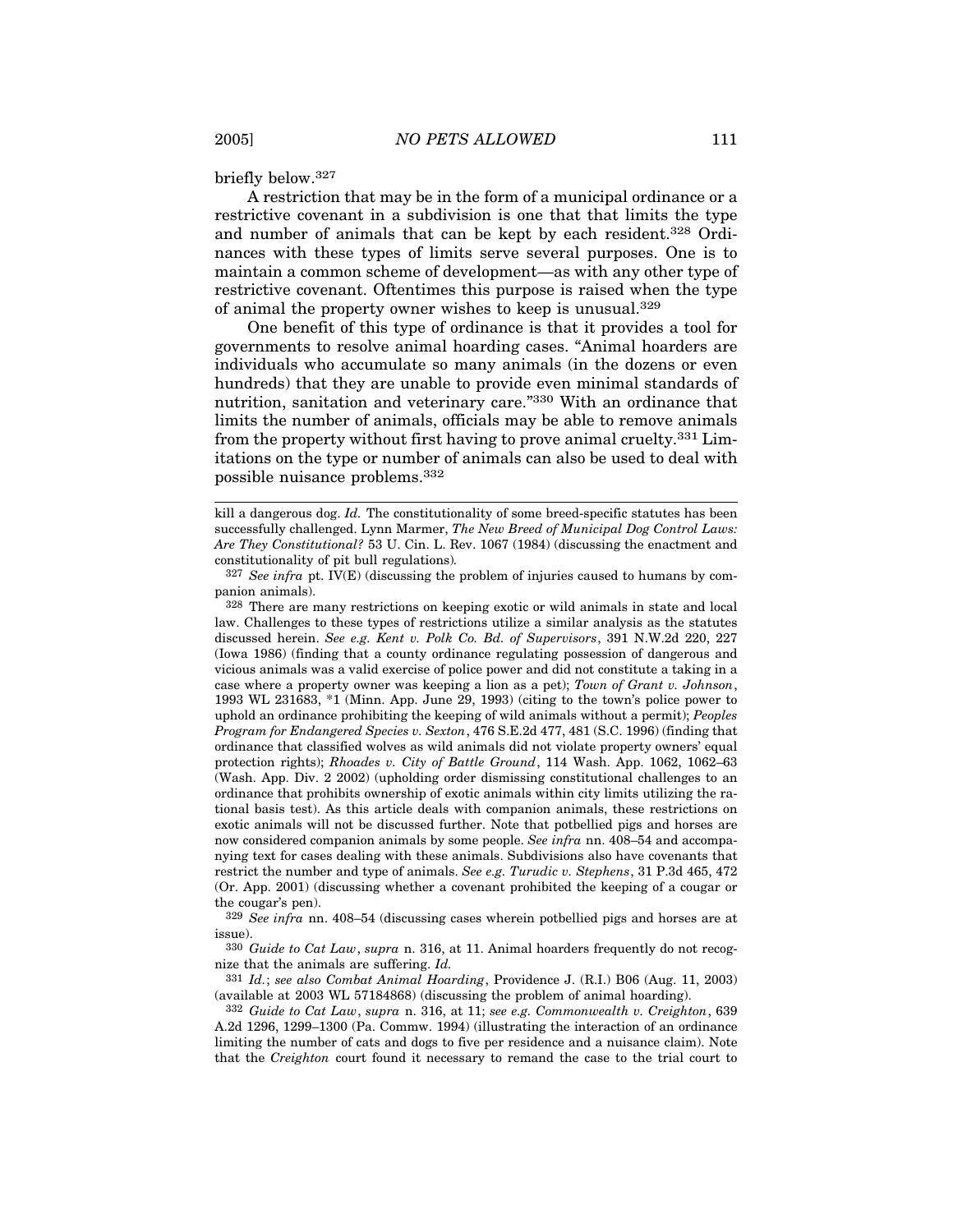briefly below.[327]

A restriction that may be in the form of a municipal ordinance or a restrictive covenant in a subdivision is one that that limits the type and number of animals that can be kept by each resident.[328] Ordinances with these types of limits serve several purposes. One is to maintain a common scheme of development—as with any other type of restrictive covenant. Oftentimes this purpose is raised when the type of animal the property owner wishes to keep is unusual.[329]

One benefit of this type of ordinance is that it provides a tool for governments to resolve animal hoarding cases. "Animal hoarders are individuals who accumulate so many animals (in the dozens or even hundreds) that they are unable to provide even minimal standards of nutrition, sanitation and veterinary care."[330] With an ordinance that limits the number of animals, officials may be able to remove animals from the property without first having to prove animal cruelty.[331] Limitations on the type or number of animals can also be used to deal with possible nuisance problems.[332]

---

kill a dangerous dog. *Id.* The constitutionality of some breed-specific statutes has been successfully challenged. Lynn Marmer, *The New Breed of Municipal Dog Control Laws: Are They Constitutional?* 53 U. Cin. L. Rev. 1067 (1984) (discussing the enactment and constitutionality of pit bull regulations).

[327] *See infra* pt. IV(E) (discussing the problem of injuries caused to humans by companion animals).

[328] There are many restrictions on keeping exotic or wild animals in state and local law. Challenges to these types of restrictions utilize a similar analysis as the statutes discussed herein. *See e.g. Kent v. Polk Co. Bd. of Supervisors*, 391 N.W.2d 220, 227 (Iowa 1986) (finding that a county ordinance regulating possession of dangerous and vicious animals was a valid exercise of police power and did not constitute a taking in a case where a property owner was keeping a lion as a pet); *Town of Grant v. Johnson*, 1993 WL 231683, *1 (Minn. App. June 29, 1993) (citing to the town's police power to uphold an ordinance prohibiting the keeping of wild animals without a permit); *Peoples Program for Endangered Species v. Sexton*, 476 S.E.2d 477, 481 (S.C. 1996) (finding that ordinance that classified wolves as wild animals did not violate property owners' equal protection rights); *Rhoades v. City of Battle Ground*, 114 Wash. App. 1062, 1062–63 (Wash. App. Div. 2 2002) (upholding order dismissing constitutional challenges to an ordinance that prohibits ownership of exotic animals within city limits utilizing the rational basis test). As this article deals with companion animals, these restrictions on exotic animals will not be discussed further. Note that potbellied pigs and horses are now considered companion animals by some people. *See infra* nn. 408–54 and accompanying text for cases dealing with these animals. Subdivisions also have covenants that restrict the number and type of animals. *See e.g. Turudic v. Stephens*, 31 P.3d 465, 472 (Or. App. 2001) (discussing whether a covenant prohibited the keeping of a cougar or the cougar's pen).

[329] *See infra* nn. 408–54 (discussing cases wherein potbellied pigs and horses are at issue).

[330] *Guide to Cat Law*, *supra* n. 316, at 11. Animal hoarders frequently do not recognize that the animals are suffering. *Id.*

[331] *Id.*; *see also Combat Animal Hoarding*, Providence J. (R.I.) B06 (Aug. 11, 2003) (available at 2003 WL 57184868) (discussing the problem of animal hoarding).

[332] *Guide to Cat Law*, *supra* n. 316, at 11; *see e.g. Commonwealth v. Creighton*, 639 A.2d 1296, 1299–1300 (Pa. Commw. 1994) (illustrating the interaction of an ordinance limiting the number of cats and dogs to five per residence and a nuisance claim). Note that the *Creighton* court found it necessary to remand the case to the trial court to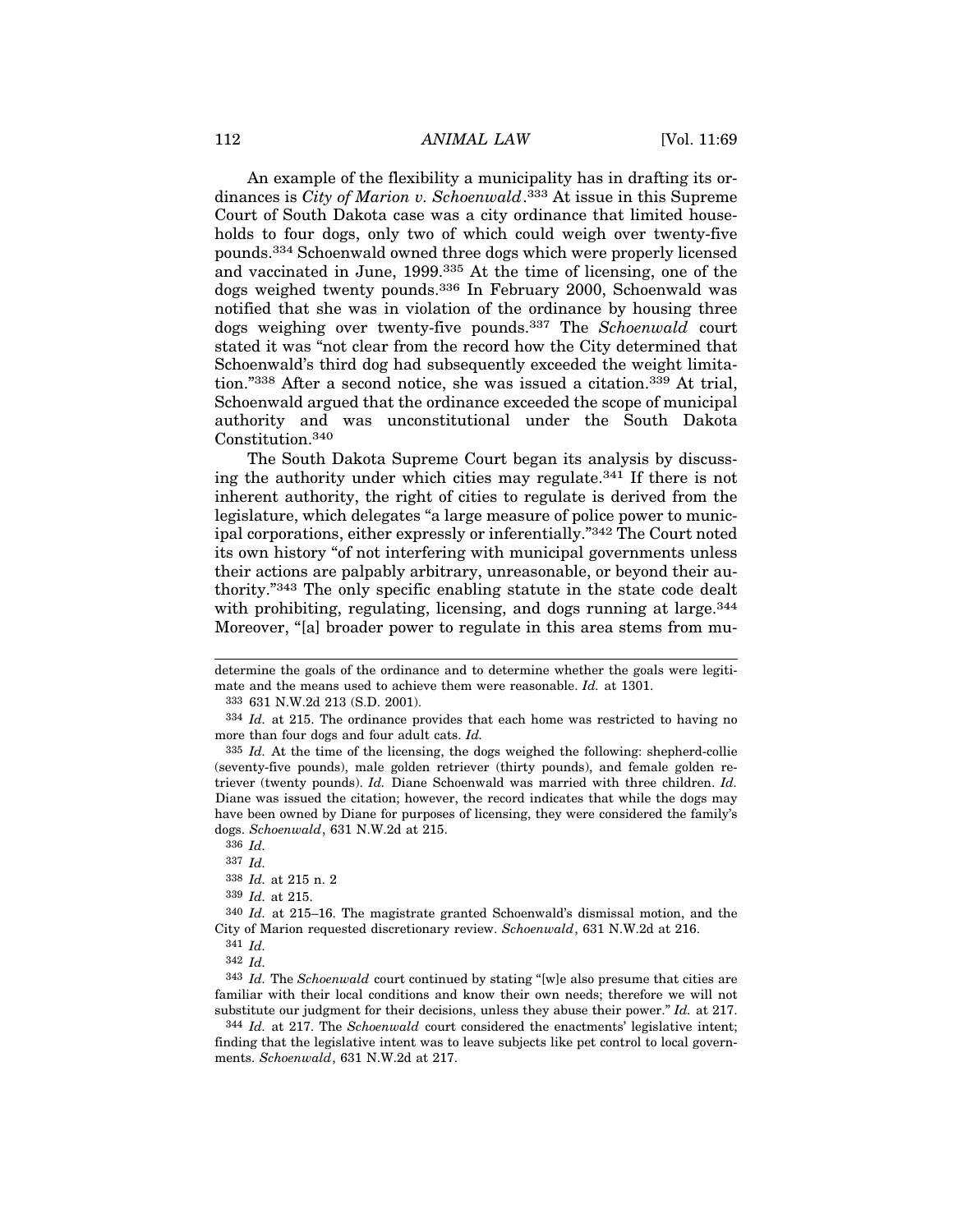An example of the flexibility a municipality has in drafting its ordinances is *City of Marion v. Schoenwald*.[333] At issue in this Supreme Court of South Dakota case was a city ordinance that limited households to four dogs, only two of which could weigh over twenty-five pounds.[334] Schoenwald owned three dogs which were properly licensed and vaccinated in June, 1999.[335] At the time of licensing, one of the dogs weighed twenty pounds.[336] In February 2000, Schoenwald was notified that she was in violation of the ordinance by housing three dogs weighing over twenty-five pounds.[337] The *Schoenwald* court stated it was "not clear from the record how the City determined that Schoenwald's third dog had subsequently exceeded the weight limitation."[338] After a second notice, she was issued a citation.[339] At trial, Schoenwald argued that the ordinance exceeded the scope of municipal authority and was unconstitutional under the South Dakota Constitution.[340]

The South Dakota Supreme Court began its analysis by discussing the authority under which cities may regulate.[341] If there is not inherent authority, the right of cities to regulate is derived from the legislature, which delegates "a large measure of police power to municipal corporations, either expressly or inferentially."[342] The Court noted its own history "of not interfering with municipal governments unless their actions are palpably arbitrary, unreasonable, or beyond their authority."[343] The only specific enabling statute in the state code dealt with prohibiting, regulating, licensing, and dogs running at large.[344] Moreover, "[a] broader power to regulate in this area stems from mu-

---

determine the goals of the ordinance and to determine whether the goals were legitimate and the means used to achieve them were reasonable. *Id.* at 1301.

333 631 N.W.2d 213 (S.D. 2001).

334 *Id.* at 215. The ordinance provides that each home was restricted to having no more than four dogs and four adult cats. *Id.*

335 *Id.* At the time of the licensing, the dogs weighed the following: shepherd-collie (seventy-five pounds), male golden retriever (thirty pounds), and female golden retriever (twenty pounds). *Id.* Diane Schoenwald was married with three children. *Id.* Diane was issued the citation; however, the record indicates that while the dogs may have been owned by Diane for purposes of licensing, they were considered the family's dogs. *Schoenwald*, 631 N.W.2d at 215.

336 *Id.*

337 *Id.*

338 *Id.* at 215 n. 2

339 *Id.* at 215.

340 *Id.* at 215–16. The magistrate granted Schoenwald's dismissal motion, and the City of Marion requested discretionary review. *Schoenwald*, 631 N.W.2d at 216.

341 *Id.*

342 *Id.*

343 *Id.* The *Schoenwald* court continued by stating "[w]e also presume that cities are familiar with their local conditions and know their own needs; therefore we will not substitute our judgment for their decisions, unless they abuse their power." *Id.* at 217.

344 *Id.* at 217. The *Schoenwald* court considered the enactments' legislative intent; finding that the legislative intent was to leave subjects like pet control to local governments. *Schoenwald*, 631 N.W.2d at 217.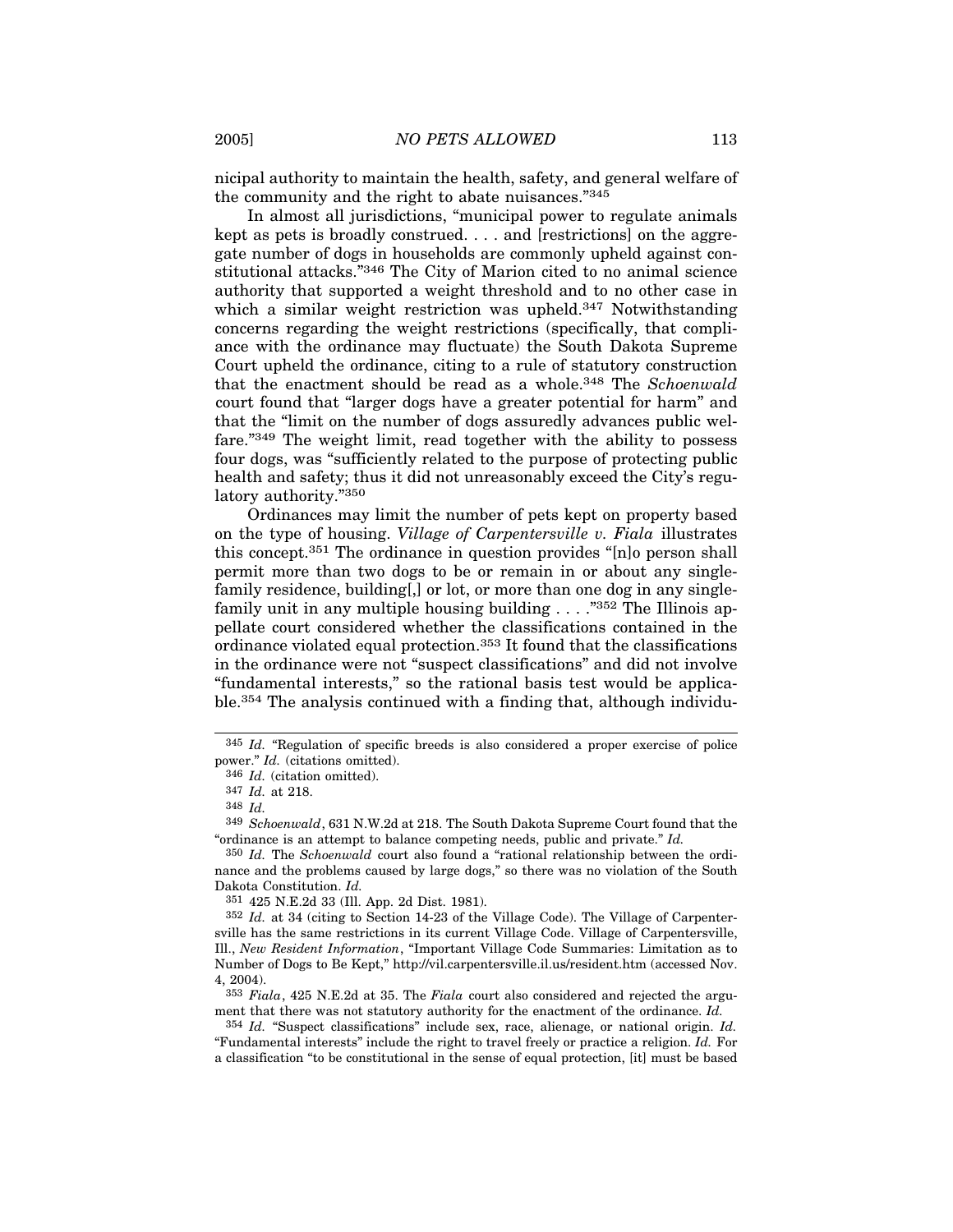nicipal authority to maintain the health, safety, and general welfare of the community and the right to abate nuisances."[345]

In almost all jurisdictions, "municipal power to regulate animals kept as pets is broadly construed. . . . and [restrictions] on the aggregate number of dogs in households are commonly upheld against constitutional attacks."[346] The City of Marion cited to no animal science authority that supported a weight threshold and to no other case in which a similar weight restriction was upheld.[347] Notwithstanding concerns regarding the weight restrictions (specifically, that compliance with the ordinance may fluctuate) the South Dakota Supreme Court upheld the ordinance, citing to a rule of statutory construction that the enactment should be read as a whole.[348] The *Schoenwald* court found that "larger dogs have a greater potential for harm" and that the "limit on the number of dogs assuredly advances public welfare."[349] The weight limit, read together with the ability to possess four dogs, was "sufficiently related to the purpose of protecting public health and safety; thus it did not unreasonably exceed the City's regulatory authority."[350]

Ordinances may limit the number of pets kept on property based on the type of housing. *Village of Carpentersville v. Fiala* illustrates this concept.[351] The ordinance in question provides "[n]o person shall permit more than two dogs to be or remain in or about any single-family residence, building[,] or lot, or more than one dog in any single-family unit in any multiple housing building . . . ."[352] The Illinois appellate court considered whether the classifications contained in the ordinance violated equal protection.[353] It found that the classifications in the ordinance were not "suspect classifications" and did not involve "fundamental interests," so the rational basis test would be applicable.[354] The analysis continued with a finding that, although individu-

---

[345] *Id.* "Regulation of specific breeds is also considered a proper exercise of police power." *Id.* (citations omitted).

[346] *Id.* (citation omitted).

[347] *Id.* at 218.

[348] *Id.*

[349] *Schoenwald*, 631 N.W.2d at 218. The South Dakota Supreme Court found that the "ordinance is an attempt to balance competing needs, public and private." *Id.*

[350] *Id.* The *Schoenwald* court also found a "rational relationship between the ordinance and the problems caused by large dogs," so there was no violation of the South Dakota Constitution. *Id.*

[351] 425 N.E.2d 33 (Ill. App. 2d Dist. 1981).

[352] *Id.* at 34 (citing to Section 14-23 of the Village Code). The Village of Carpentersville has the same restrictions in its current Village Code. Village of Carpentersville, Ill., *New Resident Information*, "Important Village Code Summaries: Limitation as to Number of Dogs to Be Kept," http://vil.carpentersville.il.us/resident.htm (accessed Nov. 4, 2004).

[353] *Fiala*, 425 N.E.2d at 35. The *Fiala* court also considered and rejected the argument that there was not statutory authority for the enactment of the ordinance. *Id.*

[354] *Id.* "Suspect classifications" include sex, race, alienage, or national origin. *Id.* "Fundamental interests" include the right to travel freely or practice a religion. *Id.* For a classification "to be constitutional in the sense of equal protection, [it] must be based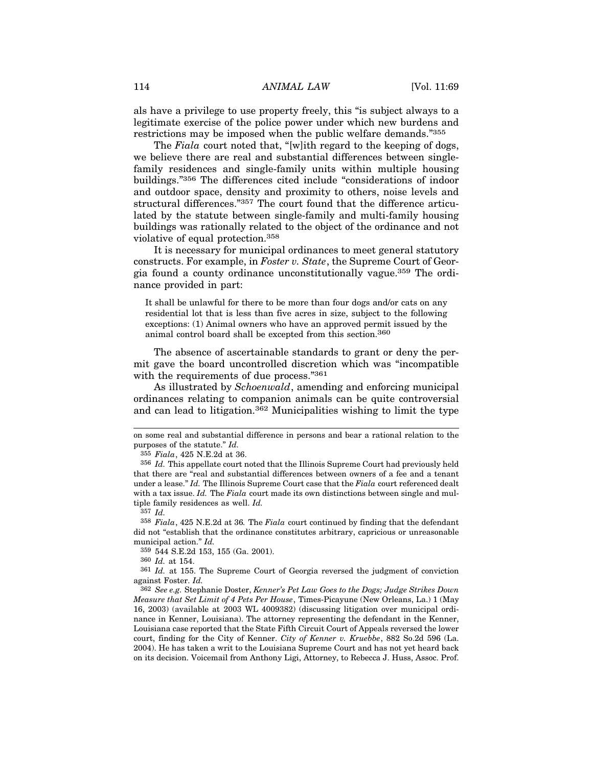als have a privilege to use property freely, this "is subject always to a legitimate exercise of the police power under which new burdens and restrictions may be imposed when the public welfare demands."[355]

The *Fiala* court noted that, "[w]ith regard to the keeping of dogs, we believe there are real and substantial differences between single-family residences and single-family units within multiple housing buildings."[356] The differences cited include "considerations of indoor and outdoor space, density and proximity to others, noise levels and structural differences."[357] The court found that the difference articulated by the statute between single-family and multi-family housing buildings was rationally related to the object of the ordinance and not violative of equal protection.[358]

It is necessary for municipal ordinances to meet general statutory constructs. For example, in *Foster v. State*, the Supreme Court of Georgia found a county ordinance unconstitutionally vague.[359] The ordinance provided in part:

> It shall be unlawful for there to be more than four dogs and/or cats on any residential lot that is less than five acres in size, subject to the following exceptions: (1) Animal owners who have an approved permit issued by the animal control board shall be excepted from this section.[360]

The absence of ascertainable standards to grant or deny the permit gave the board uncontrolled discretion which was "incompatible with the requirements of due process."[361]

As illustrated by *Schoenwald*, amending and enforcing municipal ordinances relating to companion animals can be quite controversial and can lead to litigation.[362] Municipalities wishing to limit the type

---

on some real and substantial difference in persons and bear a rational relation to the purposes of the statute." *Id.*

[355] *Fiala*, 425 N.E.2d at 36.

[356] *Id.* This appellate court noted that the Illinois Supreme Court had previously held that there are "real and substantial differences between owners of a fee and a tenant under a lease." *Id.* The Illinois Supreme Court case that the *Fiala* court referenced dealt with a tax issue. *Id.* The *Fiala* court made its own distinctions between single and multiple family residences as well. *Id.*

[357] *Id.*

[358] *Fiala*, 425 N.E.2d at 36. The *Fiala* court continued by finding that the defendant did not "establish that the ordinance constitutes arbitrary, capricious or unreasonable municipal action." *Id.*

[359] 544 S.E.2d 153, 155 (Ga. 2001).

[360] *Id.* at 154.

[361] *Id.* at 155. The Supreme Court of Georgia reversed the judgment of conviction against Foster. *Id.*

[362] *See e.g.* Stephanie Doster, *Kenner's Pet Law Goes to the Dogs; Judge Strikes Down Measure that Set Limit of 4 Pets Per House*, Times-Picayune (New Orleans, La.) 1 (May 16, 2003) (available at 2003 WL 4009382) (discussing litigation over municipal ordinance in Kenner, Louisiana). The attorney representing the defendant in the Kenner, Louisiana case reported that the State Fifth Circuit Court of Appeals reversed the lower court, finding for the City of Kenner. *City of Kenner v. Kruebbe*, 882 So.2d 596 (La. 2004). He has taken a writ to the Louisiana Supreme Court and has not yet heard back on its decision. Voicemail from Anthony Ligi, Attorney, to Rebecca J. Huss, Assoc. Prof.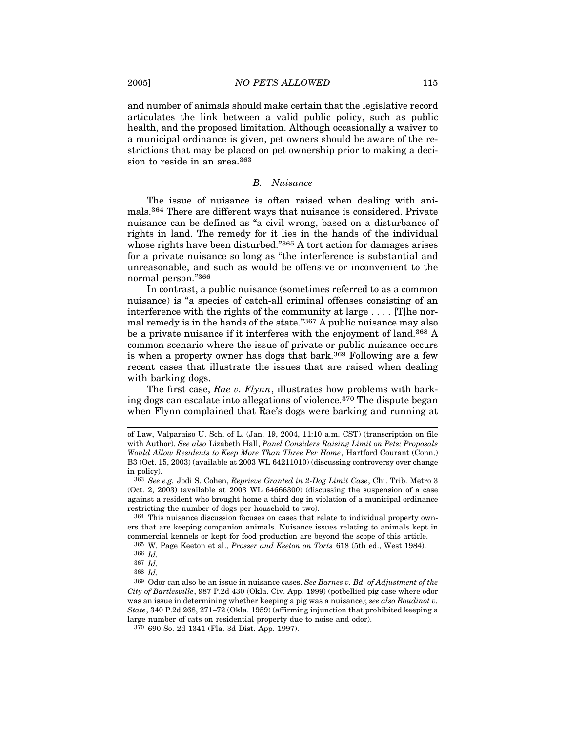and number of animals should make certain that the legislative record articulates the link between a valid public policy, such as public health, and the proposed limitation. Although occasionally a waiver to a municipal ordinance is given, pet owners should be aware of the restrictions that may be placed on pet ownership prior to making a decision to reside in an area.[363]

### *B. Nuisance*

The issue of nuisance is often raised when dealing with animals.[364] There are different ways that nuisance is considered. Private nuisance can be defined as "a civil wrong, based on a disturbance of rights in land. The remedy for it lies in the hands of the individual whose rights have been disturbed."[365] A tort action for damages arises for a private nuisance so long as "the interference is substantial and unreasonable, and such as would be offensive or inconvenient to the normal person."[366]

In contrast, a public nuisance (sometimes referred to as a common nuisance) is "a species of catch-all criminal offenses consisting of an interference with the rights of the community at large . . . . [T]he normal remedy is in the hands of the state."[367] A public nuisance may also be a private nuisance if it interferes with the enjoyment of land.[368] A common scenario where the issue of private or public nuisance occurs is when a property owner has dogs that bark.[369] Following are a few recent cases that illustrate the issues that are raised when dealing with barking dogs.

The first case, *Rae v. Flynn*, illustrates how problems with barking dogs can escalate into allegations of violence.[370] The dispute began when Flynn complained that Rae's dogs were barking and running at

---

of Law, Valparaiso U. Sch. of L. (Jan. 19, 2004, 11:10 a.m. CST) (transcription on file with Author). *See also* Lizabeth Hall, *Panel Considers Raising Limit on Pets; Proposals Would Allow Residents to Keep More Than Three Per Home*, Hartford Courant (Conn.) B3 (Oct. 15, 2003) (available at 2003 WL 64211010) (discussing controversy over change in policy).

[363] *See e.g.* Jodi S. Cohen, *Reprieve Granted in 2-Dog Limit Case*, Chi. Trib. Metro 3 (Oct. 2, 2003) (available at 2003 WL 64666300) (discussing the suspension of a case against a resident who brought home a third dog in violation of a municipal ordinance restricting the number of dogs per household to two).

[364] This nuisance discussion focuses on cases that relate to individual property owners that are keeping companion animals. Nuisance issues relating to animals kept in commercial kennels or kept for food production are beyond the scope of this article.

[365] W. Page Keeton et al., *Prosser and Keeton on Torts* 618 (5th ed., West 1984).

[366] *Id.*

[367] *Id.*

[368] *Id.*

[369] Odor can also be an issue in nuisance cases. *See Barnes v. Bd. of Adjustment of the City of Bartlesville*, 987 P.2d 430 (Okla. Civ. App. 1999) (potbellied pig case where odor was an issue in determining whether keeping a pig was a nuisance); *see also Boudinot v. State*, 340 P.2d 268, 271–72 (Okla. 1959) (affirming injunction that prohibited keeping a large number of cats on residential property due to noise and odor).

[370] 690 So. 2d 1341 (Fla. 3d Dist. App. 1997).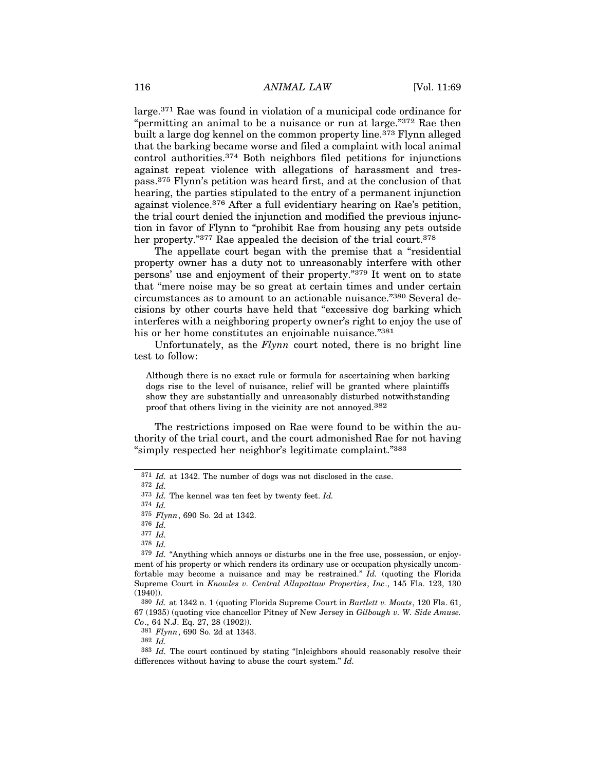large.[371] Rae was found in violation of a municipal code ordinance for "permitting an animal to be a nuisance or run at large."[372] Rae then built a large dog kennel on the common property line.[373] Flynn alleged that the barking became worse and filed a complaint with local animal control authorities.[374] Both neighbors filed petitions for injunctions against repeat violence with allegations of harassment and trespass.[375] Flynn's petition was heard first, and at the conclusion of that hearing, the parties stipulated to the entry of a permanent injunction against violence.[376] After a full evidentiary hearing on Rae's petition, the trial court denied the injunction and modified the previous injunction in favor of Flynn to "prohibit Rae from housing any pets outside her property."[377] Rae appealed the decision of the trial court.[378]

The appellate court began with the premise that a "residential property owner has a duty not to unreasonably interfere with other persons' use and enjoyment of their property."[379] It went on to state that "mere noise may be so great at certain times and under certain circumstances as to amount to an actionable nuisance."[380] Several decisions by other courts have held that "excessive dog barking which interferes with a neighboring property owner's right to enjoy the use of his or her home constitutes an enjoinable nuisance."[381]

Unfortunately, as the *Flynn* court noted, there is no bright line test to follow:

> Although there is no exact rule or formula for ascertaining when barking dogs rise to the level of nuisance, relief will be granted where plaintiffs show they are substantially and unreasonably disturbed notwithstanding proof that others living in the vicinity are not annoyed.[382]

The restrictions imposed on Rae were found to be within the authority of the trial court, and the court admonished Rae for not having "simply respected her neighbor's legitimate complaint."[383]

---

[371] *Id.* at 1342. The number of dogs was not disclosed in the case.

[372] *Id.*

[373] *Id.* The kennel was ten feet by twenty feet. *Id.*

[374] *Id.*

[375] *Flynn*, 690 So. 2d at 1342.

[376] *Id.*

[377] *Id.*

[378] *Id.*

[379] *Id.* "Anything which annoys or disturbs one in the free use, possession, or enjoyment of his property or which renders its ordinary use or occupation physically uncomfortable may become a nuisance and may be restrained." *Id.* (quoting the Florida Supreme Court in *Knowles v. Central Allapattaw Properties, Inc*., 145 Fla. 123, 130 (1940)).

[380] *Id.* at 1342 n. 1 (quoting Florida Supreme Court in *Bartlett v. Moats*, 120 Fla. 61, 67 (1935) (quoting vice chancellor Pitney of New Jersey in *Gilbough v. W. Side Amuse. Co*., 64 N.J. Eq. 27, 28 (1902)).

[381] *Flynn*, 690 So. 2d at 1343.

[382] *Id.*

[383] *Id.* The court continued by stating "[n]eighbors should reasonably resolve their differences without having to abuse the court system." *Id.*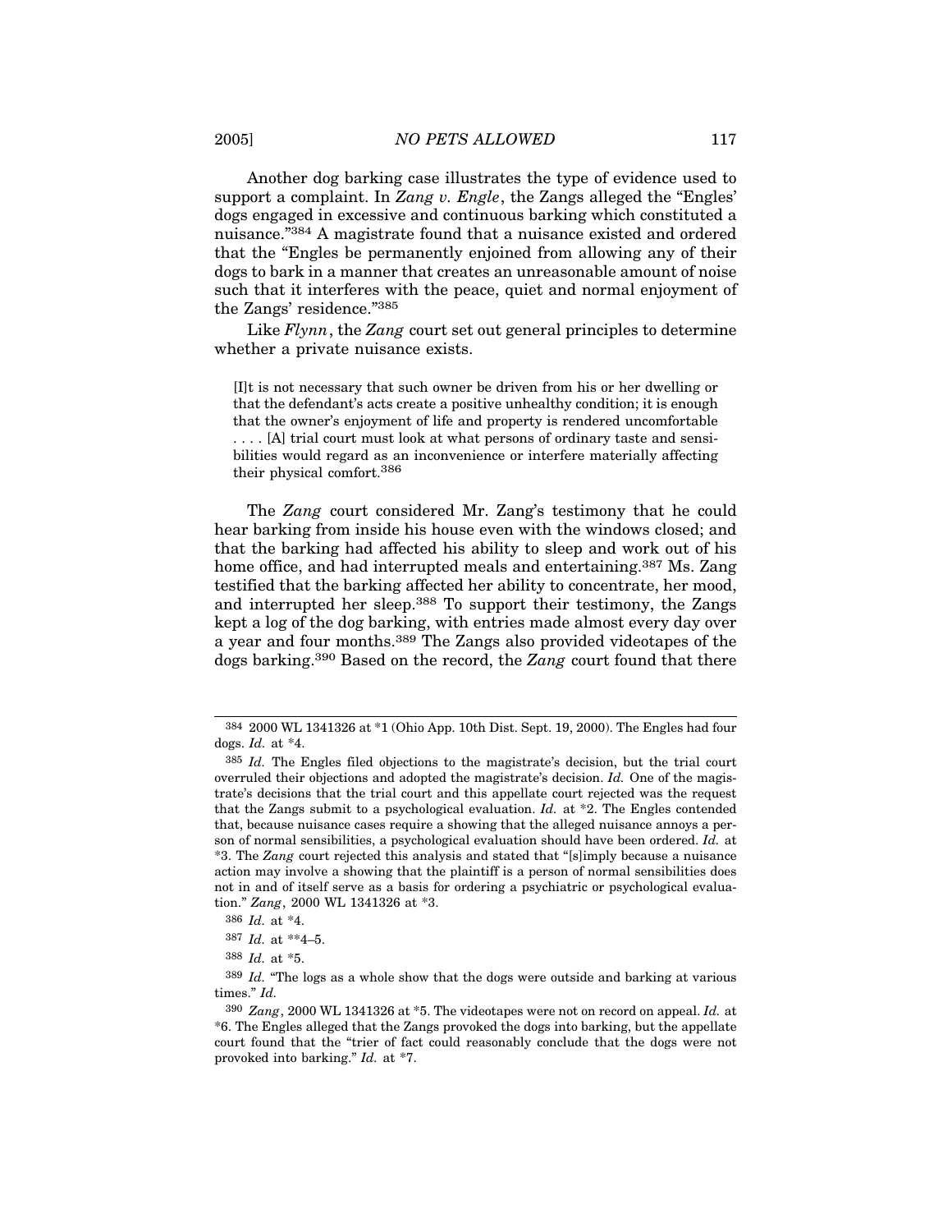Another dog barking case illustrates the type of evidence used to support a complaint. In *Zang v. Engle*, the Zangs alleged the "Engles' dogs engaged in excessive and continuous barking which constituted a nuisance."[384] A magistrate found that a nuisance existed and ordered that the "Engles be permanently enjoined from allowing any of their dogs to bark in a manner that creates an unreasonable amount of noise such that it interferes with the peace, quiet and normal enjoyment of the Zangs' residence."[385]

Like *Flynn*, the *Zang* court set out general principles to determine whether a private nuisance exists.

> [I]t is not necessary that such owner be driven from his or her dwelling or that the defendant's acts create a positive unhealthy condition; it is enough that the owner's enjoyment of life and property is rendered uncomfortable . . . . [A] trial court must look at what persons of ordinary taste and sensibilities would regard as an inconvenience or interfere materially affecting their physical comfort.[386]

The *Zang* court considered Mr. Zang's testimony that he could hear barking from inside his house even with the windows closed; and that the barking had affected his ability to sleep and work out of his home office, and had interrupted meals and entertaining.[387] Ms. Zang testified that the barking affected her ability to concentrate, her mood, and interrupted her sleep.[388] To support their testimony, the Zangs kept a log of the dog barking, with entries made almost every day over a year and four months.[389] The Zangs also provided videotapes of the dogs barking.[390] Based on the record, the *Zang* court found that there

---

384 2000 WL 1341326 at *1 (Ohio App. 10th Dist. Sept. 19, 2000). The Engles had four dogs. *Id.* at *4.

385 *Id.* The Engles filed objections to the magistrate's decision, but the trial court overruled their objections and adopted the magistrate's decision. *Id.* One of the magistrate's decisions that the trial court and this appellate court rejected was the request that the Zangs submit to a psychological evaluation. *Id.* at *2. The Engles contended that, because nuisance cases require a showing that the alleged nuisance annoys a person of normal sensibilities, a psychological evaluation should have been ordered. *Id.* at *3. The *Zang* court rejected this analysis and stated that "[s]imply because a nuisance action may involve a showing that the plaintiff is a person of normal sensibilities does not in and of itself serve as a basis for ordering a psychiatric or psychological evaluation." *Zang*, 2000 WL 1341326 at *3.

386 *Id.* at *4.

387 *Id.* at **4–5.

388 *Id.* at *5.

389 *Id.* "The logs as a whole show that the dogs were outside and barking at various times." *Id.*

390 *Zang*, 2000 WL 1341326 at *5. The videotapes were not on record on appeal. *Id.* at *6. The Engles alleged that the Zangs provoked the dogs into barking, but the appellate court found that the "trier of fact could reasonably conclude that the dogs were not provoked into barking." *Id.* at *7.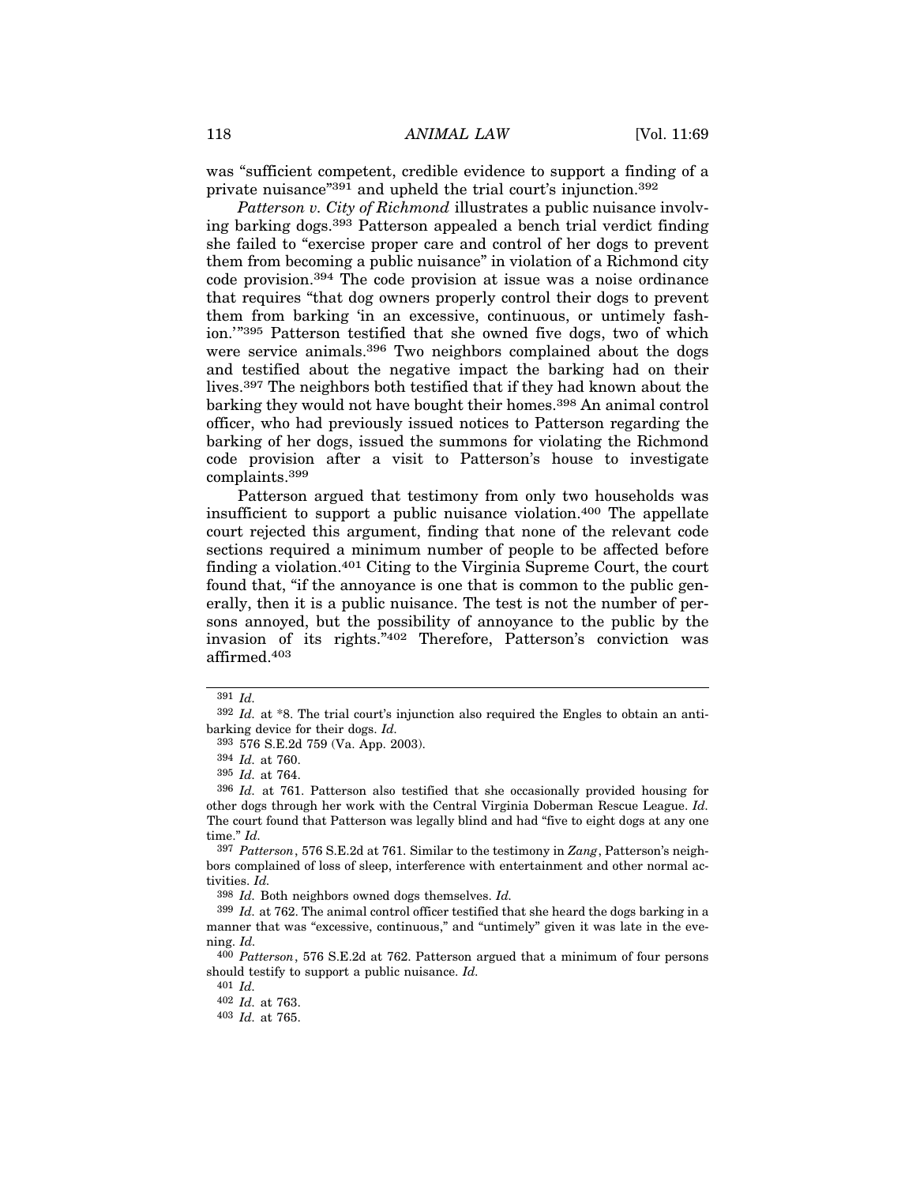was "sufficient competent, credible evidence to support a finding of a private nuisance"[391] and upheld the trial court's injunction.[392]

*Patterson v. City of Richmond* illustrates a public nuisance involving barking dogs.[393] Patterson appealed a bench trial verdict finding she failed to "exercise proper care and control of her dogs to prevent them from becoming a public nuisance" in violation of a Richmond city code provision.[394] The code provision at issue was a noise ordinance that requires "that dog owners properly control their dogs to prevent them from barking 'in an excessive, continuous, or untimely fashion.'"[395] Patterson testified that she owned five dogs, two of which were service animals.[396] Two neighbors complained about the dogs and testified about the negative impact the barking had on their lives.[397] The neighbors both testified that if they had known about the barking they would not have bought their homes.[398] An animal control officer, who had previously issued notices to Patterson regarding the barking of her dogs, issued the summons for violating the Richmond code provision after a visit to Patterson's house to investigate complaints.[399]

Patterson argued that testimony from only two households was insufficient to support a public nuisance violation.[400] The appellate court rejected this argument, finding that none of the relevant code sections required a minimum number of people to be affected before finding a violation.[401] Citing to the Virginia Supreme Court, the court found that, "if the annoyance is one that is common to the public generally, then it is a public nuisance. The test is not the number of persons annoyed, but the possibility of annoyance to the public by the invasion of its rights."[402] Therefore, Patterson's conviction was affirmed.[403]

---

[391] *Id.*

[392] *Id.* at *8. The trial court's injunction also required the Engles to obtain an anti-barking device for their dogs. *Id.*

[393] 576 S.E.2d 759 (Va. App. 2003).

[394] *Id.* at 760.

[395] *Id.* at 764.

[396] *Id.* at 761. Patterson also testified that she occasionally provided housing for other dogs through her work with the Central Virginia Doberman Rescue League. *Id.* The court found that Patterson was legally blind and had "five to eight dogs at any one time." *Id.*

[397] *Patterson*, 576 S.E.2d at 761. Similar to the testimony in *Zang*, Patterson's neighbors complained of loss of sleep, interference with entertainment and other normal activities. *Id.*

[398] *Id.* Both neighbors owned dogs themselves. *Id.*

[399] *Id.* at 762. The animal control officer testified that she heard the dogs barking in a manner that was "excessive, continuous," and "untimely" given it was late in the evening. *Id.*

[400] *Patterson*, 576 S.E.2d at 762. Patterson argued that a minimum of four persons should testify to support a public nuisance. *Id.*

[401] *Id.*

[402] *Id.* at 763.

[403] *Id.* at 765.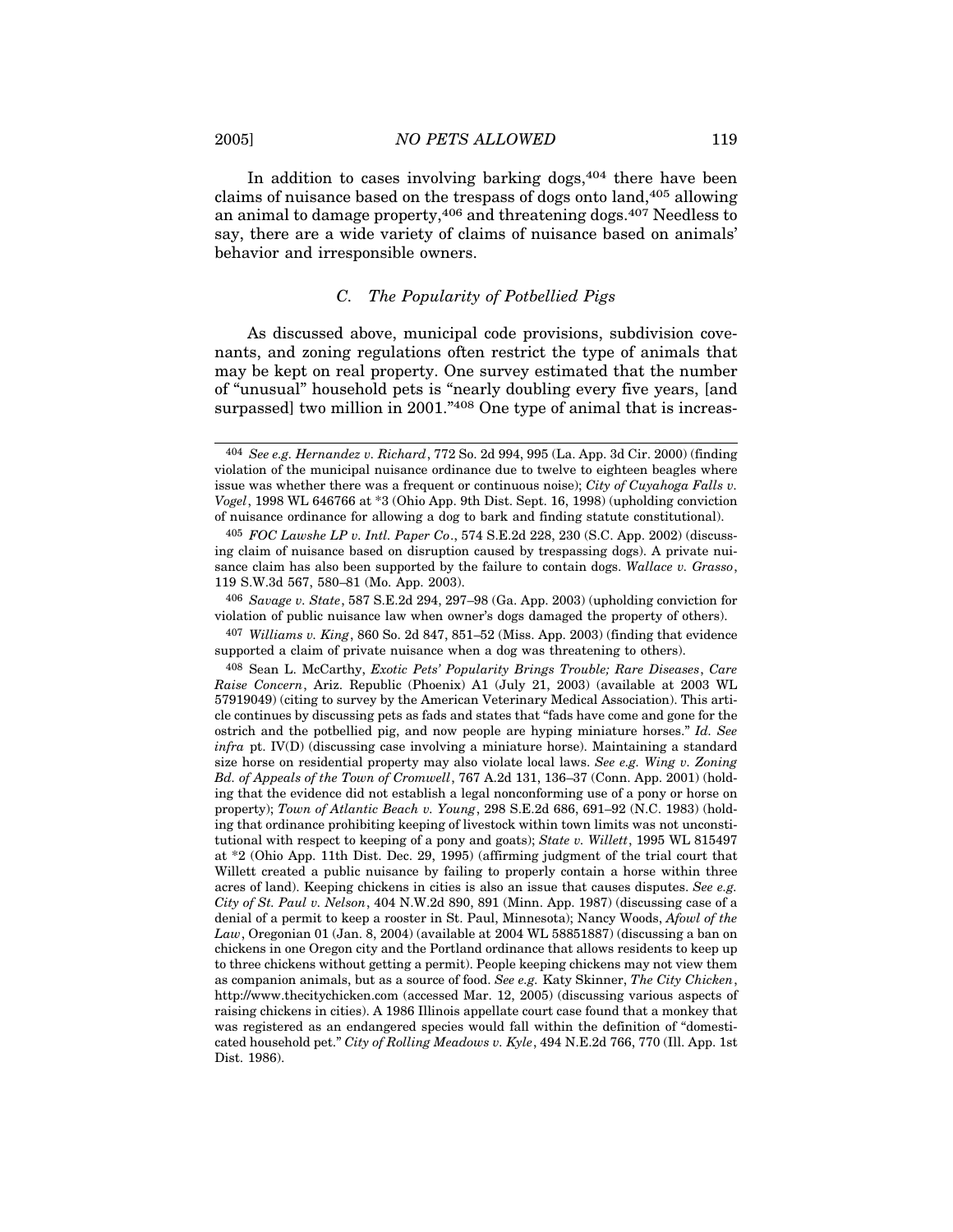In addition to cases involving barking dogs,[404] there have been claims of nuisance based on the trespass of dogs onto land,[405] allowing an animal to damage property,[406] and threatening dogs.[407] Needless to say, there are a wide variety of claims of nuisance based on animals' behavior and irresponsible owners.

### *C. The Popularity of Potbellied Pigs*

As discussed above, municipal code provisions, subdivision covenants, and zoning regulations often restrict the type of animals that may be kept on real property. One survey estimated that the number of "unusual" household pets is "nearly doubling every five years, [and surpassed] two million in 2001."[408] One type of animal that is increas-

---

[404] *See e.g. Hernandez v. Richard*, 772 So. 2d 994, 995 (La. App. 3d Cir. 2000) (finding violation of the municipal nuisance ordinance due to twelve to eighteen beagles where issue was whether there was a frequent or continuous noise); *City of Cuyahoga Falls v. Vogel*, 1998 WL 646766 at *3 (Ohio App. 9th Dist. Sept. 16, 1998) (upholding conviction of nuisance ordinance for allowing a dog to bark and finding statute constitutional).

[405] *FOC Lawshe LP v. Intl. Paper Co.*, 574 S.E.2d 228, 230 (S.C. App. 2002) (discussing claim of nuisance based on disruption caused by trespassing dogs). A private nuisance claim has also been supported by the failure to contain dogs. *Wallace v. Grasso*, 119 S.W.3d 567, 580–81 (Mo. App. 2003).

[406] *Savage v. State*, 587 S.E.2d 294, 297–98 (Ga. App. 2003) (upholding conviction for violation of public nuisance law when owner's dogs damaged the property of others).

[407] *Williams v. King*, 860 So. 2d 847, 851–52 (Miss. App. 2003) (finding that evidence supported a claim of private nuisance when a dog was threatening to others).

[408] Sean L. McCarthy, *Exotic Pets' Popularity Brings Trouble; Rare Diseases, Care Raise Concern*, Ariz. Republic (Phoenix) A1 (July 21, 2003) (available at 2003 WL 57919049) (citing to survey by the American Veterinary Medical Association). This article continues by discussing pets as fads and states that "fads have come and gone for the ostrich and the potbellied pig, and now people are hyping miniature horses." *Id. See infra* pt. IV(D) (discussing case involving a miniature horse). Maintaining a standard size horse on residential property may also violate local laws. *See e.g. Wing v. Zoning Bd. of Appeals of the Town of Cromwell*, 767 A.2d 131, 136–37 (Conn. App. 2001) (holding that the evidence did not establish a legal nonconforming use of a pony or horse on property); *Town of Atlantic Beach v. Young*, 298 S.E.2d 686, 691–92 (N.C. 1983) (holding that ordinance prohibiting keeping of livestock within town limits was not unconstitutional with respect to keeping of a pony and goats); *State v. Willett*, 1995 WL 815497 at *2 (Ohio App. 11th Dist. Dec. 29, 1995) (affirming judgment of the trial court that Willett created a public nuisance by failing to properly contain a horse within three acres of land). Keeping chickens in cities is also an issue that causes disputes. *See e.g. City of St. Paul v. Nelson*, 404 N.W.2d 890, 891 (Minn. App. 1987) (discussing case of a denial of a permit to keep a rooster in St. Paul, Minnesota); Nancy Woods, *Afowl of the Law*, Oregonian 01 (Jan. 8, 2004) (available at 2004 WL 58851887) (discussing a ban on chickens in one Oregon city and the Portland ordinance that allows residents to keep up to three chickens without getting a permit). People keeping chickens may not view them as companion animals, but as a source of food. *See e.g.* Katy Skinner, *The City Chicken*, http://www.thecitychicken.com (accessed Mar. 12, 2005) (discussing various aspects of raising chickens in cities). A 1986 Illinois appellate court case found that a monkey that was registered as an endangered species would fall within the definition of "domesticated household pet." *City of Rolling Meadows v. Kyle*, 494 N.E.2d 766, 770 (Ill. App. 1st Dist. 1986).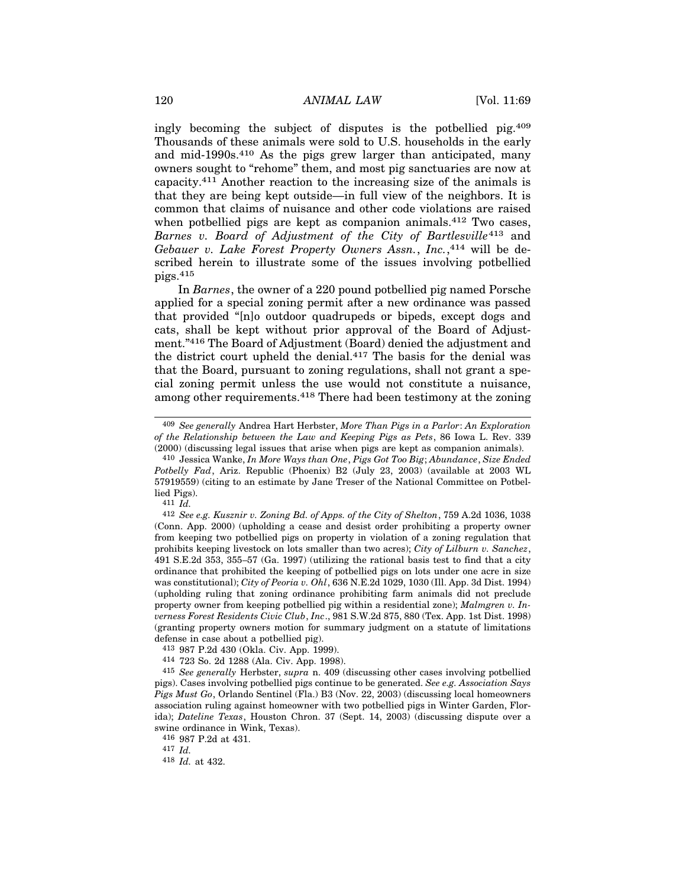ingly becoming the subject of disputes is the potbellied pig.[409] Thousands of these animals were sold to U.S. households in the early and mid-1990s.[410] As the pigs grew larger than anticipated, many owners sought to "rehome" them, and most pig sanctuaries are now at capacity.[411] Another reaction to the increasing size of the animals is that they are being kept outside—in full view of the neighbors. It is common that claims of nuisance and other code violations are raised when potbellied pigs are kept as companion animals.[412] Two cases, *Barnes v. Board of Adjustment of the City of Bartlesville*[413] and *Gebauer v. Lake Forest Property Owners Assn., Inc.*,[414] will be described herein to illustrate some of the issues involving potbellied pigs.[415]

In *Barnes*, the owner of a 220 pound potbellied pig named Porsche applied for a special zoning permit after a new ordinance was passed that provided "[n]o outdoor quadrupeds or bipeds, except dogs and cats, shall be kept without prior approval of the Board of Adjustment."[416] The Board of Adjustment (Board) denied the adjustment and the district court upheld the denial.[417] The basis for the denial was that the Board, pursuant to zoning regulations, shall not grant a special zoning permit unless the use would not constitute a nuisance, among other requirements.[418] There had been testimony at the zoning

---

[409] *See generally* Andrea Hart Herbster, *More Than Pigs in a Parlor*: *An Exploration of the Relationship between the Law and Keeping Pigs as Pets*, 86 Iowa L. Rev. 339 (2000) (discussing legal issues that arise when pigs are kept as companion animals).

[410] Jessica Wanke, *In More Ways than One*, *Pigs Got Too Big*; *Abundance*, *Size Ended Potbelly Fad*, Ariz. Republic (Phoenix) B2 (July 23, 2003) (available at 2003 WL 57919559) (citing to an estimate by Jane Treser of the National Committee on Potbellied Pigs).

[411] *Id.*

[412] *See e.g. Kusznir v. Zoning Bd. of Apps. of the City of Shelton*, 759 A.2d 1036, 1038 (Conn. App. 2000) (upholding a cease and desist order prohibiting a property owner from keeping two potbellied pigs on property in violation of a zoning regulation that prohibits keeping livestock on lots smaller than two acres); *City of Lilburn v. Sanchez*, 491 S.E.2d 353, 355–57 (Ga. 1997) (utilizing the rational basis test to find that a city ordinance that prohibited the keeping of potbellied pigs on lots under one acre in size was constitutional); *City of Peoria v. Ohl*, 636 N.E.2d 1029, 1030 (Ill. App. 3d Dist. 1994) (upholding ruling that zoning ordinance prohibiting farm animals did not preclude property owner from keeping potbellied pig within a residential zone); *Malmgren v. Inverness Forest Residents Civic Club*, *Inc*., 981 S.W.2d 875, 880 (Tex. App. 1st Dist. 1998) (granting property owners motion for summary judgment on a statute of limitations defense in case about a potbellied pig).

[413] 987 P.2d 430 (Okla. Civ. App. 1999).

[414] 723 So. 2d 1288 (Ala. Civ. App. 1998).

[415] *See generally* Herbster, *supra* n. 409 (discussing other cases involving potbellied pigs). Cases involving potbellied pigs continue to be generated. *See e.g. Association Says Pigs Must Go*, Orlando Sentinel (Fla.) B3 (Nov. 22, 2003) (discussing local homeowners association ruling against homeowner with two potbellied pigs in Winter Garden, Florida); *Dateline Texas*, Houston Chron. 37 (Sept. 14, 2003) (discussing dispute over a swine ordinance in Wink, Texas).

[416] 987 P.2d at 431.

[417] *Id.*

[418] *Id.* at 432.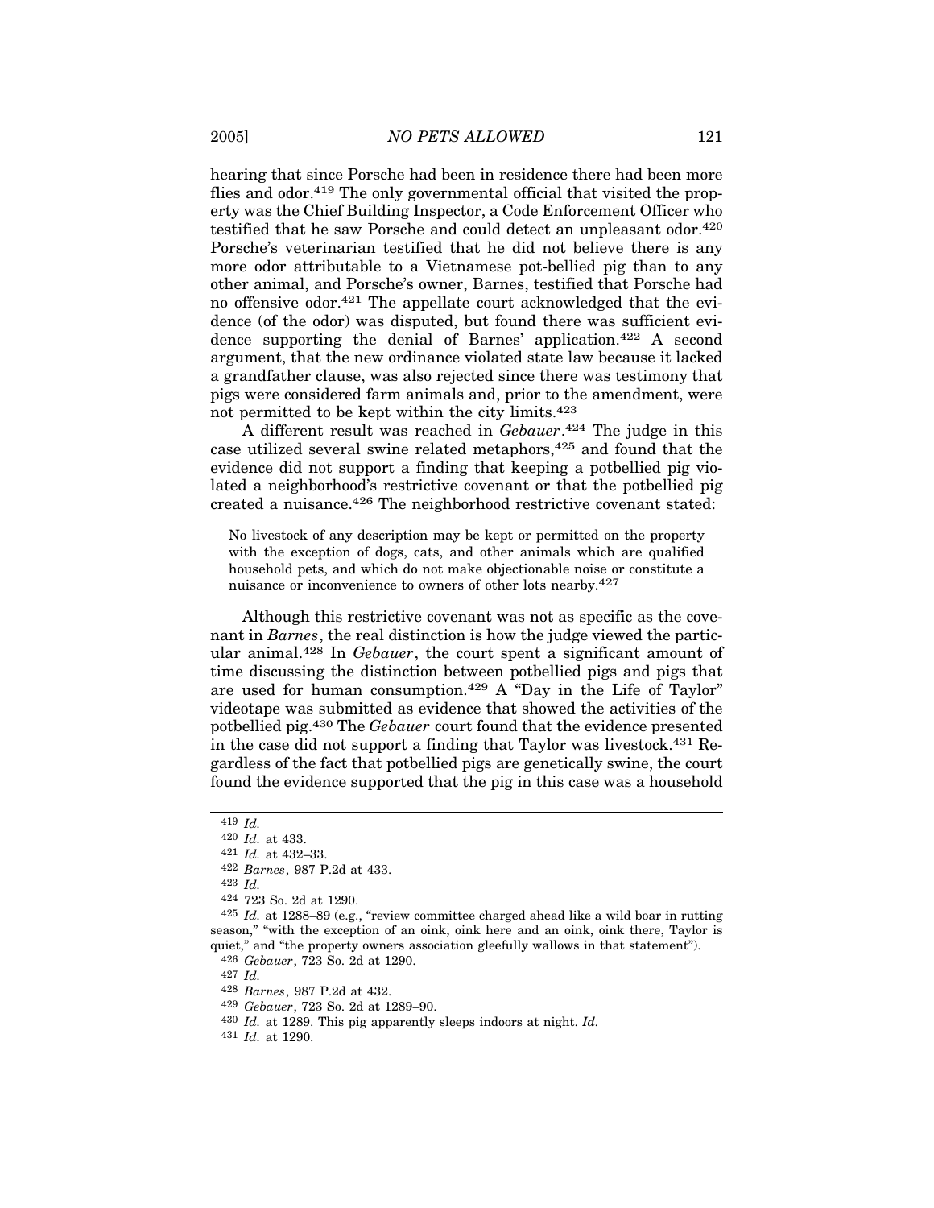hearing that since Porsche had been in residence there had been more flies and odor.[419] The only governmental official that visited the property was the Chief Building Inspector, a Code Enforcement Officer who testified that he saw Porsche and could detect an unpleasant odor.[420] Porsche's veterinarian testified that he did not believe there is any more odor attributable to a Vietnamese pot-bellied pig than to any other animal, and Porsche's owner, Barnes, testified that Porsche had no offensive odor.[421] The appellate court acknowledged that the evidence (of the odor) was disputed, but found there was sufficient evidence supporting the denial of Barnes' application.[422] A second argument, that the new ordinance violated state law because it lacked a grandfather clause, was also rejected since there was testimony that pigs were considered farm animals and, prior to the amendment, were not permitted to be kept within the city limits.[423]

A different result was reached in *Gebauer*.[424] The judge in this case utilized several swine related metaphors,[425] and found that the evidence did not support a finding that keeping a potbellied pig violated a neighborhood's restrictive covenant or that the potbellied pig created a nuisance.[426] The neighborhood restrictive covenant stated:

> No livestock of any description may be kept or permitted on the property with the exception of dogs, cats, and other animals which are qualified household pets, and which do not make objectionable noise or constitute a nuisance or inconvenience to owners of other lots nearby.[427]

Although this restrictive covenant was not as specific as the covenant in *Barnes*, the real distinction is how the judge viewed the particular animal.[428] In *Gebauer*, the court spent a significant amount of time discussing the distinction between potbellied pigs and pigs that are used for human consumption.[429] A "Day in the Life of Taylor" videotape was submitted as evidence that showed the activities of the potbellied pig.[430] The *Gebauer* court found that the evidence presented in the case did not support a finding that Taylor was livestock.[431] Regardless of the fact that potbellied pigs are genetically swine, the court found the evidence supported that the pig in this case was a household

---

[419] *Id.*

[420] *Id.* at 433.

[421] *Id.* at 432–33.

[422] *Barnes*, 987 P.2d at 433.

[423] *Id.*

[424] 723 So. 2d at 1290.

[425] *Id.* at 1288–89 (e.g., "review committee charged ahead like a wild boar in rutting season," "with the exception of an oink, oink here and an oink, oink there, Taylor is quiet," and "the property owners association gleefully wallows in that statement").

[426] *Gebauer*, 723 So. 2d at 1290.

[427] *Id.*

[428] *Barnes*, 987 P.2d at 432.

[429] *Gebauer*, 723 So. 2d at 1289–90.

[430] *Id.* at 1289. This pig apparently sleeps indoors at night. *Id.*

[431] *Id.* at 1290.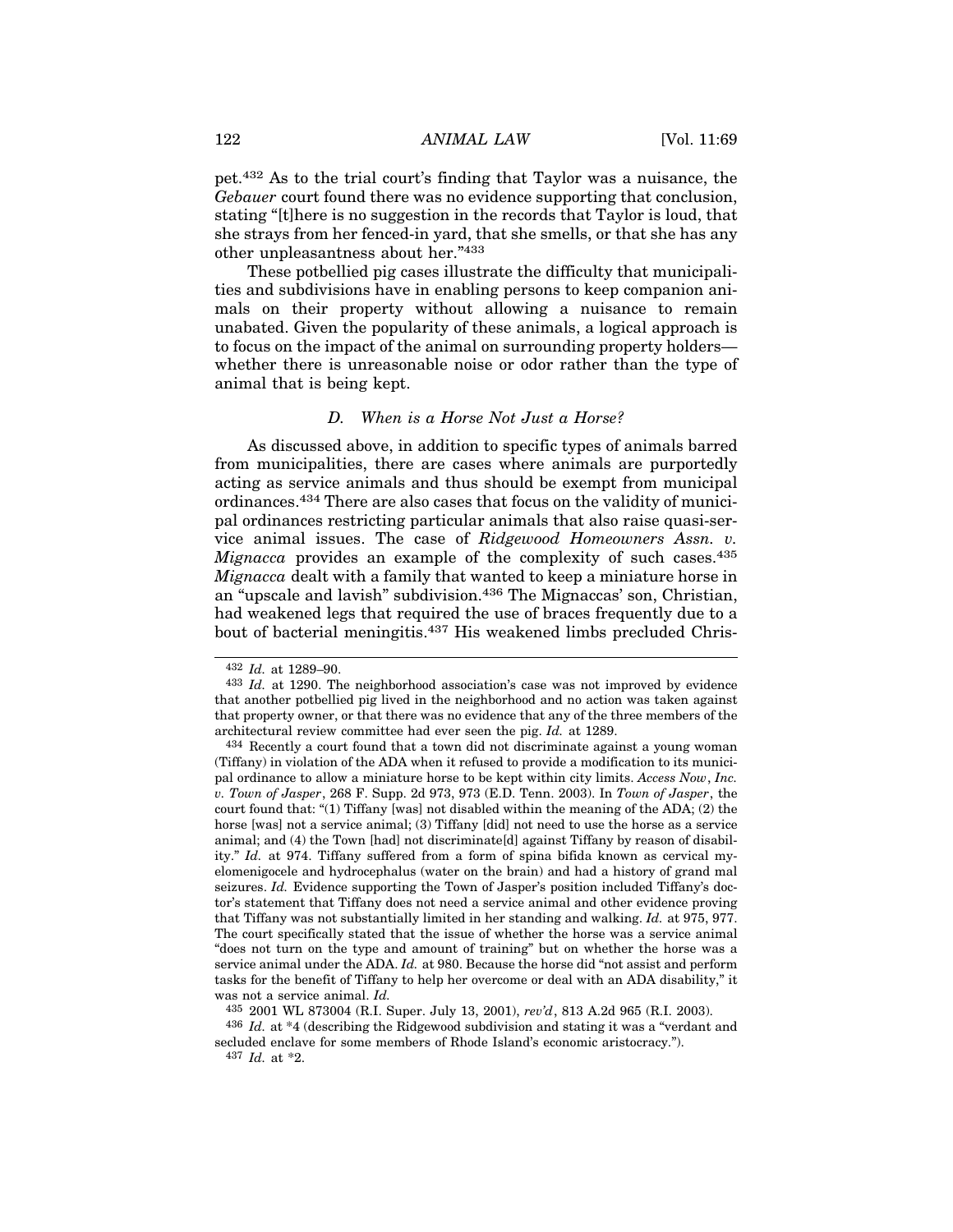pet.[432] As to the trial court's finding that Taylor was a nuisance, the *Gebauer* court found there was no evidence supporting that conclusion, stating "[t]here is no suggestion in the records that Taylor is loud, that she strays from her fenced-in yard, that she smells, or that she has any other unpleasantness about her."[433]

These potbellied pig cases illustrate the difficulty that municipalities and subdivisions have in enabling persons to keep companion animals on their property without allowing a nuisance to remain unabated. Given the popularity of these animals, a logical approach is to focus on the impact of the animal on surrounding property holders—whether there is unreasonable noise or odor rather than the type of animal that is being kept.

### D. *When is a Horse Not Just a Horse?*

As discussed above, in addition to specific types of animals barred from municipalities, there are cases where animals are purportedly acting as service animals and thus should be exempt from municipal ordinances.[434] There are also cases that focus on the validity of municipal ordinances restricting particular animals that also raise quasi-service animal issues. The case of *Ridgewood Homeowners Assn. v. Mignacca* provides an example of the complexity of such cases.[435] *Mignacca* dealt with a family that wanted to keep a miniature horse in an "upscale and lavish" subdivision.[436] The Mignaccas' son, Christian, had weakened legs that required the use of braces frequently due to a bout of bacterial meningitis.[437] His weakened limbs precluded Chris-

---

[432] *Id.* at 1289–90.

[433] *Id.* at 1290. The neighborhood association's case was not improved by evidence that another potbellied pig lived in the neighborhood and no action was taken against that property owner, or that there was no evidence that any of the three members of the architectural review committee had ever seen the pig. *Id.* at 1289.

[434] Recently a court found that a town did not discriminate against a young woman (Tiffany) in violation of the ADA when it refused to provide a modification to its municipal ordinance to allow a miniature horse to be kept within city limits. *Access Now, Inc. v. Town of Jasper*, 268 F. Supp. 2d 973, 973 (E.D. Tenn. 2003). In *Town of Jasper*, the court found that: "(1) Tiffany [was] not disabled within the meaning of the ADA; (2) the horse [was] not a service animal; (3) Tiffany [did] not need to use the horse as a service animal; and (4) the Town [had] not discriminate[d] against Tiffany by reason of disability." *Id.* at 974. Tiffany suffered from a form of spina bifida known as cervical myelomenigocele and hydrocephalus (water on the brain) and had a history of grand mal seizures. *Id.* Evidence supporting the Town of Jasper's position included Tiffany's doctor's statement that Tiffany does not need a service animal and other evidence proving that Tiffany was not substantially limited in her standing and walking. *Id.* at 975, 977. The court specifically stated that the issue of whether the horse was a service animal "does not turn on the type and amount of training" but on whether the horse was a service animal under the ADA. *Id.* at 980. Because the horse did "not assist and perform tasks for the benefit of Tiffany to help her overcome or deal with an ADA disability," it was not a service animal. *Id.*

[435] 2001 WL 873004 (R.I. Super. July 13, 2001), *rev'd*, 813 A.2d 965 (R.I. 2003).

[436] *Id.* at *4 (describing the Ridgewood subdivision and stating it was a "verdant and secluded enclave for some members of Rhode Island's economic aristocracy.").

[437] *Id.* at *2.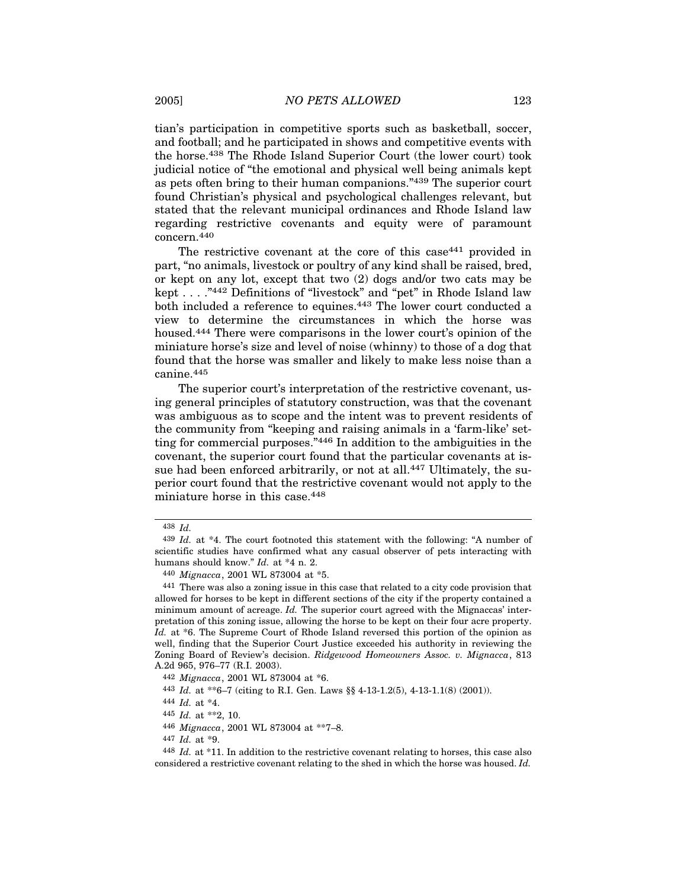tian's participation in competitive sports such as basketball, soccer, and football; and he participated in shows and competitive events with the horse.[438] The Rhode Island Superior Court (the lower court) took judicial notice of "the emotional and physical well being animals kept as pets often bring to their human companions."[439] The superior court found Christian's physical and psychological challenges relevant, but stated that the relevant municipal ordinances and Rhode Island law regarding restrictive covenants and equity were of paramount concern.[440]

The restrictive covenant at the core of this case[441] provided in part, "no animals, livestock or poultry of any kind shall be raised, bred, or kept on any lot, except that two (2) dogs and/or two cats may be kept . . . ."[442] Definitions of "livestock" and "pet" in Rhode Island law both included a reference to equines.[443] The lower court conducted a view to determine the circumstances in which the horse was housed.[444] There were comparisons in the lower court's opinion of the miniature horse's size and level of noise (whinny) to those of a dog that found that the horse was smaller and likely to make less noise than a canine.[445]

The superior court's interpretation of the restrictive covenant, using general principles of statutory construction, was that the covenant was ambiguous as to scope and the intent was to prevent residents of the community from "keeping and raising animals in a 'farm-like' setting for commercial purposes."[446] In addition to the ambiguities in the covenant, the superior court found that the particular covenants at issue had been enforced arbitrarily, or not at all.[447] Ultimately, the superior court found that the restrictive covenant would not apply to the miniature horse in this case.[448]

---

[438] *Id.*

[439] *Id.* at *4. The court footnoted this statement with the following: "A number of scientific studies have confirmed what any casual observer of pets interacting with humans should know." *Id.* at *4 n. 2.

[440] *Mignacca*, 2001 WL 873004 at *5.

[441] There was also a zoning issue in this case that related to a city code provision that allowed for horses to be kept in different sections of the city if the property contained a minimum amount of acreage. *Id.* The superior court agreed with the Mignaccas' interpretation of this zoning issue, allowing the horse to be kept on their four acre property. *Id.* at *6. The Supreme Court of Rhode Island reversed this portion of the opinion as well, finding that the Superior Court Justice exceeded his authority in reviewing the Zoning Board of Review's decision. *Ridgewood Homeowners Assoc. v. Mignacca*, 813 A.2d 965, 976–77 (R.I. 2003).

[442] *Mignacca*, 2001 WL 873004 at *6.

[443] *Id.* at **6–7 (citing to R.I. Gen. Laws §§ 4-13-1.2(5), 4-13-1.1(8) (2001)).

[444] *Id.* at *4.

[445] *Id.* at **2, 10.

[446] *Mignacca*, 2001 WL 873004 at **7–8.

[447] *Id.* at *9.

[448] *Id.* at *11. In addition to the restrictive covenant relating to horses, this case also considered a restrictive covenant relating to the shed in which the horse was housed. *Id.*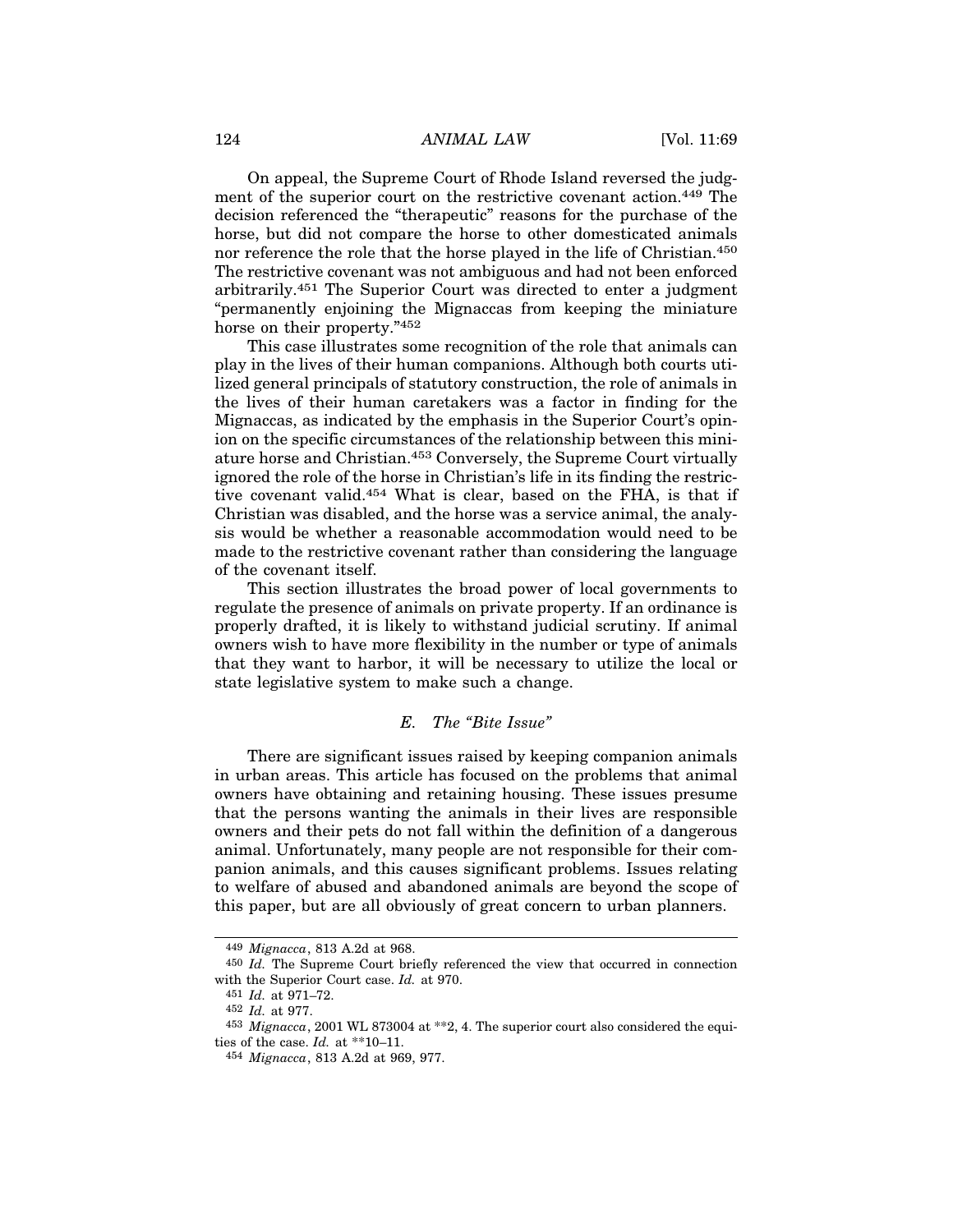On appeal, the Supreme Court of Rhode Island reversed the judgment of the superior court on the restrictive covenant action.[449] The decision referenced the "therapeutic" reasons for the purchase of the horse, but did not compare the horse to other domesticated animals nor reference the role that the horse played in the life of Christian.[450] The restrictive covenant was not ambiguous and had not been enforced arbitrarily.[451] The Superior Court was directed to enter a judgment "permanently enjoining the Mignaccas from keeping the miniature horse on their property."[452]

This case illustrates some recognition of the role that animals can play in the lives of their human companions. Although both courts utilized general principals of statutory construction, the role of animals in the lives of their human caretakers was a factor in finding for the Mignaccas, as indicated by the emphasis in the Superior Court's opinion on the specific circumstances of the relationship between this miniature horse and Christian.[453] Conversely, the Supreme Court virtually ignored the role of the horse in Christian's life in its finding the restrictive covenant valid.[454] What is clear, based on the FHA, is that if Christian was disabled, and the horse was a service animal, the analysis would be whether a reasonable accommodation would need to be made to the restrictive covenant rather than considering the language of the covenant itself.

This section illustrates the broad power of local governments to regulate the presence of animals on private property. If an ordinance is properly drafted, it is likely to withstand judicial scrutiny. If animal owners wish to have more flexibility in the number or type of animals that they want to harbor, it will be necessary to utilize the local or state legislative system to make such a change.

### *E. The "Bite Issue"*

There are significant issues raised by keeping companion animals in urban areas. This article has focused on the problems that animal owners have obtaining and retaining housing. These issues presume that the persons wanting the animals in their lives are responsible owners and their pets do not fall within the definition of a dangerous animal. Unfortunately, many people are not responsible for their companion animals, and this causes significant problems. Issues relating to welfare of abused and abandoned animals are beyond the scope of this paper, but are all obviously of great concern to urban planners.

---

[449] *Mignacca*, 813 A.2d at 968.

[450] *Id.* The Supreme Court briefly referenced the view that occurred in connection with the Superior Court case. *Id.* at 970.

[451] *Id.* at 971–72.

[452] *Id.* at 977.

[453] *Mignacca*, 2001 WL 873004 at **2, 4. The superior court also considered the equities of the case. *Id.* at **10–11.

[454] *Mignacca*, 813 A.2d at 969, 977.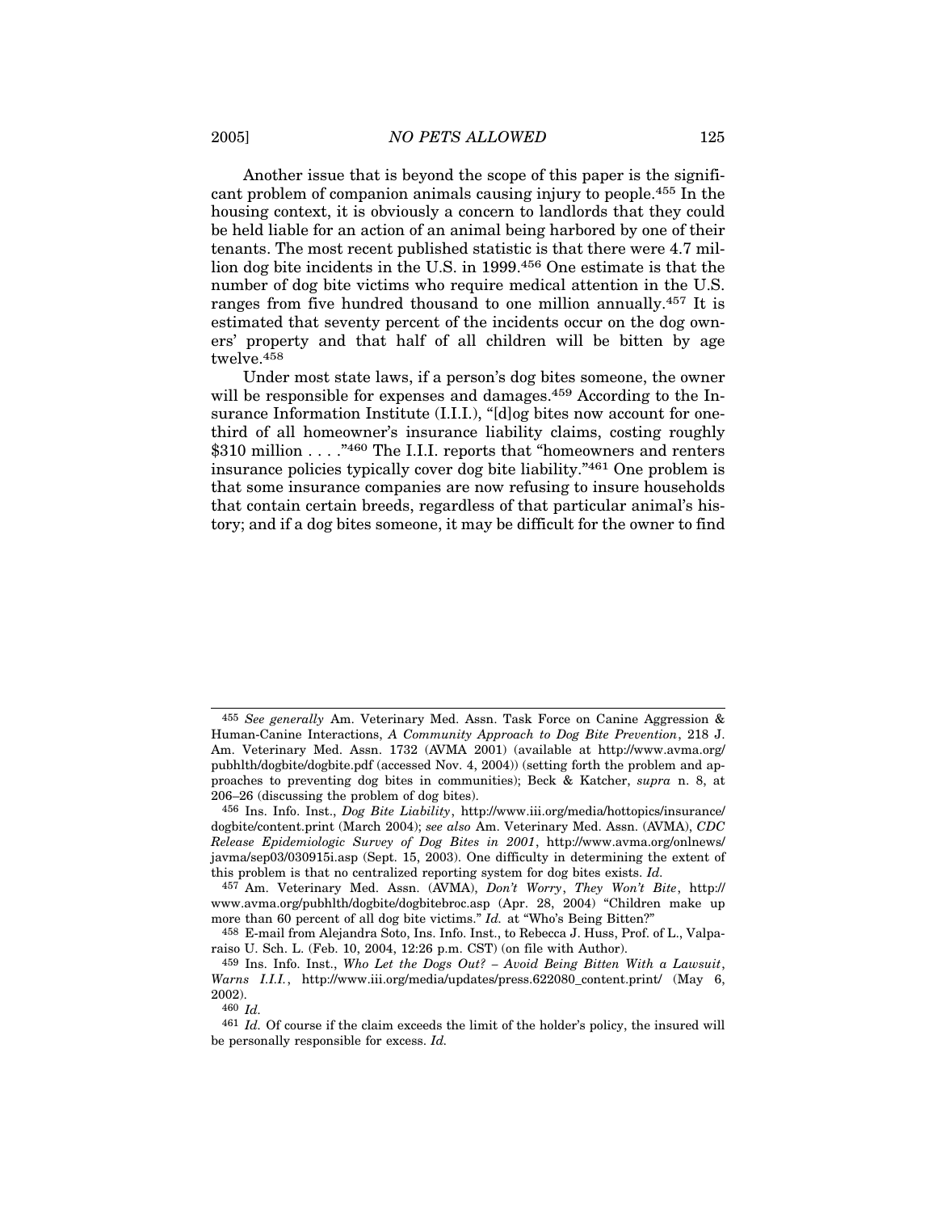Another issue that is beyond the scope of this paper is the significant problem of companion animals causing injury to people.[455] In the housing context, it is obviously a concern to landlords that they could be held liable for an action of an animal being harbored by one of their tenants. The most recent published statistic is that there were 4.7 million dog bite incidents in the U.S. in 1999.[456] One estimate is that the number of dog bite victims who require medical attention in the U.S. ranges from five hundred thousand to one million annually.[457] It is estimated that seventy percent of the incidents occur on the dog owners' property and that half of all children will be bitten by age twelve.[458]

Under most state laws, if a person's dog bites someone, the owner will be responsible for expenses and damages.[459] According to the Insurance Information Institute (I.I.I.), "[d]og bites now account for one-third of all homeowner's insurance liability claims, costing roughly $310 million . . . ."[460] The I.I.I. reports that "homeowners and renters insurance policies typically cover dog bite liability."[461] One problem is that some insurance companies are now refusing to insure households that contain certain breeds, regardless of that particular animal's history; and if a dog bites someone, it may be difficult for the owner to find

---

[455] *See generally* Am. Veterinary Med. Assn. Task Force on Canine Aggression & Human-Canine Interactions, *A Community Approach to Dog Bite Prevention*, 218 J. Am. Veterinary Med. Assn. 1732 (AVMA 2001) (available at http://www.avma.org/pubhlth/dogbite/dogbite.pdf (accessed Nov. 4, 2004)) (setting forth the problem and approaches to preventing dog bites in communities); Beck & Katcher, *supra* n. 8, at 206–26 (discussing the problem of dog bites).

[456] Ins. Info. Inst., *Dog Bite Liability*, http://www.iii.org/media/hottopics/insurance/dogbite/content.print (March 2004); *see also* Am. Veterinary Med. Assn. (AVMA), *CDC Release Epidemiologic Survey of Dog Bites in 2001*, http://www.avma.org/onlnews/javma/sep03/030915i.asp (Sept. 15, 2003). One difficulty in determining the extent of this problem is that no centralized reporting system for dog bites exists. *Id.*

[457] Am. Veterinary Med. Assn. (AVMA), *Don't Worry*, *They Won't Bite*, http://www.avma.org/pubhlth/dogbite/dogbitebroc.asp (Apr. 28, 2004) "Children make up more than 60 percent of all dog bite victims." *Id.* at "Who's Being Bitten?"

[458] E-mail from Alejandra Soto, Ins. Info. Inst., to Rebecca J. Huss, Prof. of L., Valparaiso U. Sch. L. (Feb. 10, 2004, 12:26 p.m. CST) (on file with Author).

[459] Ins. Info. Inst., *Who Let the Dogs Out? – Avoid Being Bitten With a Lawsuit*, *Warns I.I.I.*, http://www.iii.org/media/updates/press.622080_content.print/ (May 6, 2002).

[460] *Id.*

[461] *Id.* Of course if the claim exceeds the limit of the holder's policy, the insured will be personally responsible for excess. *Id.*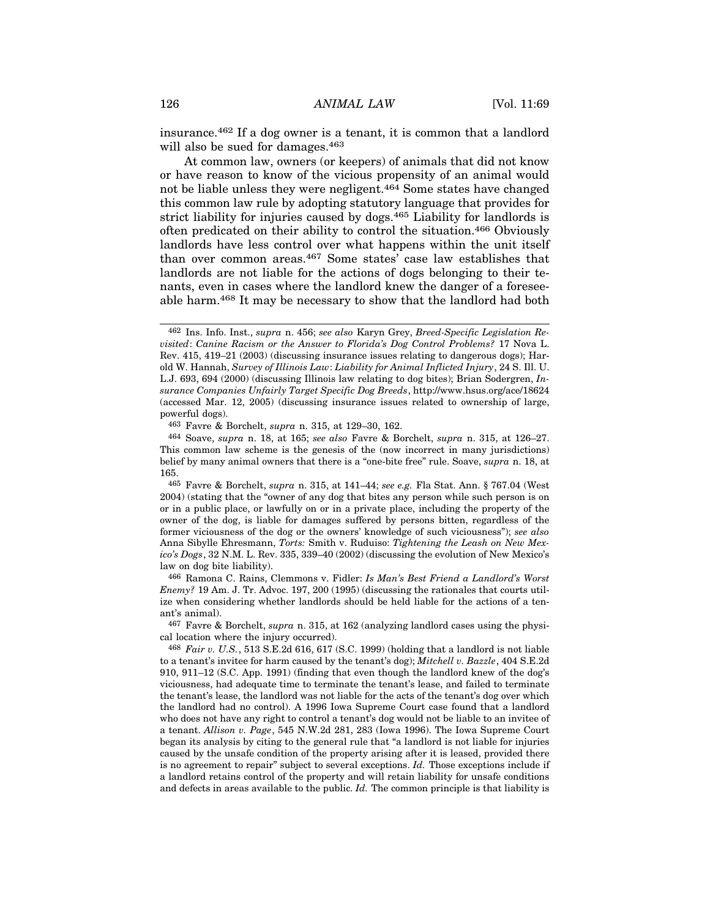insurance.[462] If a dog owner is a tenant, it is common that a landlord will also be sued for damages.[463]

At common law, owners (or keepers) of animals that did not know or have reason to know of the vicious propensity of an animal would not be liable unless they were negligent.[464] Some states have changed this common law rule by adopting statutory language that provides for strict liability for injuries caused by dogs.[465] Liability for landlords is often predicated on their ability to control the situation.[466] Obviously landlords have less control over what happens within the unit itself than over common areas.[467] Some states' case law establishes that landlords are not liable for the actions of dogs belonging to their tenants, even in cases where the landlord knew the danger of a foreseeable harm.[468] It may be necessary to show that the landlord had both

---

[462] Ins. Info. Inst., *supra* n. 456; *see also* Karyn Grey, *Breed-Specific Legislation Revisited*: *Canine Racism or the Answer to Florida's Dog Control Problems?* 17 Nova L. Rev. 415, 419–21 (2003) (discussing insurance issues relating to dangerous dogs); Harold W. Hannah, *Survey of Illinois Law*: *Liability for Animal Inflicted Injury*, 24 S. Ill. U. L.J. 693, 694 (2000) (discussing Illinois law relating to dog bites); Brian Sodergren, *Insurance Companies Unfairly Target Specific Dog Breeds*, http://www.hsus.org/ace/18624 (accessed Mar. 12, 2005) (discussing insurance issues related to ownership of large, powerful dogs).

[463] Favre & Borchelt, *supra* n. 315, at 129–30, 162.

[464] Soave, *supra* n. 18, at 165; *see also* Favre & Borchelt, *supra* n. 315, at 126–27. This common law scheme is the genesis of the (now incorrect in many jurisdictions) belief by many animal owners that there is a "one-bite free" rule. Soave, *supra* n. 18, at 165.

[465] Favre & Borchelt, *supra* n. 315, at 141–44; *see e.g.* Fla Stat. Ann. § 767.04 (West 2004) (stating that the "owner of any dog that bites any person while such person is on or in a public place, or lawfully on or in a private place, including the property of the owner of the dog, is liable for damages suffered by persons bitten, regardless of the former viciousness of the dog or the owners' knowledge of such viciousness"); *see also* Anna Sibylle Ehresmann, *Torts:* Smith v. Ruduiso: *Tightening the Leash on New Mexico's Dogs*, 32 N.M. L. Rev. 335, 339–40 (2002) (discussing the evolution of New Mexico's law on dog bite liability).

[466] Ramona C. Rains, Clemmons v. Fidler: *Is Man's Best Friend a Landlord's Worst Enemy?* 19 Am. J. Tr. Advoc. 197, 200 (1995) (discussing the rationales that courts utilize when considering whether landlords should be held liable for the actions of a tenant's animal).

[467] Favre & Borchelt, *supra* n. 315, at 162 (analyzing landlord cases using the physical location where the injury occurred).

[468] *Fair v. U.S.*, 513 S.E.2d 616, 617 (S.C. 1999) (holding that a landlord is not liable to a tenant's invitee for harm caused by the tenant's dog); *Mitchell v. Bazzle*, 404 S.E.2d 910, 911–12 (S.C. App. 1991) (finding that even though the landlord knew of the dog's viciousness, had adequate time to terminate the tenant's lease, and failed to terminate the tenant's lease, the landlord was not liable for the acts of the tenant's dog over which the landlord had no control). A 1996 Iowa Supreme Court case found that a landlord who does not have any right to control a tenant's dog would not be liable to an invitee of a tenant. *Allison v. Page*, 545 N.W.2d 281, 283 (Iowa 1996). The Iowa Supreme Court began its analysis by citing to the general rule that "a landlord is not liable for injuries caused by the unsafe condition of the property arising after it is leased, provided there is no agreement to repair" subject to several exceptions. *Id.* Those exceptions include if a landlord retains control of the property and will retain liability for unsafe conditions and defects in areas available to the public. *Id.* The common principle is that liability is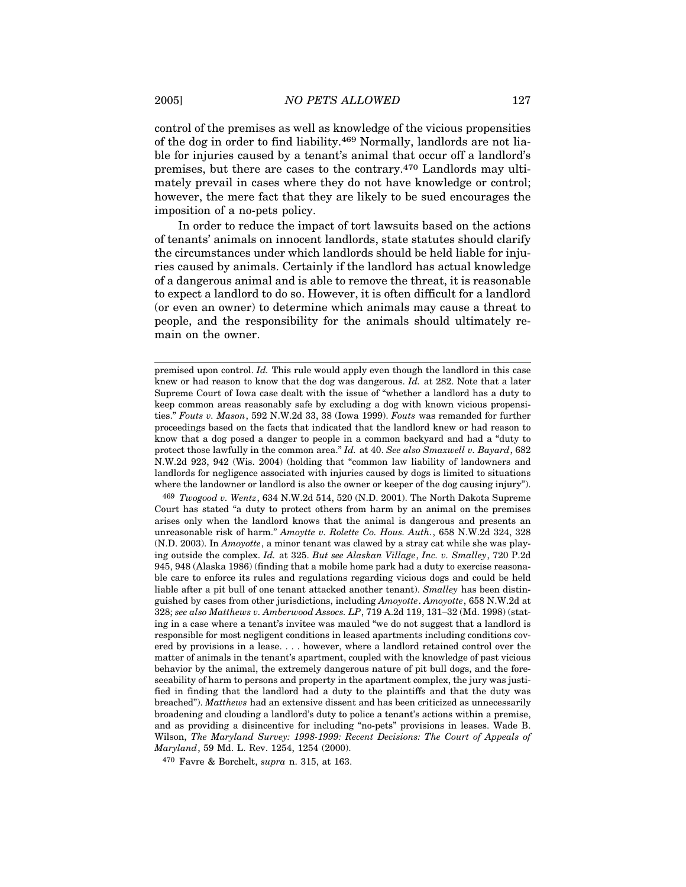control of the premises as well as knowledge of the vicious propensities of the dog in order to find liability.[469] Normally, landlords are not liable for injuries caused by a tenant's animal that occur off a landlord's premises, but there are cases to the contrary.[470] Landlords may ultimately prevail in cases where they do not have knowledge or control; however, the mere fact that they are likely to be sued encourages the imposition of a no-pets policy.

In order to reduce the impact of tort lawsuits based on the actions of tenants' animals on innocent landlords, state statutes should clarify the circumstances under which landlords should be held liable for injuries caused by animals. Certainly if the landlord has actual knowledge of a dangerous animal and is able to remove the threat, it is reasonable to expect a landlord to do so. However, it is often difficult for a landlord (or even an owner) to determine which animals may cause a threat to people, and the responsibility for the animals should ultimately remain on the owner.

---

premised upon control. *Id.* This rule would apply even though the landlord in this case knew or had reason to know that the dog was dangerous. *Id.* at 282. Note that a later Supreme Court of Iowa case dealt with the issue of "whether a landlord has a duty to keep common areas reasonably safe by excluding a dog with known vicious propensities." *Fouts v. Mason*, 592 N.W.2d 33, 38 (Iowa 1999). *Fouts* was remanded for further proceedings based on the facts that indicated that the landlord knew or had reason to know that a dog posed a danger to people in a common backyard and had a "duty to protect those lawfully in the common area." *Id.* at 40. *See also Smaxwell v. Bayard*, 682 N.W.2d 923, 942 (Wis. 2004) (holding that "common law liability of landowners and landlords for negligence associated with injuries caused by dogs is limited to situations where the landowner or landlord is also the owner or keeper of the dog causing injury").

[469] *Twogood v. Wentz*, 634 N.W.2d 514, 520 (N.D. 2001). The North Dakota Supreme Court has stated "a duty to protect others from harm by an animal on the premises arises only when the landlord knows that the animal is dangerous and presents an unreasonable risk of harm." *Amoytte v. Rolette Co. Hous. Auth.*, 658 N.W.2d 324, 328 (N.D. 2003). In *Amoyotte*, a minor tenant was clawed by a stray cat while she was playing outside the complex. *Id.* at 325. *But see Alaskan Village*, *Inc. v. Smalley*, 720 P.2d 945, 948 (Alaska 1986) (finding that a mobile home park had a duty to exercise reasonable care to enforce its rules and regulations regarding vicious dogs and could be held liable after a pit bull of one tenant attacked another tenant). *Smalley* has been distinguished by cases from other jurisdictions, including *Amoyotte*. *Amoyotte*, 658 N.W.2d at 328; *see also Matthews v. Amberwood Assocs. LP*, 719 A.2d 119, 131–32 (Md. 1998) (stating in a case where a tenant's invitee was mauled "we do not suggest that a landlord is responsible for most negligent conditions in leased apartments including conditions covered by provisions in a lease. . . . however, where a landlord retained control over the matter of animals in the tenant's apartment, coupled with the knowledge of past vicious behavior by the animal, the extremely dangerous nature of pit bull dogs, and the foreseeability of harm to persons and property in the apartment complex, the jury was justified in finding that the landlord had a duty to the plaintiffs and that the duty was breached"). *Matthews* had an extensive dissent and has been criticized as unnecessarily broadening and clouding a landlord's duty to police a tenant's actions within a premise, and as providing a disincentive for including "no-pets" provisions in leases. Wade B. Wilson, *The Maryland Survey: 1998-1999: Recent Decisions: The Court of Appeals of Maryland*, 59 Md. L. Rev. 1254, 1254 (2000).

[470] Favre & Borchelt, *supra* n. 315, at 163.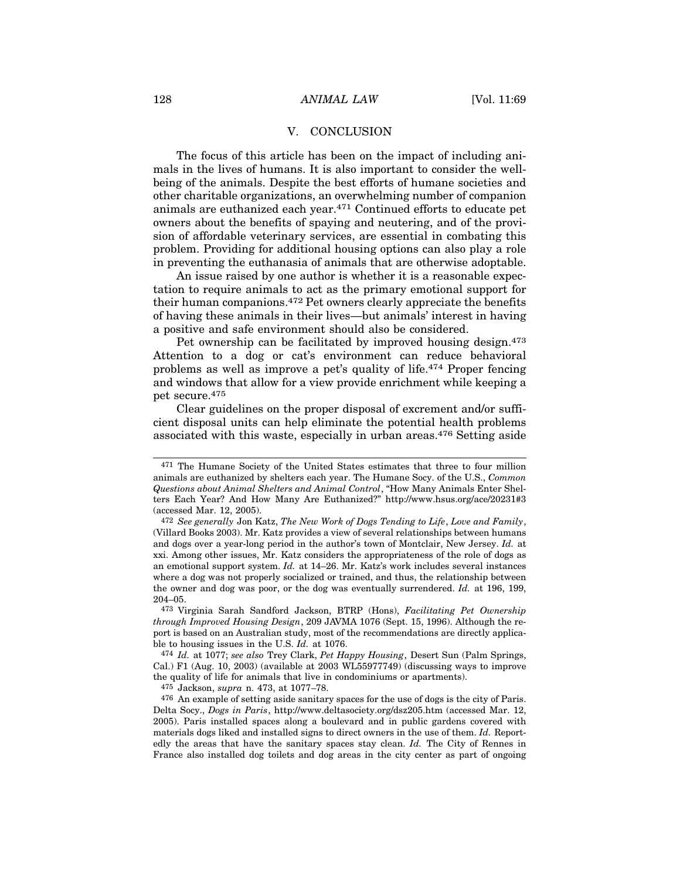## V. CONCLUSION

The focus of this article has been on the impact of including animals in the lives of humans. It is also important to consider the well-being of the animals. Despite the best efforts of humane societies and other charitable organizations, an overwhelming number of companion animals are euthanized each year.[471] Continued efforts to educate pet owners about the benefits of spaying and neutering, and of the provision of affordable veterinary services, are essential in combating this problem. Providing for additional housing options can also play a role in preventing the euthanasia of animals that are otherwise adoptable.

An issue raised by one author is whether it is a reasonable expectation to require animals to act as the primary emotional support for their human companions.[472] Pet owners clearly appreciate the benefits of having these animals in their lives—but animals' interest in having a positive and safe environment should also be considered.

Pet ownership can be facilitated by improved housing design.[473] Attention to a dog or cat's environment can reduce behavioral problems as well as improve a pet's quality of life.[474] Proper fencing and windows that allow for a view provide enrichment while keeping a pet secure.[475]

Clear guidelines on the proper disposal of excrement and/or sufficient disposal units can help eliminate the potential health problems associated with this waste, especially in urban areas.[476] Setting aside

---

[471] The Humane Society of the United States estimates that three to four million animals are euthanized by shelters each year. The Humane Socy. of the U.S., *Common Questions about Animal Shelters and Animal Control*, "How Many Animals Enter Shelters Each Year? And How Many Are Euthanized?" http://www.hsus.org/ace/20231#3 (accessed Mar. 12, 2005).

[472] *See generally* Jon Katz, *The New Work of Dogs Tending to Life*, *Love and Family*, (Villard Books 2003). Mr. Katz provides a view of several relationships between humans and dogs over a year-long period in the author's town of Montclair, New Jersey. *Id.* at xxi. Among other issues, Mr. Katz considers the appropriateness of the role of dogs as an emotional support system. *Id.* at 14–26. Mr. Katz's work includes several instances where a dog was not properly socialized or trained, and thus, the relationship between the owner and dog was poor, or the dog was eventually surrendered. *Id.* at 196, 199, 204–05.

[473] Virginia Sarah Sandford Jackson, BTRP (Hons), *Facilitating Pet Ownership through Improved Housing Design*, 209 JAVMA 1076 (Sept. 15, 1996). Although the report is based on an Australian study, most of the recommendations are directly applicable to housing issues in the U.S. *Id.* at 1076.

[474] *Id.* at 1077; *see also* Trey Clark, *Pet Happy Housing*, Desert Sun (Palm Springs, Cal.) F1 (Aug. 10, 2003) (available at 2003 WL55977749) (discussing ways to improve the quality of life for animals that live in condominiums or apartments).

[475] Jackson, *supra* n. 473, at 1077–78.

[476] An example of setting aside sanitary spaces for the use of dogs is the city of Paris. Delta Socy., *Dogs in Paris*, http://www.deltasociety.org/dsz205.htm (accessed Mar. 12, 2005). Paris installed spaces along a boulevard and in public gardens covered with materials dogs liked and installed signs to direct owners in the use of them. *Id.* Reportedly the areas that have the sanitary spaces stay clean. *Id.* The City of Rennes in France also installed dog toilets and dog areas in the city center as part of ongoing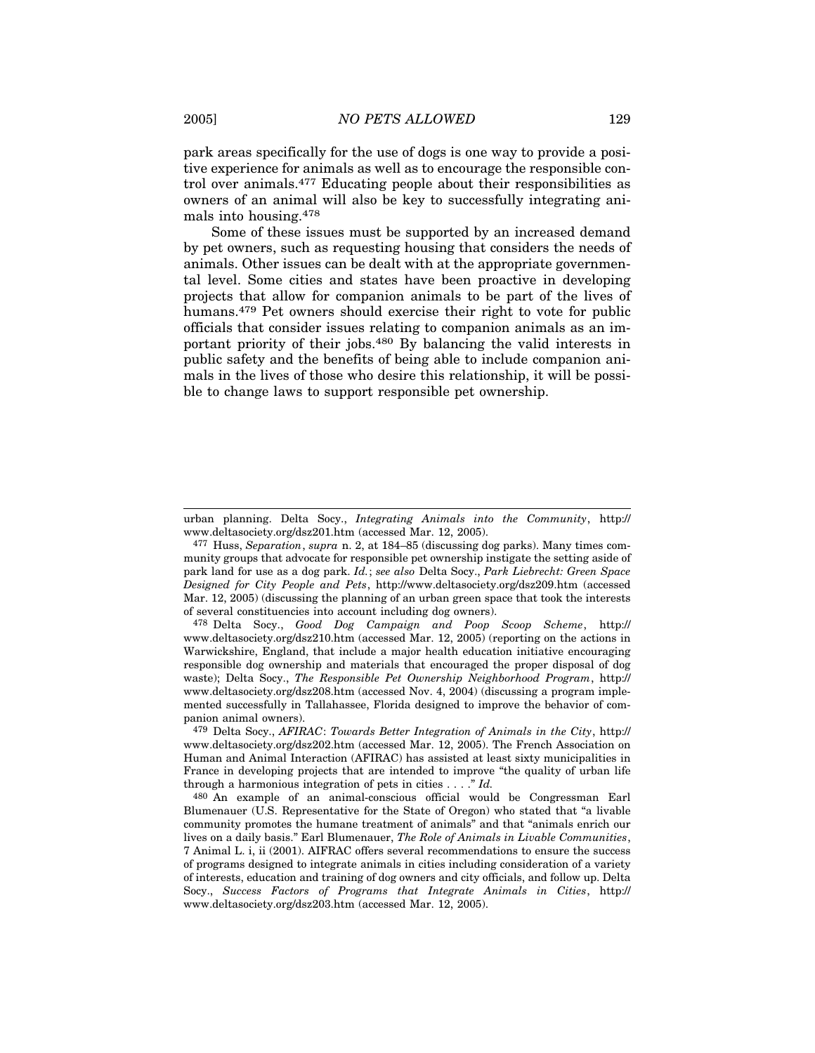park areas specifically for the use of dogs is one way to provide a positive experience for animals as well as to encourage the responsible control over animals.[477] Educating people about their responsibilities as owners of an animal will also be key to successfully integrating animals into housing.[478]

Some of these issues must be supported by an increased demand by pet owners, such as requesting housing that considers the needs of animals. Other issues can be dealt with at the appropriate governmental level. Some cities and states have been proactive in developing projects that allow for companion animals to be part of the lives of humans.[479] Pet owners should exercise their right to vote for public officials that consider issues relating to companion animals as an important priority of their jobs.[480] By balancing the valid interests in public safety and the benefits of being able to include companion animals in the lives of those who desire this relationship, it will be possible to change laws to support responsible pet ownership.

---

urban planning. Delta Socy., *Integrating Animals into the Community*, http://www.deltasociety.org/dsz201.htm (accessed Mar. 12, 2005).

[477] Huss, *Separation*, *supra* n. 2, at 184–85 (discussing dog parks). Many times community groups that advocate for responsible pet ownership instigate the setting aside of park land for use as a dog park. *Id.*; *see also* Delta Socy., *Park Liebrecht: Green Space Designed for City People and Pets*, http://www.deltasociety.org/dsz209.htm (accessed Mar. 12, 2005) (discussing the planning of an urban green space that took the interests of several constituencies into account including dog owners).

[478] Delta Socy., *Good Dog Campaign and Poop Scoop Scheme*, http://www.deltasociety.org/dsz210.htm (accessed Mar. 12, 2005) (reporting on the actions in Warwickshire, England, that include a major health education initiative encouraging responsible dog ownership and materials that encouraged the proper disposal of dog waste); Delta Socy., *The Responsible Pet Ownership Neighborhood Program*, http://www.deltasociety.org/dsz208.htm (accessed Nov. 4, 2004) (discussing a program implemented successfully in Tallahassee, Florida designed to improve the behavior of companion animal owners).

[479] Delta Socy., *AFIRAC*: *Towards Better Integration of Animals in the City*, http://www.deltasociety.org/dsz202.htm (accessed Mar. 12, 2005). The French Association on Human and Animal Interaction (AFIRAC) has assisted at least sixty municipalities in France in developing projects that are intended to improve "the quality of urban life through a harmonious integration of pets in cities . . . ." *Id.*

[480] An example of an animal-conscious official would be Congressman Earl Blumenauer (U.S. Representative for the State of Oregon) who stated that "a livable community promotes the humane treatment of animals" and that "animals enrich our lives on a daily basis." Earl Blumenauer, *The Role of Animals in Livable Communities*, 7 Animal L. i, ii (2001). AIFRAC offers several recommendations to ensure the success of programs designed to integrate animals in cities including consideration of a variety of interests, education and training of dog owners and city officials, and follow up. Delta Socy., *Success Factors of Programs that Integrate Animals in Cities*, http://www.deltasociety.org/dsz203.htm (accessed Mar. 12, 2005).